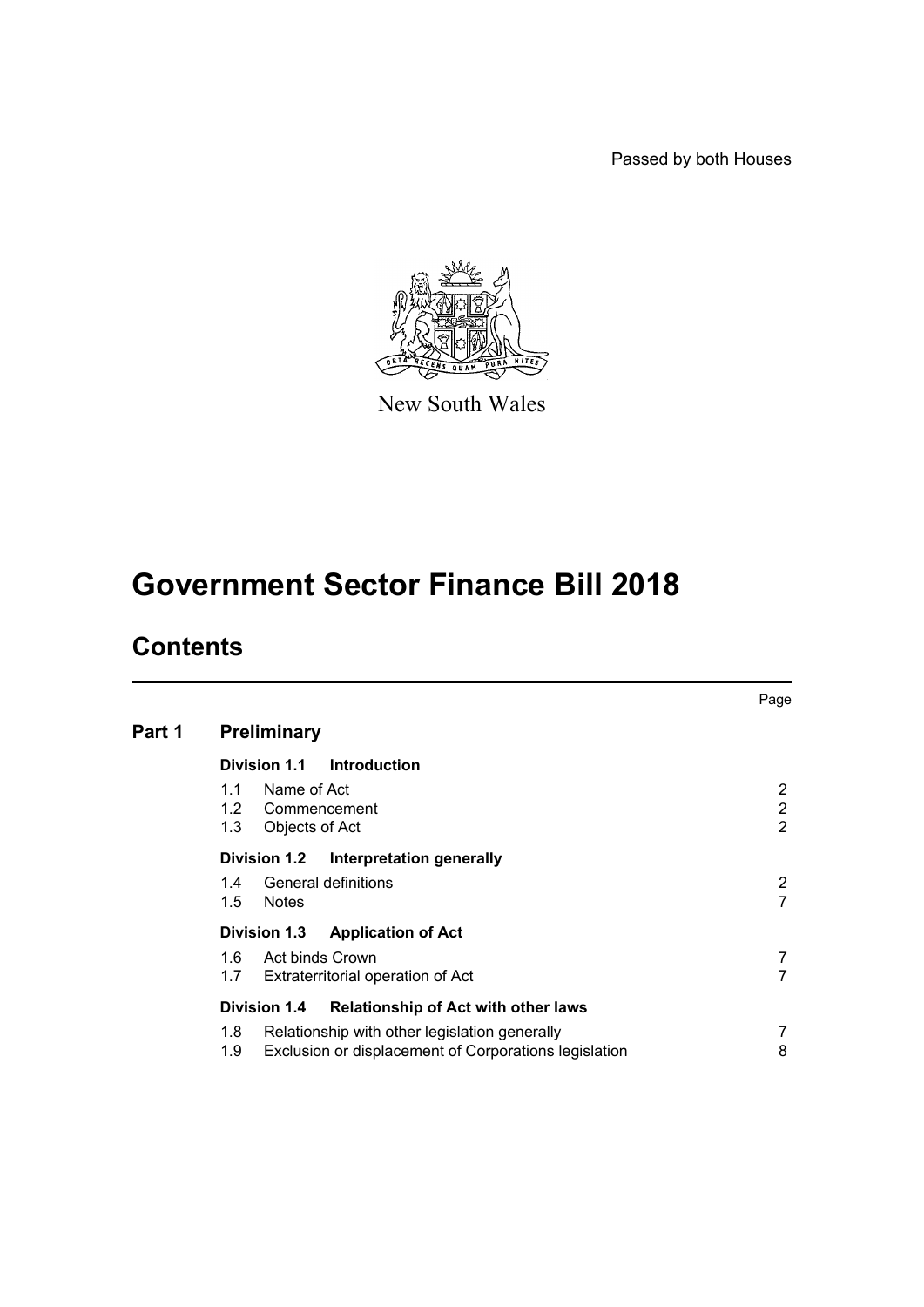Passed by both Houses

New South Wales

# Government Sector Finance Bill 2018

## Contents

| | | Page |
|---|---|---|
| **Part 1** | **Preliminary** | |
| | **Division 1.1 Introduction** | |
| | 1.1 Name of Act | 2 |
| | 1.2 Commencement | 2 |
| | 1.3 Objects of Act | 2 |
| | **Division 1.2 Interpretation generally** | |
| | 1.4 General definitions | 2 |
| | 1.5 Notes | 7 |
| | **Division 1.3 Application of Act** | |
| | 1.6 Act binds Crown | 7 |
| | 1.7 Extraterritorial operation of Act | 7 |
| | **Division 1.4 Relationship of Act with other laws** | |
| | 1.8 Relationship with other legislation generally | 7 |
| | 1.9 Exclusion or displacement of Corporations legislation | 8 |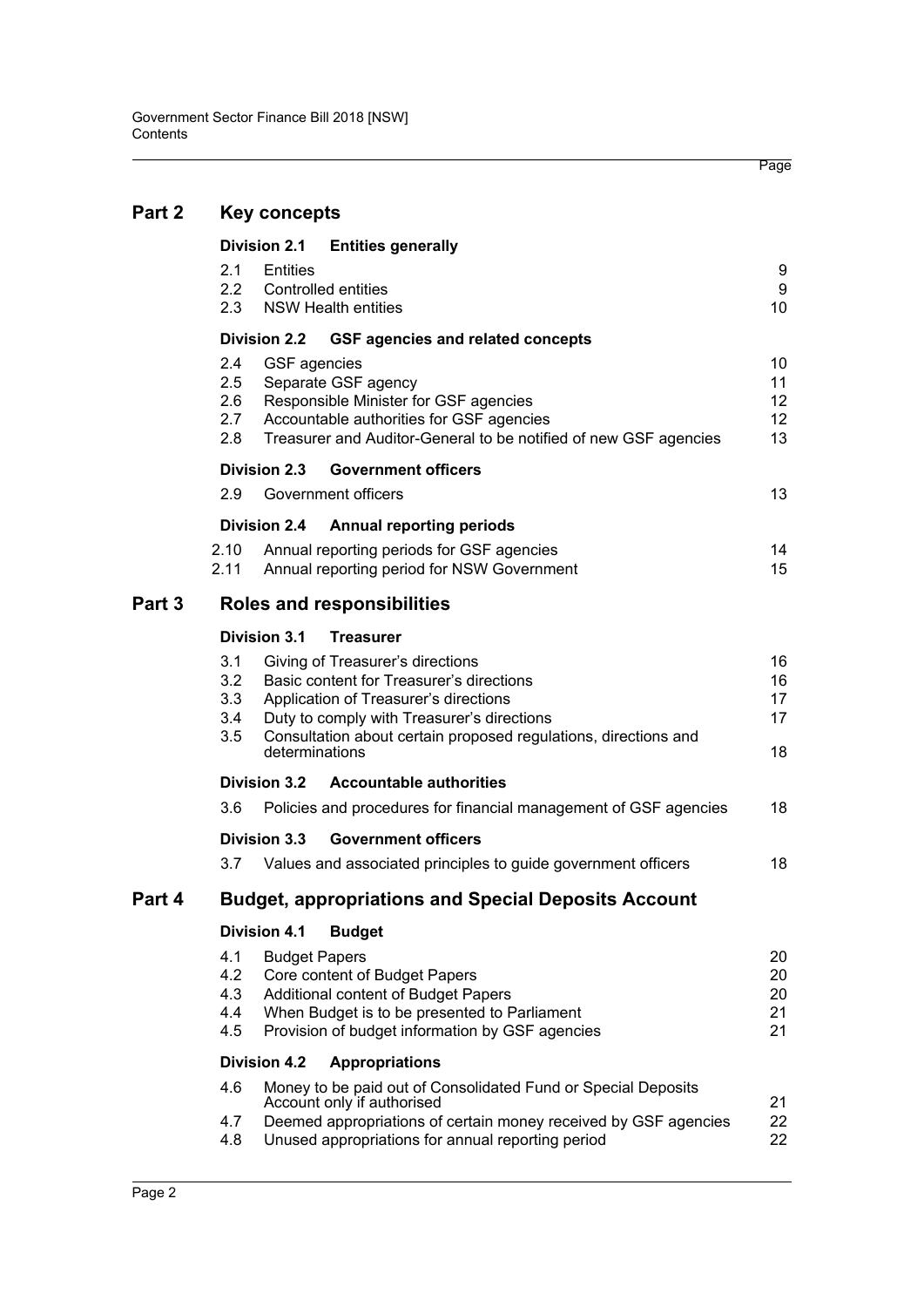| | | Page |
|---|---|---|
| **Part 2** | **Key concepts** | |
| | **Division 2.1 Entities generally** | |
| 2.1 | Entities | 9 |
| 2.2 | Controlled entities | 9 |
| 2.3 | NSW Health entities | 10 |
| | **Division 2.2 GSF agencies and related concepts** | |
| 2.4 | GSF agencies | 10 |
| 2.5 | Separate GSF agency | 11 |
| 2.6 | Responsible Minister for GSF agencies | 12 |
| 2.7 | Accountable authorities for GSF agencies | 12 |
| 2.8 | Treasurer and Auditor-General to be notified of new GSF agencies | 13 |
| | **Division 2.3 Government officers** | |
| 2.9 | Government officers | 13 |
| | **Division 2.4 Annual reporting periods** | |
| 2.10 | Annual reporting periods for GSF agencies | 14 |
| 2.11 | Annual reporting period for NSW Government | 15 |
| **Part 3** | **Roles and responsibilities** | |
| | **Division 3.1 Treasurer** | |
| 3.1 | Giving of Treasurer's directions | 16 |
| 3.2 | Basic content for Treasurer's directions | 16 |
| 3.3 | Application of Treasurer's directions | 17 |
| 3.4 | Duty to comply with Treasurer's directions | 17 |
| 3.5 | Consultation about certain proposed regulations, directions and determinations | 18 |
| | **Division 3.2 Accountable authorities** | |
| 3.6 | Policies and procedures for financial management of GSF agencies | 18 |
| | **Division 3.3 Government officers** | |
| 3.7 | Values and associated principles to guide government officers | 18 |
| **Part 4** | **Budget, appropriations and Special Deposits Account** | |
| | **Division 4.1 Budget** | |
| 4.1 | Budget Papers | 20 |
| 4.2 | Core content of Budget Papers | 20 |
| 4.3 | Additional content of Budget Papers | 20 |
| 4.4 | When Budget is to be presented to Parliament | 21 |
| 4.5 | Provision of budget information by GSF agencies | 21 |
| | **Division 4.2 Appropriations** | |
| 4.6 | Money to be paid out of Consolidated Fund or Special Deposits Account only if authorised | 21 |
| 4.7 | Deemed appropriations of certain money received by GSF agencies | 22 |
| 4.8 | Unused appropriations for annual reporting period | 22 |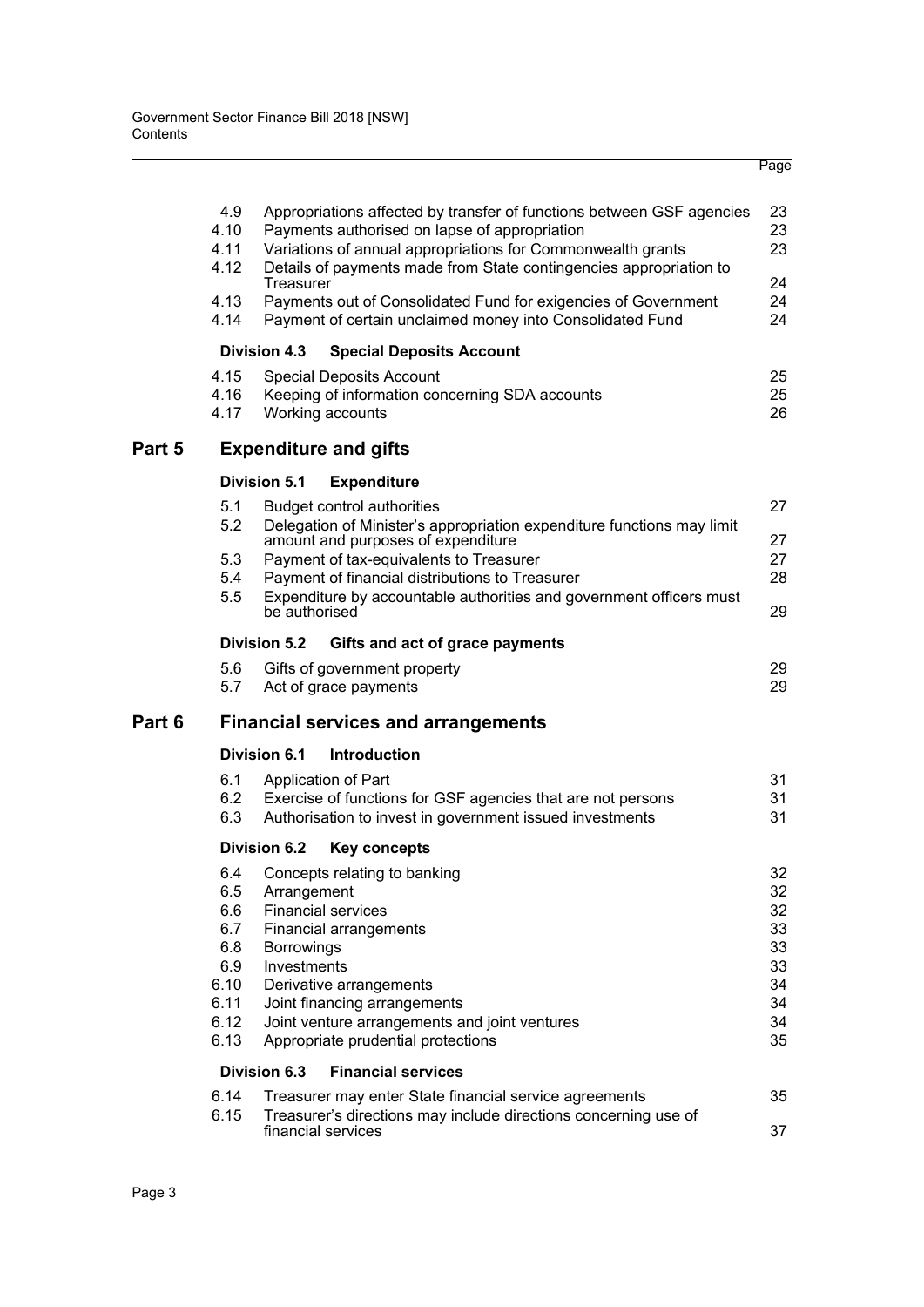| | | Page |
|---|---|---|
| 4.9 | Appropriations affected by transfer of functions between GSF agencies | 23 |
| 4.10 | Payments authorised on lapse of appropriation | 23 |
| 4.11 | Variations of annual appropriations for Commonwealth grants | 23 |
| 4.12 | Details of payments made from State contingencies appropriation to Treasurer | 24 |
| 4.13 | Payments out of Consolidated Fund for exigencies of Government | 24 |
| 4.14 | Payment of certain unclaimed money into Consolidated Fund | 24 |

**Division 4.3 Special Deposits Account**

| | | |
|---|---|---|
| 4.15 | Special Deposits Account | 25 |
| 4.16 | Keeping of information concerning SDA accounts | 25 |
| 4.17 | Working accounts | 26 |

## Part 5 Expenditure and gifts

**Division 5.1 Expenditure**

| | | |
|---|---|---|
| 5.1 | Budget control authorities | 27 |
| 5.2 | Delegation of Minister's appropriation expenditure functions may limit amount and purposes of expenditure | 27 |
| 5.3 | Payment of tax-equivalents to Treasurer | 27 |
| 5.4 | Payment of financial distributions to Treasurer | 28 |
| 5.5 | Expenditure by accountable authorities and government officers must be authorised | 29 |

**Division 5.2 Gifts and act of grace payments**

| | | |
|---|---|---|
| 5.6 | Gifts of government property | 29 |
| 5.7 | Act of grace payments | 29 |

## Part 6 Financial services and arrangements

**Division 6.1 Introduction**

| | | |
|---|---|---|
| 6.1 | Application of Part | 31 |
| 6.2 | Exercise of functions for GSF agencies that are not persons | 31 |
| 6.3 | Authorisation to invest in government issued investments | 31 |

**Division 6.2 Key concepts**

| | | |
|---|---|---|
| 6.4 | Concepts relating to banking | 32 |
| 6.5 | Arrangement | 32 |
| 6.6 | Financial services | 32 |
| 6.7 | Financial arrangements | 33 |
| 6.8 | Borrowings | 33 |
| 6.9 | Investments | 33 |
| 6.10 | Derivative arrangements | 34 |
| 6.11 | Joint financing arrangements | 34 |
| 6.12 | Joint venture arrangements and joint ventures | 34 |
| 6.13 | Appropriate prudential protections | 35 |

**Division 6.3 Financial services**

| | | |
|---|---|---|
| 6.14 | Treasurer may enter State financial service agreements | 35 |
| 6.15 | Treasurer's directions may include directions concerning use of financial services | 37 |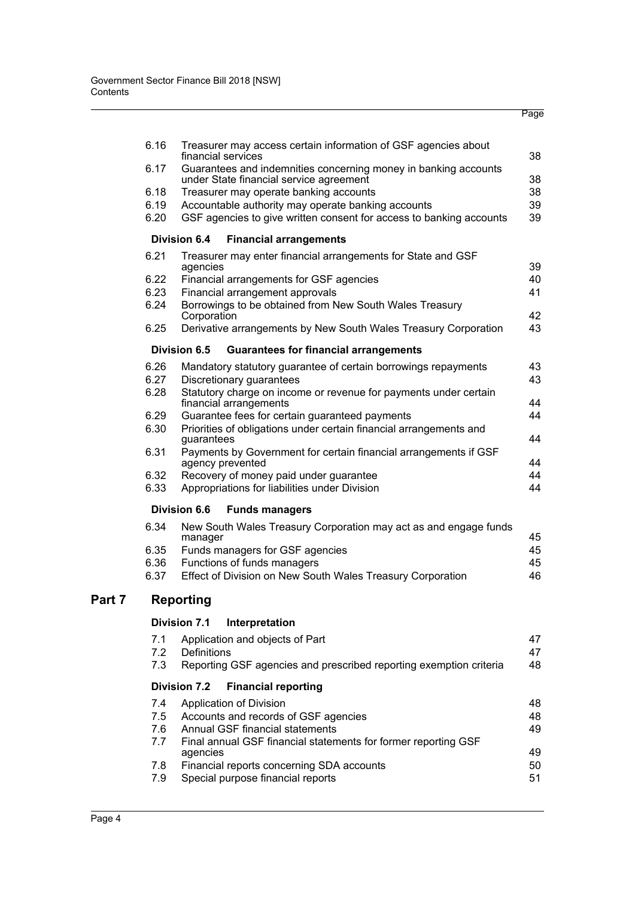| | | Page |
|---|---|---|
| 6.16 | Treasurer may access certain information of GSF agencies about financial services | 38 |
| 6.17 | Guarantees and indemnities concerning money in banking accounts under State financial service agreement | 38 |
| 6.18 | Treasurer may operate banking accounts | 38 |
| 6.19 | Accountable authority may operate banking accounts | 39 |
| 6.20 | GSF agencies to give written consent for access to banking accounts | 39 |

**Division 6.4 Financial arrangements**

| | | |
|---|---|---|
| 6.21 | Treasurer may enter financial arrangements for State and GSF agencies | 39 |
| 6.22 | Financial arrangements for GSF agencies | 40 |
| 6.23 | Financial arrangement approvals | 41 |
| 6.24 | Borrowings to be obtained from New South Wales Treasury Corporation | 42 |
| 6.25 | Derivative arrangements by New South Wales Treasury Corporation | 43 |

**Division 6.5 Guarantees for financial arrangements**

| | | |
|---|---|---|
| 6.26 | Mandatory statutory guarantee of certain borrowings repayments | 43 |
| 6.27 | Discretionary guarantees | 43 |
| 6.28 | Statutory charge on income or revenue for payments under certain financial arrangements | 44 |
| 6.29 | Guarantee fees for certain guaranteed payments | 44 |
| 6.30 | Priorities of obligations under certain financial arrangements and guarantees | 44 |
| 6.31 | Payments by Government for certain financial arrangements if GSF agency prevented | 44 |
| 6.32 | Recovery of money paid under guarantee | 44 |
| 6.33 | Appropriations for liabilities under Division | 44 |

**Division 6.6 Funds managers**

| | | |
|---|---|---|
| 6.34 | New South Wales Treasury Corporation may act as and engage funds manager | 45 |
| 6.35 | Funds managers for GSF agencies | 45 |
| 6.36 | Functions of funds managers | 45 |
| 6.37 | Effect of Division on New South Wales Treasury Corporation | 46 |

## Part 7 Reporting

**Division 7.1 Interpretation**

| | | |
|---|---|---|
| 7.1 | Application and objects of Part | 47 |
| 7.2 | Definitions | 47 |
| 7.3 | Reporting GSF agencies and prescribed reporting exemption criteria | 48 |

**Division 7.2 Financial reporting**

| | | |
|---|---|---|
| 7.4 | Application of Division | 48 |
| 7.5 | Accounts and records of GSF agencies | 48 |
| 7.6 | Annual GSF financial statements | 49 |
| 7.7 | Final annual GSF financial statements for former reporting GSF agencies | 49 |
| 7.8 | Financial reports concerning SDA accounts | 50 |
| 7.9 | Special purpose financial reports | 51 |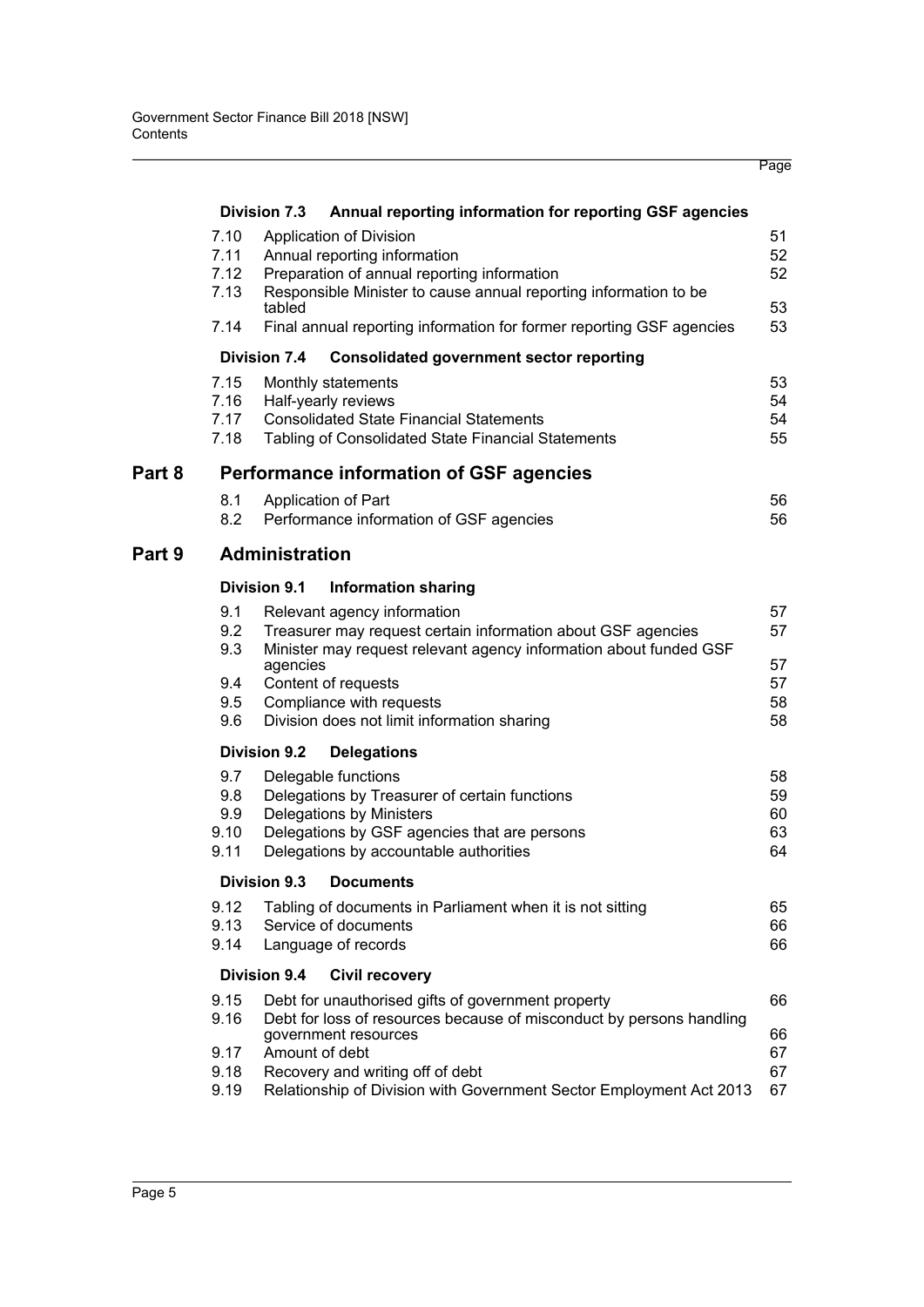| | | Page |
|---|---|---|
| **Division 7.3** | **Annual reporting information for reporting GSF agencies** | |
| 7.10 | Application of Division | 51 |
| 7.11 | Annual reporting information | 52 |
| 7.12 | Preparation of annual reporting information | 52 |
| 7.13 | Responsible Minister to cause annual reporting information to be tabled | 53 |
| 7.14 | Final annual reporting information for former reporting GSF agencies | 53 |
| **Division 7.4** | **Consolidated government sector reporting** | |
| 7.15 | Monthly statements | 53 |
| 7.16 | Half-yearly reviews | 54 |
| 7.17 | Consolidated State Financial Statements | 54 |
| 7.18 | Tabling of Consolidated State Financial Statements | 55 |
| **Part 8** | **Performance information of GSF agencies** | |
| 8.1 | Application of Part | 56 |
| 8.2 | Performance information of GSF agencies | 56 |
| **Part 9** | **Administration** | |
| **Division 9.1** | **Information sharing** | |
| 9.1 | Relevant agency information | 57 |
| 9.2 | Treasurer may request certain information about GSF agencies | 57 |
| 9.3 | Minister may request relevant agency information about funded GSF agencies | 57 |
| 9.4 | Content of requests | 57 |
| 9.5 | Compliance with requests | 58 |
| 9.6 | Division does not limit information sharing | 58 |
| **Division 9.2** | **Delegations** | |
| 9.7 | Delegable functions | 58 |
| 9.8 | Delegations by Treasurer of certain functions | 59 |
| 9.9 | Delegations by Ministers | 60 |
| 9.10 | Delegations by GSF agencies that are persons | 63 |
| 9.11 | Delegations by accountable authorities | 64 |
| **Division 9.3** | **Documents** | |
| 9.12 | Tabling of documents in Parliament when it is not sitting | 65 |
| 9.13 | Service of documents | 66 |
| 9.14 | Language of records | 66 |
| **Division 9.4** | **Civil recovery** | |
| 9.15 | Debt for unauthorised gifts of government property | 66 |
| 9.16 | Debt for loss of resources because of misconduct by persons handling government resources | 66 |
| 9.17 | Amount of debt | 67 |
| 9.18 | Recovery and writing off of debt | 67 |
| 9.19 | Relationship of Division with Government Sector Employment Act 2013 | 67 |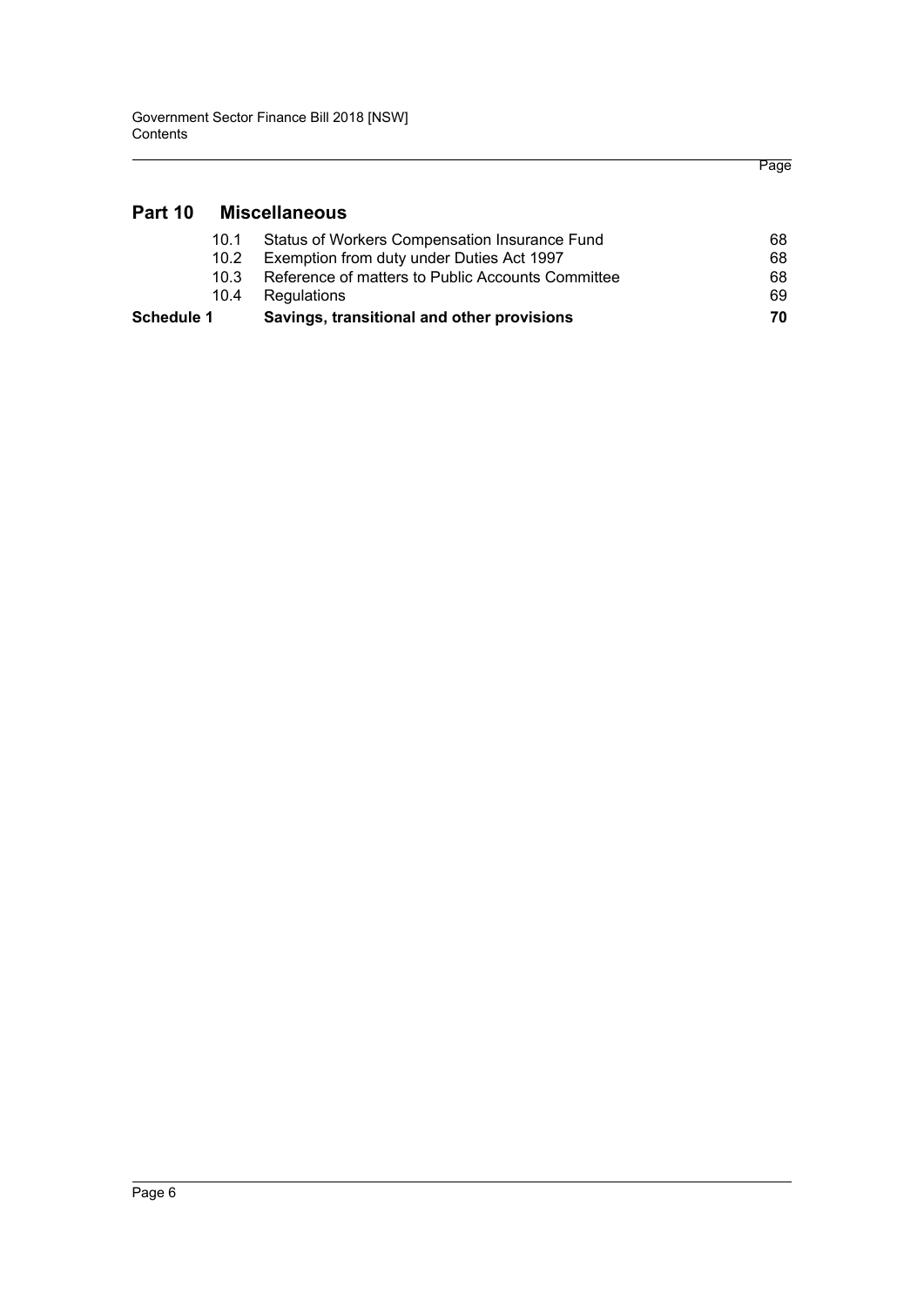## Part 10 Miscellaneous

| | | Page |
|---|---|---|
| 10.1 | Status of Workers Compensation Insurance Fund | 68 |
| 10.2 | Exemption from duty under Duties Act 1997 | 68 |
| 10.3 | Reference of matters to Public Accounts Committee | 68 |
| 10.4 | Regulations | 69 |
| **Schedule 1** | **Savings, transitional and other provisions** | **70** |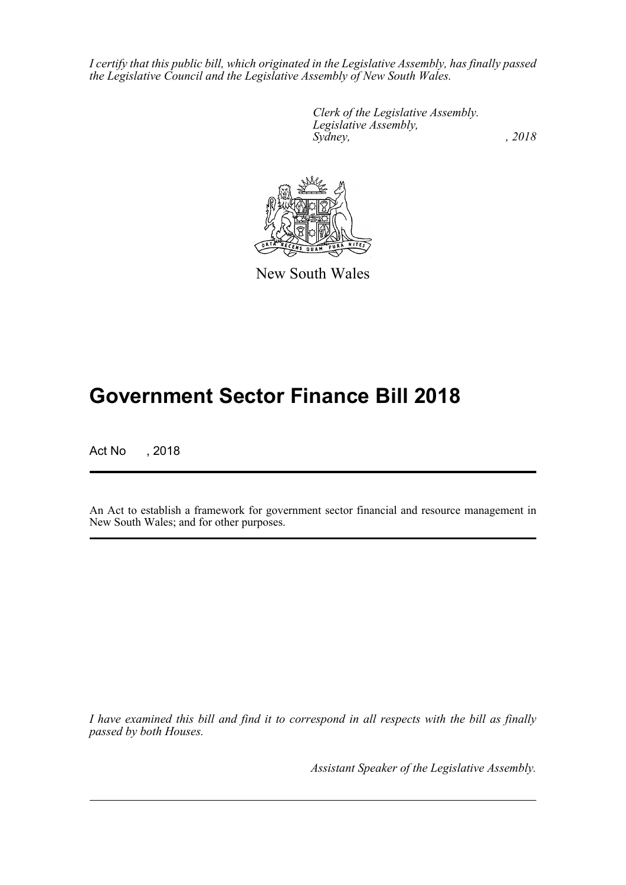*I certify that this public bill, which originated in the Legislative Assembly, has finally passed the Legislative Council and the Legislative Assembly of New South Wales.*

*Clerk of the Legislative Assembly.*
*Legislative Assembly,*
*Sydney, , 2018*

New South Wales

# Government Sector Finance Bill 2018

Act No , 2018

An Act to establish a framework for government sector financial and resource management in New South Wales; and for other purposes.

*I have examined this bill and find it to correspond in all respects with the bill as finally passed by both Houses.*

*Assistant Speaker of the Legislative Assembly.*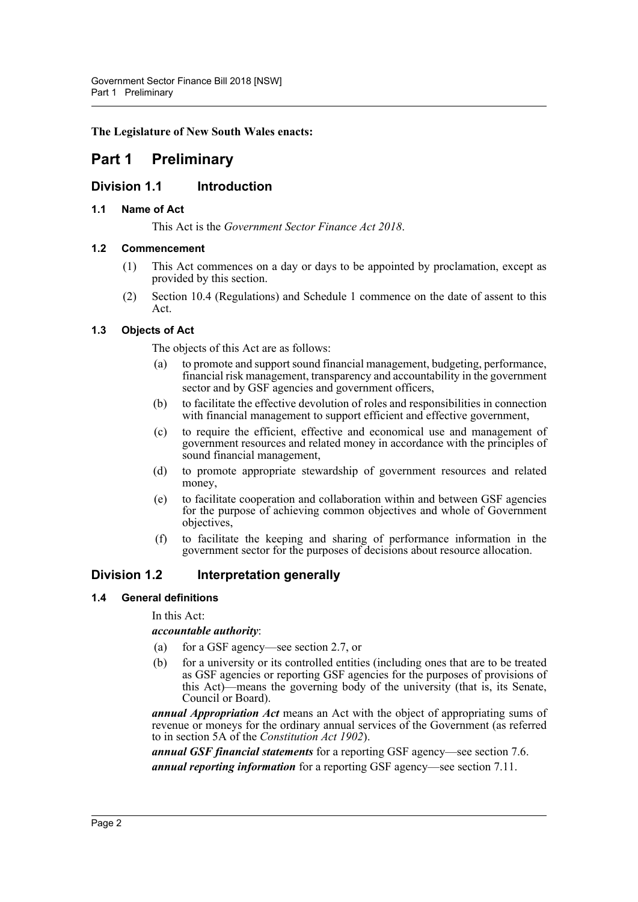**The Legislature of New South Wales enacts:**

# Part 1 Preliminary

## Division 1.1 Introduction

### 1.1 Name of Act

This Act is the *Government Sector Finance Act 2018*.

### 1.2 Commencement

(1) This Act commences on a day or days to be appointed by proclamation, except as provided by this section.

(2) Section 10.4 (Regulations) and Schedule 1 commence on the date of assent to this Act.

### 1.3 Objects of Act

The objects of this Act are as follows:

(a) to promote and support sound financial management, budgeting, performance, financial risk management, transparency and accountability in the government sector and by GSF agencies and government officers,

(b) to facilitate the effective devolution of roles and responsibilities in connection with financial management to support efficient and effective government,

(c) to require the efficient, effective and economical use and management of government resources and related money in accordance with the principles of sound financial management,

(d) to promote appropriate stewardship of government resources and related money,

(e) to facilitate cooperation and collaboration within and between GSF agencies for the purpose of achieving common objectives and whole of Government objectives,

(f) to facilitate the keeping and sharing of performance information in the government sector for the purposes of decisions about resource allocation.

## Division 1.2 Interpretation generally

### 1.4 General definitions

In this Act:

***accountable authority***:

(a) for a GSF agency—see section 2.7, or

(b) for a university or its controlled entities (including ones that are to be treated as GSF agencies or reporting GSF agencies for the purposes of provisions of this Act)—means the governing body of the university (that is, its Senate, Council or Board).

***annual Appropriation Act*** means an Act with the object of appropriating sums of revenue or moneys for the ordinary annual services of the Government (as referred to in section 5A of the *Constitution Act 1902*).

***annual GSF financial statements*** for a reporting GSF agency—see section 7.6.

***annual reporting information*** for a reporting GSF agency—see section 7.11.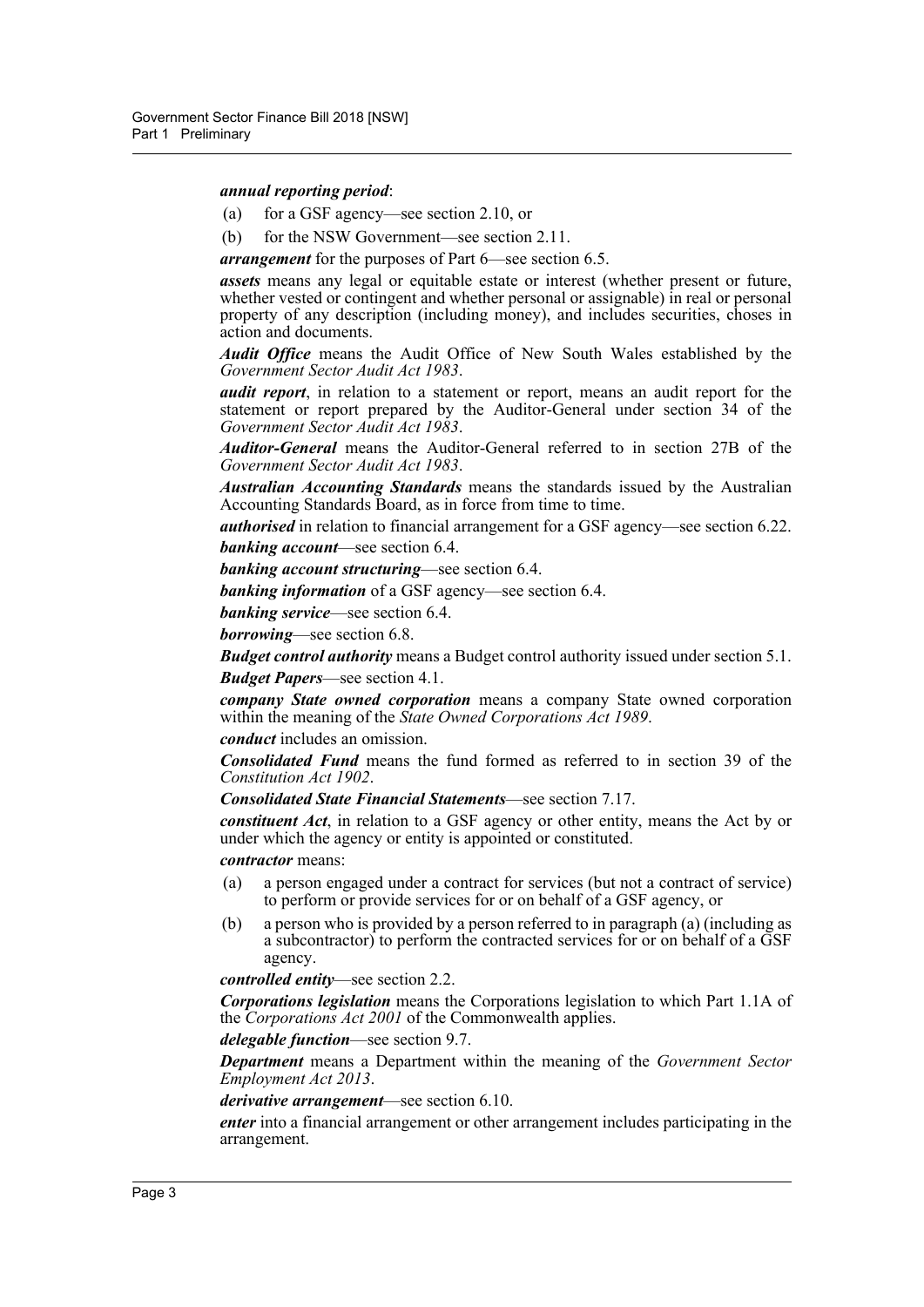***annual reporting period***:

(a) for a GSF agency—see section 2.10, or

(b) for the NSW Government—see section 2.11.

***arrangement*** for the purposes of Part 6—see section 6.5.

***assets*** means any legal or equitable estate or interest (whether present or future, whether vested or contingent and whether personal or assignable) in real or personal property of any description (including money), and includes securities, choses in action and documents.

***Audit Office*** means the Audit Office of New South Wales established by the *Government Sector Audit Act 1983*.

***audit report***, in relation to a statement or report, means an audit report for the statement or report prepared by the Auditor-General under section 34 of the *Government Sector Audit Act 1983*.

***Auditor-General*** means the Auditor-General referred to in section 27B of the *Government Sector Audit Act 1983*.

***Australian Accounting Standards*** means the standards issued by the Australian Accounting Standards Board, as in force from time to time.

***authorised*** in relation to financial arrangement for a GSF agency—see section 6.22.

***banking account***—see section 6.4.

***banking account structuring***—see section 6.4.

***banking information*** of a GSF agency—see section 6.4.

***banking service***—see section 6.4.

***borrowing***—see section 6.8.

***Budget control authority*** means a Budget control authority issued under section 5.1.

***Budget Papers***—see section 4.1.

***company State owned corporation*** means a company State owned corporation within the meaning of the *State Owned Corporations Act 1989*.

***conduct*** includes an omission.

***Consolidated Fund*** means the fund formed as referred to in section 39 of the *Constitution Act 1902*.

***Consolidated State Financial Statements***—see section 7.17.

***constituent Act***, in relation to a GSF agency or other entity, means the Act by or under which the agency or entity is appointed or constituted.

***contractor*** means:

(a) a person engaged under a contract for services (but not a contract of service) to perform or provide services for or on behalf of a GSF agency, or

(b) a person who is provided by a person referred to in paragraph (a) (including as a subcontractor) to perform the contracted services for or on behalf of a GSF agency.

***controlled entity***—see section 2.2.

***Corporations legislation*** means the Corporations legislation to which Part 1.1A of the *Corporations Act 2001* of the Commonwealth applies.

***delegable function***—see section 9.7.

***Department*** means a Department within the meaning of the *Government Sector Employment Act 2013*.

***derivative arrangement***—see section 6.10.

***enter*** into a financial arrangement or other arrangement includes participating in the arrangement.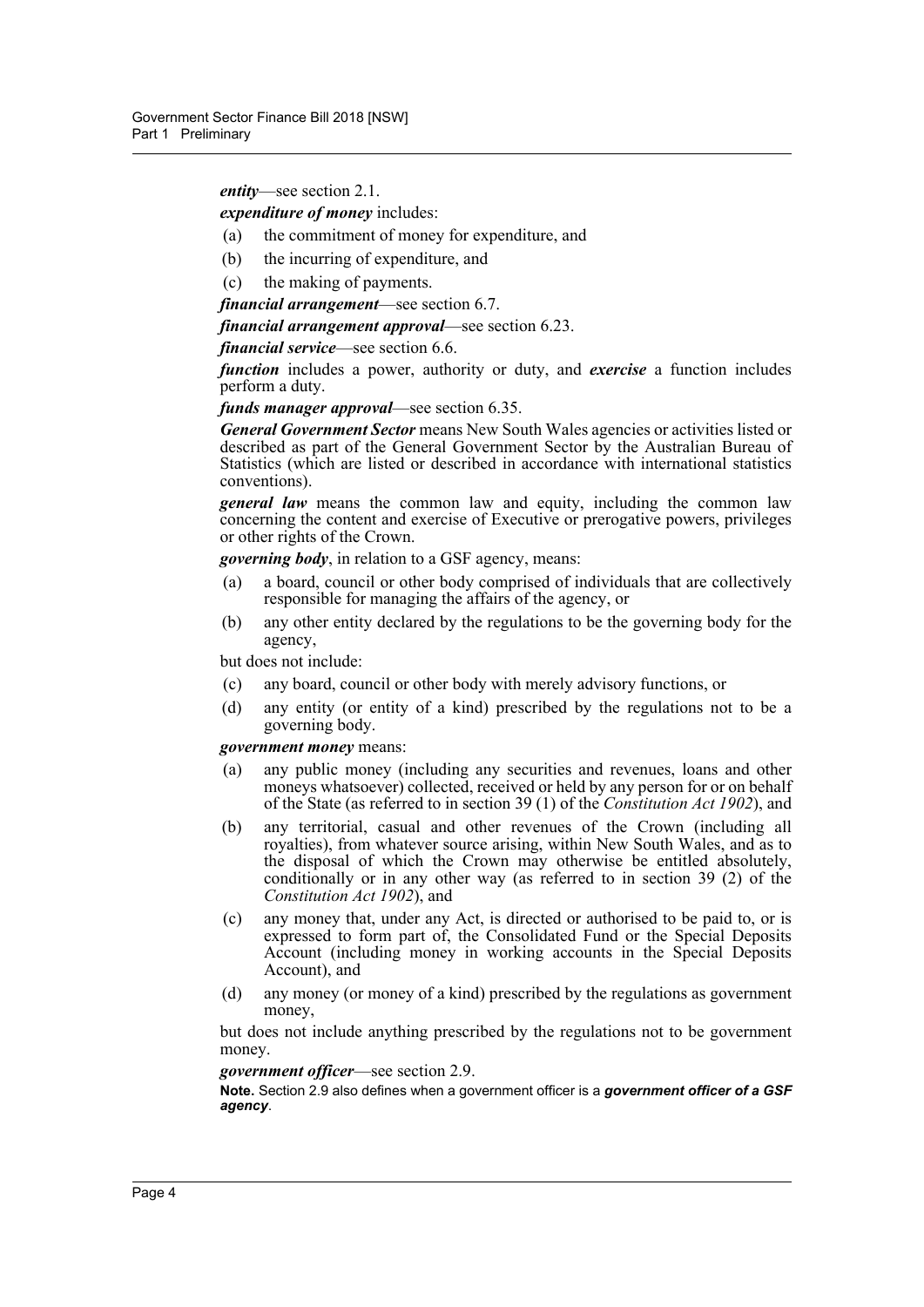***entity***—see section 2.1.

***expenditure of money*** includes:

(a) the commitment of money for expenditure, and

(b) the incurring of expenditure, and

(c) the making of payments.

***financial arrangement***—see section 6.7.

***financial arrangement approval***—see section 6.23.

***financial service***—see section 6.6.

***function*** includes a power, authority or duty, and ***exercise*** a function includes perform a duty.

***funds manager approval***—see section 6.35.

***General Government Sector*** means New South Wales agencies or activities listed or described as part of the General Government Sector by the Australian Bureau of Statistics (which are listed or described in accordance with international statistics conventions).

***general law*** means the common law and equity, including the common law concerning the content and exercise of Executive or prerogative powers, privileges or other rights of the Crown.

***governing body***, in relation to a GSF agency, means:

(a) a board, council or other body comprised of individuals that are collectively responsible for managing the affairs of the agency, or

(b) any other entity declared by the regulations to be the governing body for the agency,

but does not include:

(c) any board, council or other body with merely advisory functions, or

(d) any entity (or entity of a kind) prescribed by the regulations not to be a governing body.

***government money*** means:

(a) any public money (including any securities and revenues, loans and other moneys whatsoever) collected, received or held by any person for or on behalf of the State (as referred to in section 39 (1) of the *Constitution Act 1902*), and

(b) any territorial, casual and other revenues of the Crown (including all royalties), from whatever source arising, within New South Wales, and as to the disposal of which the Crown may otherwise be entitled absolutely, conditionally or in any other way (as referred to in section 39 (2) of the *Constitution Act 1902*), and

(c) any money that, under any Act, is directed or authorised to be paid to, or is expressed to form part of, the Consolidated Fund or the Special Deposits Account (including money in working accounts in the Special Deposits Account), and

(d) any money (or money of a kind) prescribed by the regulations as government money,

but does not include anything prescribed by the regulations not to be government money.

***government officer***—see section 2.9.

**Note.** Section 2.9 also defines when a government officer is a ***government officer of a GSF agency***.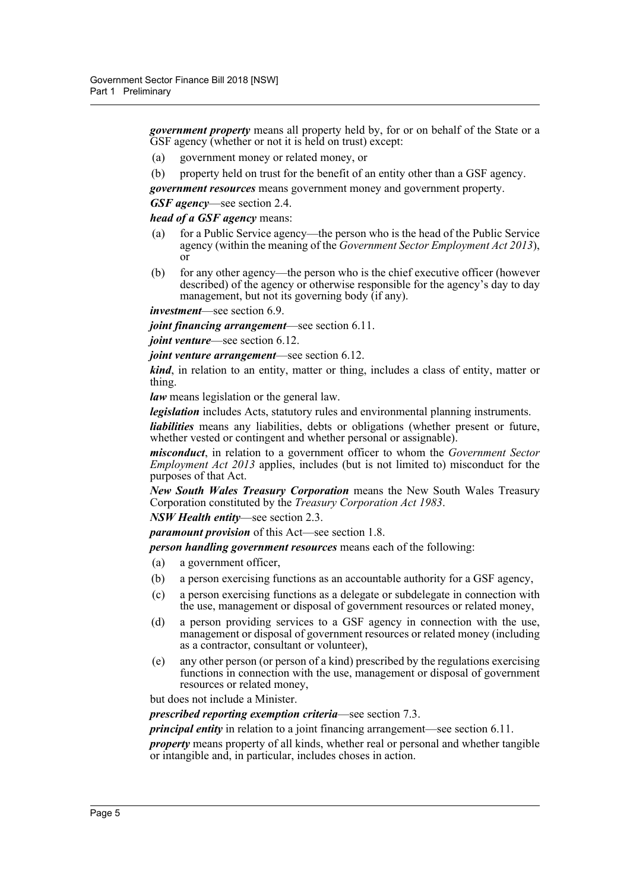***government property*** means all property held by, for or on behalf of the State or a GSF agency (whether or not it is held on trust) except:

(a) government money or related money, or

(b) property held on trust for the benefit of an entity other than a GSF agency.

***government resources*** means government money and government property.

***GSF agency***—see section 2.4.

***head of a GSF agency*** means:

(a) for a Public Service agency—the person who is the head of the Public Service agency (within the meaning of the *Government Sector Employment Act 2013*), or

(b) for any other agency—the person who is the chief executive officer (however described) of the agency or otherwise responsible for the agency's day to day management, but not its governing body (if any).

***investment***—see section 6.9.

***joint financing arrangement***—see section 6.11.

***joint venture***—see section 6.12.

***joint venture arrangement***—see section 6.12.

***kind***, in relation to an entity, matter or thing, includes a class of entity, matter or thing.

***law*** means legislation or the general law.

***legislation*** includes Acts, statutory rules and environmental planning instruments.

***liabilities*** means any liabilities, debts or obligations (whether present or future, whether vested or contingent and whether personal or assignable).

***misconduct***, in relation to a government officer to whom the *Government Sector Employment Act 2013* applies, includes (but is not limited to) misconduct for the purposes of that Act.

***New South Wales Treasury Corporation*** means the New South Wales Treasury Corporation constituted by the *Treasury Corporation Act 1983*.

***NSW Health entity***—see section 2.3.

***paramount provision*** of this Act—see section 1.8.

***person handling government resources*** means each of the following:

(a) a government officer,

(b) a person exercising functions as an accountable authority for a GSF agency,

(c) a person exercising functions as a delegate or subdelegate in connection with the use, management or disposal of government resources or related money,

(d) a person providing services to a GSF agency in connection with the use, management or disposal of government resources or related money (including as a contractor, consultant or volunteer),

(e) any other person (or person of a kind) prescribed by the regulations exercising functions in connection with the use, management or disposal of government resources or related money,

but does not include a Minister.

***prescribed reporting exemption criteria***—see section 7.3.

***principal entity*** in relation to a joint financing arrangement—see section 6.11.

***property*** means property of all kinds, whether real or personal and whether tangible or intangible and, in particular, includes choses in action.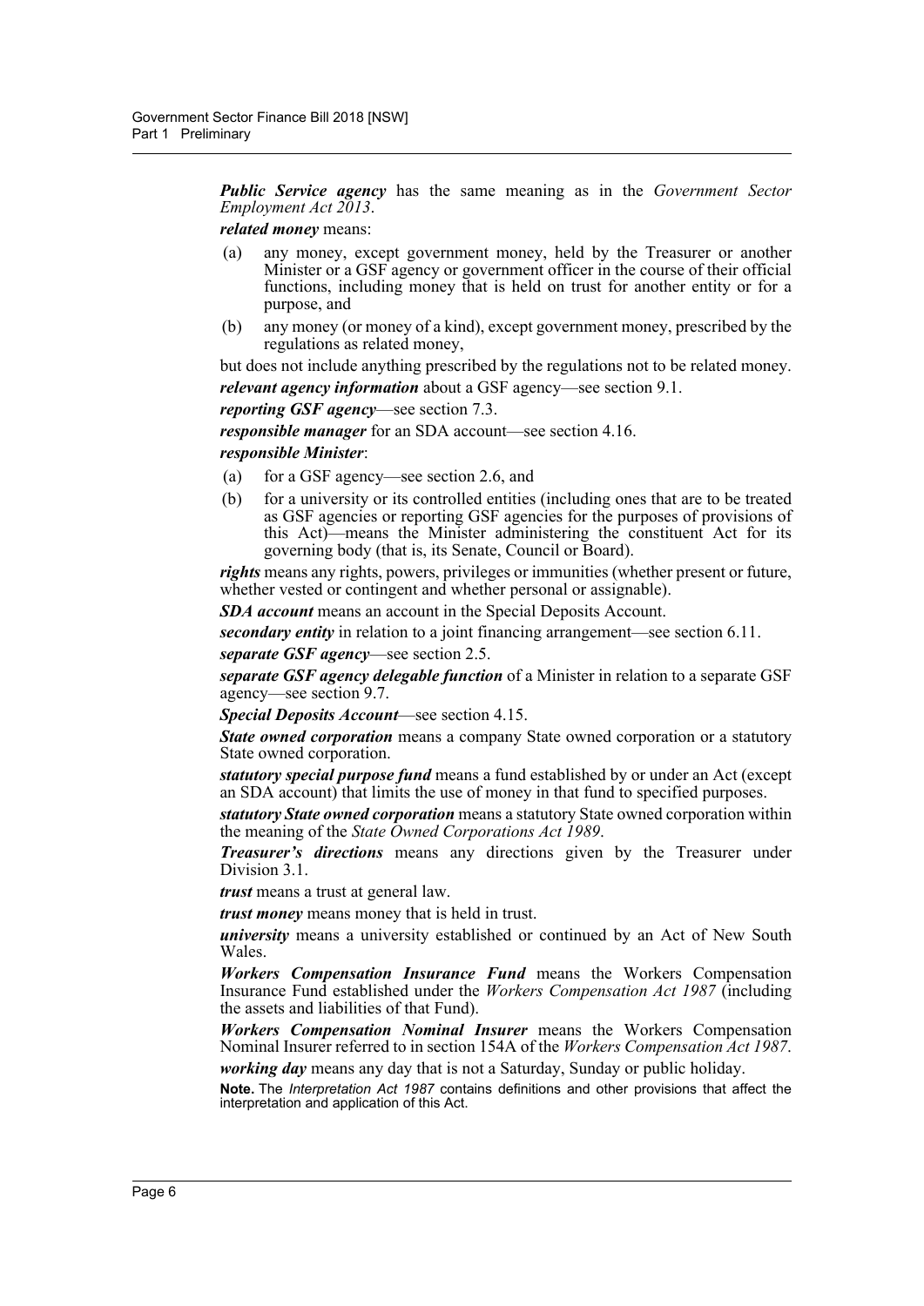***Public Service agency*** has the same meaning as in the *Government Sector Employment Act 2013*.

***related money*** means:

(a) any money, except government money, held by the Treasurer or another Minister or a GSF agency or government officer in the course of their official functions, including money that is held on trust for another entity or for a purpose, and

(b) any money (or money of a kind), except government money, prescribed by the regulations as related money,

but does not include anything prescribed by the regulations not to be related money.

***relevant agency information*** about a GSF agency—see section 9.1.

***reporting GSF agency***—see section 7.3.

***responsible manager*** for an SDA account—see section 4.16.

***responsible Minister***:

(a) for a GSF agency—see section 2.6, and

(b) for a university or its controlled entities (including ones that are to be treated as GSF agencies or reporting GSF agencies for the purposes of provisions of this Act)—means the Minister administering the constituent Act for its governing body (that is, its Senate, Council or Board).

***rights*** means any rights, powers, privileges or immunities (whether present or future, whether vested or contingent and whether personal or assignable).

***SDA account*** means an account in the Special Deposits Account.

***secondary entity*** in relation to a joint financing arrangement—see section 6.11.

***separate GSF agency***—see section 2.5.

***separate GSF agency delegable function*** of a Minister in relation to a separate GSF agency—see section 9.7.

***Special Deposits Account***—see section 4.15.

***State owned corporation*** means a company State owned corporation or a statutory State owned corporation.

***statutory special purpose fund*** means a fund established by or under an Act (except an SDA account) that limits the use of money in that fund to specified purposes.

***statutory State owned corporation*** means a statutory State owned corporation within the meaning of the *State Owned Corporations Act 1989*.

***Treasurer's directions*** means any directions given by the Treasurer under Division 3.1.

***trust*** means a trust at general law.

***trust money*** means money that is held in trust.

***university*** means a university established or continued by an Act of New South Wales.

***Workers Compensation Insurance Fund*** means the Workers Compensation Insurance Fund established under the *Workers Compensation Act 1987* (including the assets and liabilities of that Fund).

***Workers Compensation Nominal Insurer*** means the Workers Compensation Nominal Insurer referred to in section 154A of the *Workers Compensation Act 1987*.

***working day*** means any day that is not a Saturday, Sunday or public holiday.

**Note.** The *Interpretation Act 1987* contains definitions and other provisions that affect the interpretation and application of this Act.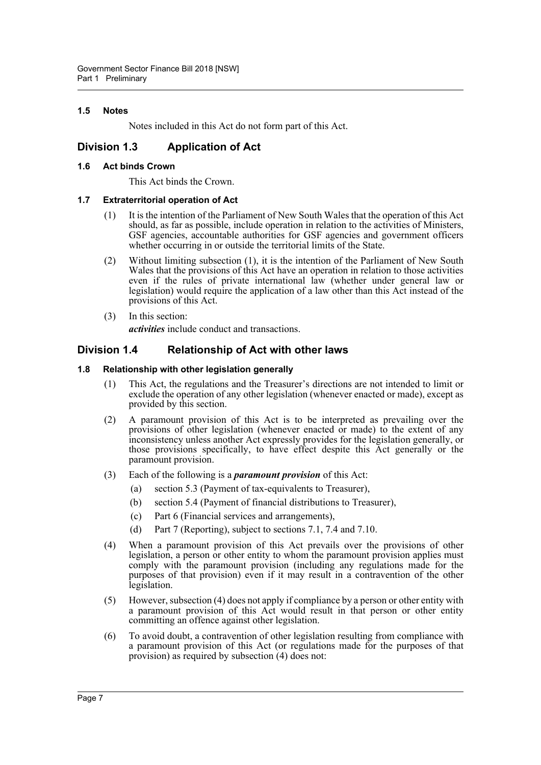#### 1.5 Notes

Notes included in this Act do not form part of this Act.

## Division 1.3 Application of Act

#### 1.6 Act binds Crown

This Act binds the Crown.

#### 1.7 Extraterritorial operation of Act

(1) It is the intention of the Parliament of New South Wales that the operation of this Act should, as far as possible, include operation in relation to the activities of Ministers, GSF agencies, accountable authorities for GSF agencies and government officers whether occurring in or outside the territorial limits of the State.

(2) Without limiting subsection (1), it is the intention of the Parliament of New South Wales that the provisions of this Act have an operation in relation to those activities even if the rules of private international law (whether under general law or legislation) would require the application of a law other than this Act instead of the provisions of this Act.

(3) In this section:

***activities*** include conduct and transactions.

## Division 1.4 Relationship of Act with other laws

#### 1.8 Relationship with other legislation generally

(1) This Act, the regulations and the Treasurer's directions are not intended to limit or exclude the operation of any other legislation (whenever enacted or made), except as provided by this section.

(2) A paramount provision of this Act is to be interpreted as prevailing over the provisions of other legislation (whenever enacted or made) to the extent of any inconsistency unless another Act expressly provides for the legislation generally, or those provisions specifically, to have effect despite this Act generally or the paramount provision.

(3) Each of the following is a ***paramount provision*** of this Act:

- (a) section 5.3 (Payment of tax-equivalents to Treasurer),
- (b) section 5.4 (Payment of financial distributions to Treasurer),
- (c) Part 6 (Financial services and arrangements),
- (d) Part 7 (Reporting), subject to sections 7.1, 7.4 and 7.10.

(4) When a paramount provision of this Act prevails over the provisions of other legislation, a person or other entity to whom the paramount provision applies must comply with the paramount provision (including any regulations made for the purposes of that provision) even if it may result in a contravention of the other legislation.

(5) However, subsection (4) does not apply if compliance by a person or other entity with a paramount provision of this Act would result in that person or other entity committing an offence against other legislation.

(6) To avoid doubt, a contravention of other legislation resulting from compliance with a paramount provision of this Act (or regulations made for the purposes of that provision) as required by subsection (4) does not: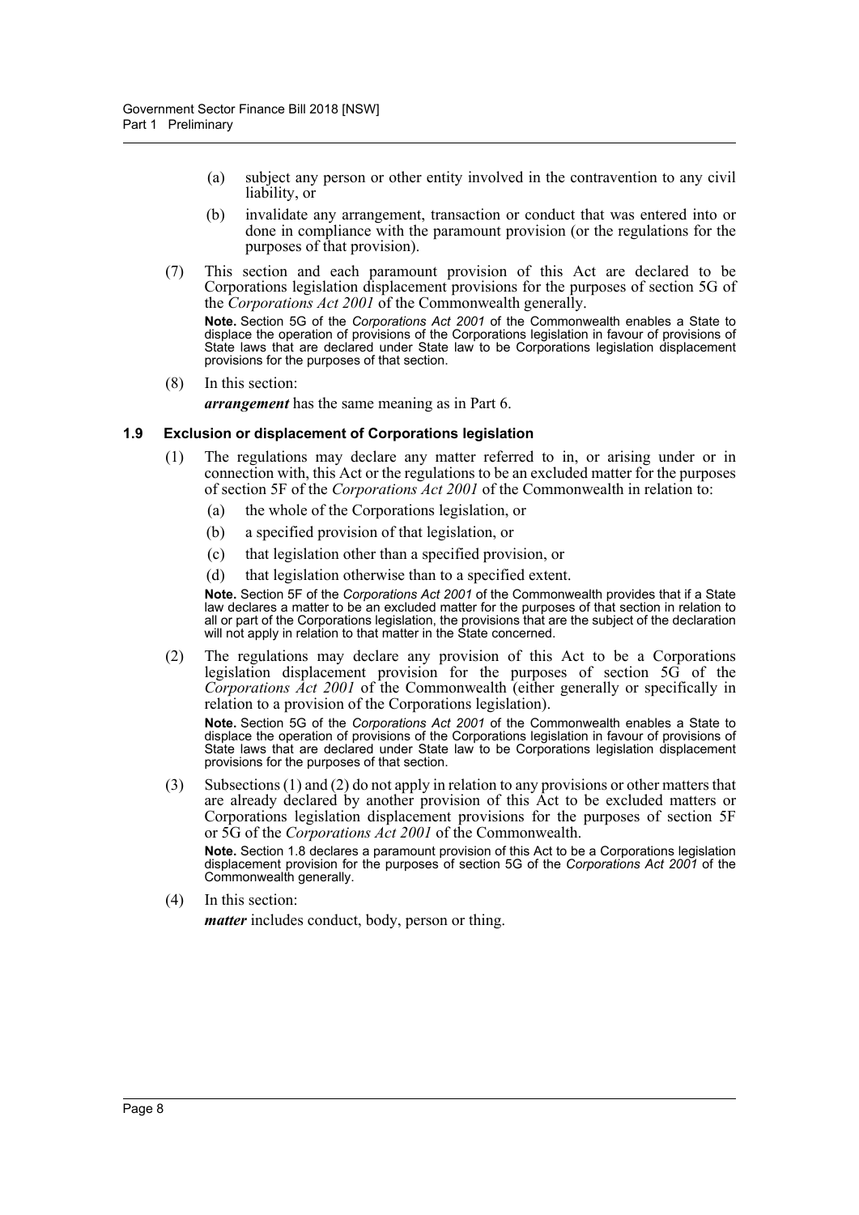(a) subject any person or other entity involved in the contravention to any civil liability, or

(b) invalidate any arrangement, transaction or conduct that was entered into or done in compliance with the paramount provision (or the regulations for the purposes of that provision).

(7) This section and each paramount provision of this Act are declared to be Corporations legislation displacement provisions for the purposes of section 5G of the *Corporations Act 2001* of the Commonwealth generally.

**Note.** Section 5G of the *Corporations Act 2001* of the Commonwealth enables a State to displace the operation of provisions of the Corporations legislation in favour of provisions of State laws that are declared under State law to be Corporations legislation displacement provisions for the purposes of that section.

(8) In this section:

***arrangement*** has the same meaning as in Part 6.

### 1.9 Exclusion or displacement of Corporations legislation

(1) The regulations may declare any matter referred to in, or arising under or in connection with, this Act or the regulations to be an excluded matter for the purposes of section 5F of the *Corporations Act 2001* of the Commonwealth in relation to:

(a) the whole of the Corporations legislation, or

(b) a specified provision of that legislation, or

(c) that legislation other than a specified provision, or

(d) that legislation otherwise than to a specified extent.

**Note.** Section 5F of the *Corporations Act 2001* of the Commonwealth provides that if a State law declares a matter to be an excluded matter for the purposes of that section in relation to all or part of the Corporations legislation, the provisions that are the subject of the declaration will not apply in relation to that matter in the State concerned.

(2) The regulations may declare any provision of this Act to be a Corporations legislation displacement provision for the purposes of section 5G of the *Corporations Act 2001* of the Commonwealth (either generally or specifically in relation to a provision of the Corporations legislation).

**Note.** Section 5G of the *Corporations Act 2001* of the Commonwealth enables a State to displace the operation of provisions of the Corporations legislation in favour of provisions of State laws that are declared under State law to be Corporations legislation displacement provisions for the purposes of that section.

(3) Subsections (1) and (2) do not apply in relation to any provisions or other matters that are already declared by another provision of this Act to be excluded matters or Corporations legislation displacement provisions for the purposes of section 5F or 5G of the *Corporations Act 2001* of the Commonwealth.

**Note.** Section 1.8 declares a paramount provision of this Act to be a Corporations legislation displacement provision for the purposes of section 5G of the *Corporations Act 2001* of the Commonwealth generally.

(4) In this section:

***matter*** includes conduct, body, person or thing.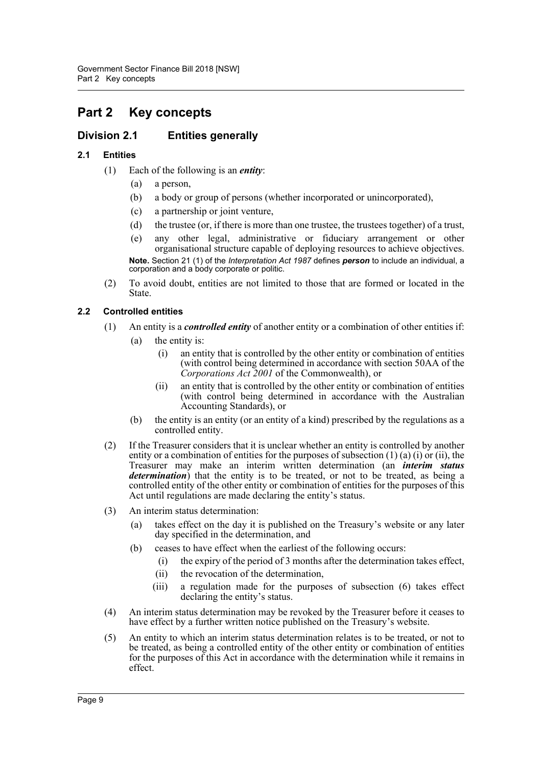# Part 2 Key concepts

## Division 2.1 Entities generally

### 2.1 Entities

(1) Each of the following is an ***entity***:

- (a) a person,
- (b) a body or group of persons (whether incorporated or unincorporated),
- (c) a partnership or joint venture,
- (d) the trustee (or, if there is more than one trustee, the trustees together) of a trust,
- (e) any other legal, administrative or fiduciary arrangement or other organisational structure capable of deploying resources to achieve objectives.

**Note.** Section 21 (1) of the *Interpretation Act 1987* defines ***person*** to include an individual, a corporation and a body corporate or politic.

(2) To avoid doubt, entities are not limited to those that are formed or located in the State.

### 2.2 Controlled entities

(1) An entity is a ***controlled entity*** of another entity or a combination of other entities if:

- (a) the entity is:
  - (i) an entity that is controlled by the other entity or combination of entities (with control being determined in accordance with section 50AA of the *Corporations Act 2001* of the Commonwealth), or
  - (ii) an entity that is controlled by the other entity or combination of entities (with control being determined in accordance with the Australian Accounting Standards), or
- (b) the entity is an entity (or an entity of a kind) prescribed by the regulations as a controlled entity.

(2) If the Treasurer considers that it is unclear whether an entity is controlled by another entity or a combination of entities for the purposes of subsection (1) (a) (i) or (ii), the Treasurer may make an interim written determination (an ***interim status determination***) that the entity is to be treated, or not to be treated, as being a controlled entity of the other entity or combination of entities for the purposes of this Act until regulations are made declaring the entity's status.

(3) An interim status determination:

- (a) takes effect on the day it is published on the Treasury's website or any later day specified in the determination, and
- (b) ceases to have effect when the earliest of the following occurs:
  - (i) the expiry of the period of 3 months after the determination takes effect,
  - (ii) the revocation of the determination,
  - (iii) a regulation made for the purposes of subsection (6) takes effect declaring the entity's status.

(4) An interim status determination may be revoked by the Treasurer before it ceases to have effect by a further written notice published on the Treasury's website.

(5) An entity to which an interim status determination relates is to be treated, or not to be treated, as being a controlled entity of the other entity or combination of entities for the purposes of this Act in accordance with the determination while it remains in effect.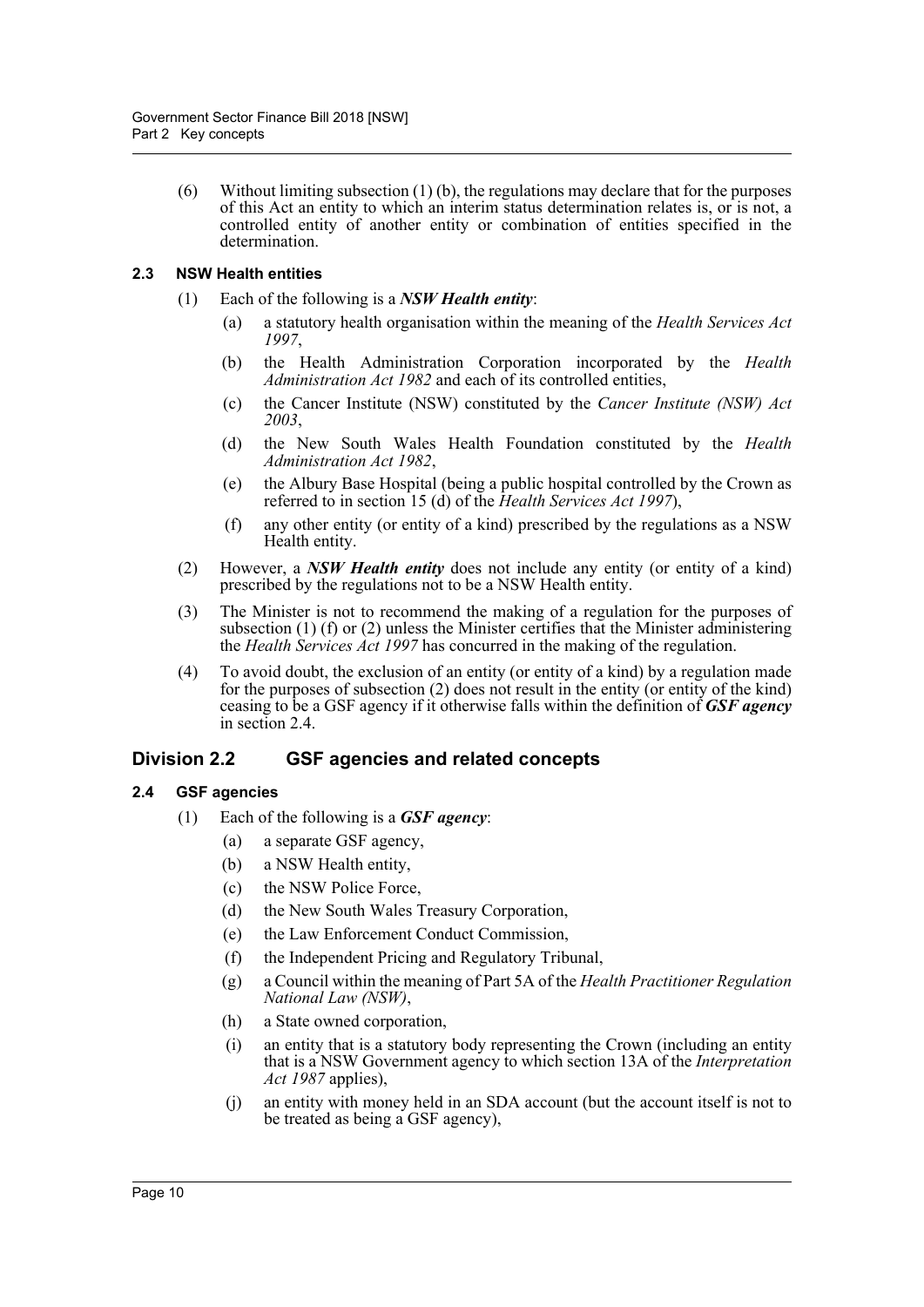(6) Without limiting subsection (1) (b), the regulations may declare that for the purposes of this Act an entity to which an interim status determination relates is, or is not, a controlled entity of another entity or combination of entities specified in the determination.

### 2.3 NSW Health entities

(1) Each of the following is a ***NSW Health entity***:

(a) a statutory health organisation within the meaning of the *Health Services Act 1997*,

(b) the Health Administration Corporation incorporated by the *Health Administration Act 1982* and each of its controlled entities,

(c) the Cancer Institute (NSW) constituted by the *Cancer Institute (NSW) Act 2003*,

(d) the New South Wales Health Foundation constituted by the *Health Administration Act 1982*,

(e) the Albury Base Hospital (being a public hospital controlled by the Crown as referred to in section 15 (d) of the *Health Services Act 1997*),

(f) any other entity (or entity of a kind) prescribed by the regulations as a NSW Health entity.

(2) However, a ***NSW Health entity*** does not include any entity (or entity of a kind) prescribed by the regulations not to be a NSW Health entity.

(3) The Minister is not to recommend the making of a regulation for the purposes of subsection (1) (f) or (2) unless the Minister certifies that the Minister administering the *Health Services Act 1997* has concurred in the making of the regulation.

(4) To avoid doubt, the exclusion of an entity (or entity of a kind) by a regulation made for the purposes of subsection (2) does not result in the entity (or entity of the kind) ceasing to be a GSF agency if it otherwise falls within the definition of ***GSF agency*** in section 2.4.

## Division 2.2 GSF agencies and related concepts

### 2.4 GSF agencies

(1) Each of the following is a ***GSF agency***:

(a) a separate GSF agency,

(b) a NSW Health entity,

(c) the NSW Police Force,

(d) the New South Wales Treasury Corporation,

(e) the Law Enforcement Conduct Commission,

(f) the Independent Pricing and Regulatory Tribunal,

(g) a Council within the meaning of Part 5A of the *Health Practitioner Regulation National Law (NSW)*,

(h) a State owned corporation,

(i) an entity that is a statutory body representing the Crown (including an entity that is a NSW Government agency to which section 13A of the *Interpretation Act 1987* applies),

(j) an entity with money held in an SDA account (but the account itself is not to be treated as being a GSF agency),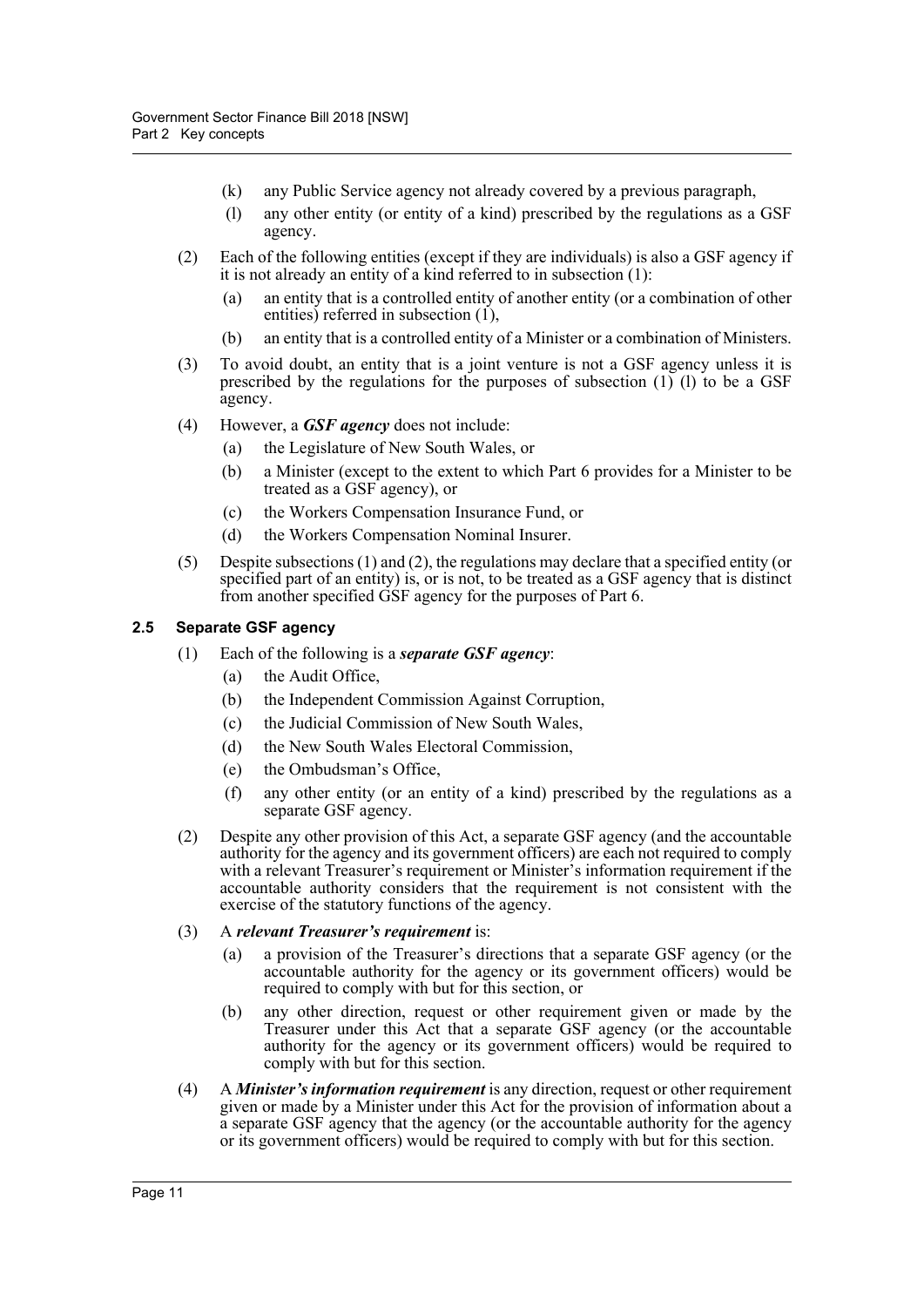- (k) any Public Service agency not already covered by a previous paragraph,
- (l) any other entity (or entity of a kind) prescribed by the regulations as a GSF agency.

(2) Each of the following entities (except if they are individuals) is also a GSF agency if it is not already an entity of a kind referred to in subsection (1):

- (a) an entity that is a controlled entity of another entity (or a combination of other entities) referred in subsection (1),
- (b) an entity that is a controlled entity of a Minister or a combination of Ministers.

(3) To avoid doubt, an entity that is a joint venture is not a GSF agency unless it is prescribed by the regulations for the purposes of subsection (1) (l) to be a GSF agency.

(4) However, a ***GSF agency*** does not include:

- (a) the Legislature of New South Wales, or
- (b) a Minister (except to the extent to which Part 6 provides for a Minister to be treated as a GSF agency), or
- (c) the Workers Compensation Insurance Fund, or
- (d) the Workers Compensation Nominal Insurer.

(5) Despite subsections (1) and (2), the regulations may declare that a specified entity (or specified part of an entity) is, or is not, to be treated as a GSF agency that is distinct from another specified GSF agency for the purposes of Part 6.

### 2.5 Separate GSF agency

(1) Each of the following is a ***separate GSF agency***:

- (a) the Audit Office,
- (b) the Independent Commission Against Corruption,
- (c) the Judicial Commission of New South Wales,
- (d) the New South Wales Electoral Commission,
- (e) the Ombudsman's Office,
- (f) any other entity (or an entity of a kind) prescribed by the regulations as a separate GSF agency.

(2) Despite any other provision of this Act, a separate GSF agency (and the accountable authority for the agency and its government officers) are each not required to comply with a relevant Treasurer's requirement or Minister's information requirement if the accountable authority considers that the requirement is not consistent with the exercise of the statutory functions of the agency.

(3) A ***relevant Treasurer's requirement*** is:

- (a) a provision of the Treasurer's directions that a separate GSF agency (or the accountable authority for the agency or its government officers) would be required to comply with but for this section, or
- (b) any other direction, request or other requirement given or made by the Treasurer under this Act that a separate GSF agency (or the accountable authority for the agency or its government officers) would be required to comply with but for this section.

(4) A ***Minister's information requirement*** is any direction, request or other requirement given or made by a Minister under this Act for the provision of information about a a separate GSF agency that the agency (or the accountable authority for the agency or its government officers) would be required to comply with but for this section.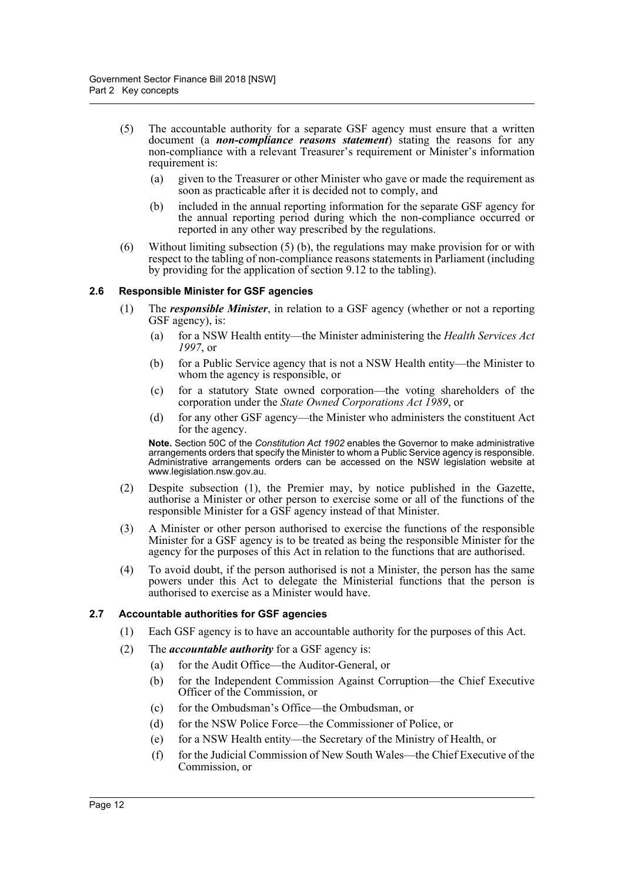(5) The accountable authority for a separate GSF agency must ensure that a written document (a ***non-compliance reasons statement***) stating the reasons for any non-compliance with a relevant Treasurer's requirement or Minister's information requirement is:

(a) given to the Treasurer or other Minister who gave or made the requirement as soon as practicable after it is decided not to comply, and

(b) included in the annual reporting information for the separate GSF agency for the annual reporting period during which the non-compliance occurred or reported in any other way prescribed by the regulations.

(6) Without limiting subsection (5) (b), the regulations may make provision for or with respect to the tabling of non-compliance reasons statements in Parliament (including by providing for the application of section 9.12 to the tabling).

### 2.6 Responsible Minister for GSF agencies

(1) The ***responsible Minister***, in relation to a GSF agency (whether or not a reporting GSF agency), is:

(a) for a NSW Health entity—the Minister administering the *Health Services Act 1997*, or

(b) for a Public Service agency that is not a NSW Health entity—the Minister to whom the agency is responsible, or

(c) for a statutory State owned corporation—the voting shareholders of the corporation under the *State Owned Corporations Act 1989*, or

(d) for any other GSF agency—the Minister who administers the constituent Act for the agency.

**Note.** Section 50C of the *Constitution Act 1902* enables the Governor to make administrative arrangements orders that specify the Minister to whom a Public Service agency is responsible. Administrative arrangements orders can be accessed on the NSW legislation website at www.legislation.nsw.gov.au.

(2) Despite subsection (1), the Premier may, by notice published in the Gazette, authorise a Minister or other person to exercise some or all of the functions of the responsible Minister for a GSF agency instead of that Minister.

(3) A Minister or other person authorised to exercise the functions of the responsible Minister for a GSF agency is to be treated as being the responsible Minister for the agency for the purposes of this Act in relation to the functions that are authorised.

(4) To avoid doubt, if the person authorised is not a Minister, the person has the same powers under this Act to delegate the Ministerial functions that the person is authorised to exercise as a Minister would have.

### 2.7 Accountable authorities for GSF agencies

(1) Each GSF agency is to have an accountable authority for the purposes of this Act.

(2) The ***accountable authority*** for a GSF agency is:

(a) for the Audit Office—the Auditor-General, or

(b) for the Independent Commission Against Corruption—the Chief Executive Officer of the Commission, or

(c) for the Ombudsman's Office—the Ombudsman, or

(d) for the NSW Police Force—the Commissioner of Police, or

(e) for a NSW Health entity—the Secretary of the Ministry of Health, or

(f) for the Judicial Commission of New South Wales—the Chief Executive of the Commission, or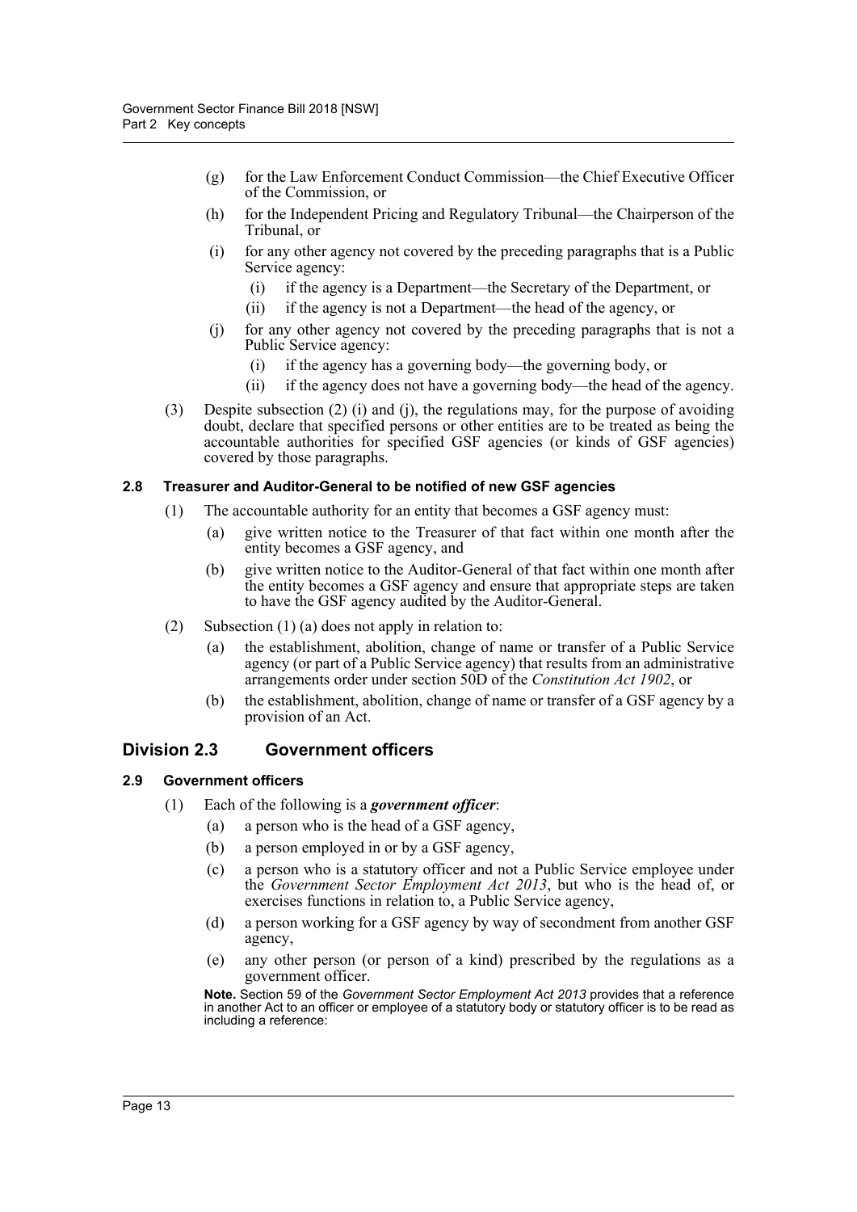- (g) for the Law Enforcement Conduct Commission—the Chief Executive Officer of the Commission, or
- (h) for the Independent Pricing and Regulatory Tribunal—the Chairperson of the Tribunal, or
- (i) for any other agency not covered by the preceding paragraphs that is a Public Service agency:
  - (i) if the agency is a Department—the Secretary of the Department, or
  - (ii) if the agency is not a Department—the head of the agency, or
- (j) for any other agency not covered by the preceding paragraphs that is not a Public Service agency:
  - (i) if the agency has a governing body—the governing body, or
  - (ii) if the agency does not have a governing body—the head of the agency.

(3) Despite subsection (2) (i) and (j), the regulations may, for the purpose of avoiding doubt, declare that specified persons or other entities are to be treated as being the accountable authorities for specified GSF agencies (or kinds of GSF agencies) covered by those paragraphs.

#### 2.8 Treasurer and Auditor-General to be notified of new GSF agencies

(1) The accountable authority for an entity that becomes a GSF agency must:

- (a) give written notice to the Treasurer of that fact within one month after the entity becomes a GSF agency, and
- (b) give written notice to the Auditor-General of that fact within one month after the entity becomes a GSF agency and ensure that appropriate steps are taken to have the GSF agency audited by the Auditor-General.

(2) Subsection (1) (a) does not apply in relation to:

- (a) the establishment, abolition, change of name or transfer of a Public Service agency (or part of a Public Service agency) that results from an administrative arrangements order under section 50D of the *Constitution Act 1902*, or
- (b) the establishment, abolition, change of name or transfer of a GSF agency by a provision of an Act.

### Division 2.3 Government officers

#### 2.9 Government officers

(1) Each of the following is a ***government officer***:

- (a) a person who is the head of a GSF agency,
- (b) a person employed in or by a GSF agency,
- (c) a person who is a statutory officer and not a Public Service employee under the *Government Sector Employment Act 2013*, but who is the head of, or exercises functions in relation to, a Public Service agency,
- (d) a person working for a GSF agency by way of secondment from another GSF agency,
- (e) any other person (or person of a kind) prescribed by the regulations as a government officer.

**Note.** Section 59 of the *Government Sector Employment Act 2013* provides that a reference in another Act to an officer or employee of a statutory body or statutory officer is to be read as including a reference: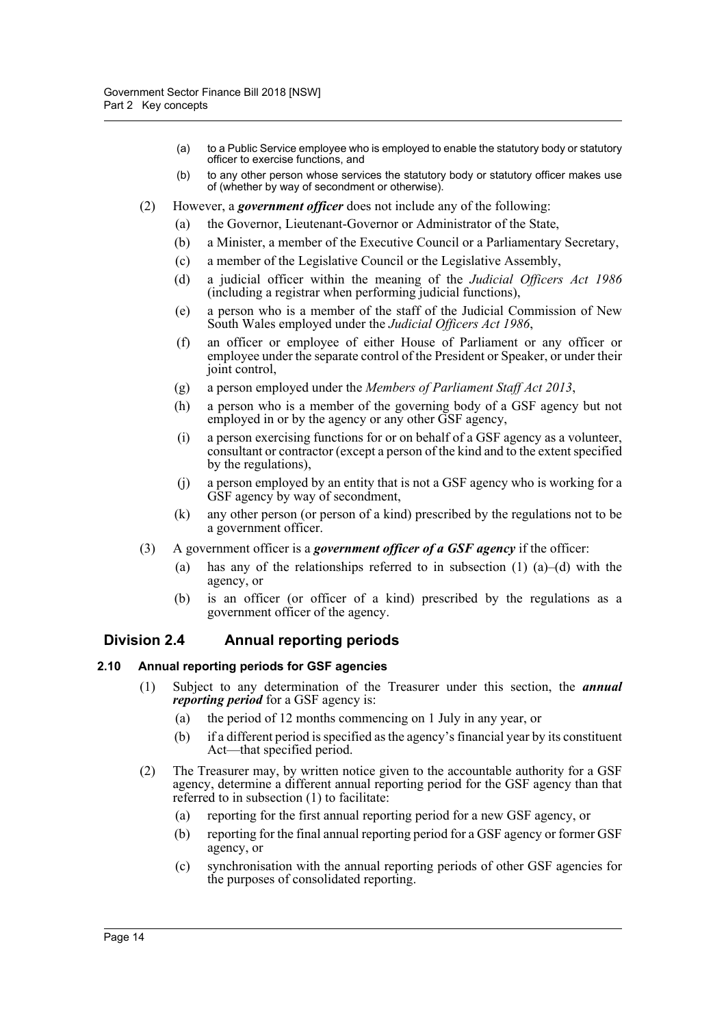(a) to a Public Service employee who is employed to enable the statutory body or statutory officer to exercise functions, and

(b) to any other person whose services the statutory body or statutory officer makes use of (whether by way of secondment or otherwise).

(2) However, a ***government officer*** does not include any of the following:

(a) the Governor, Lieutenant-Governor or Administrator of the State,

(b) a Minister, a member of the Executive Council or a Parliamentary Secretary,

(c) a member of the Legislative Council or the Legislative Assembly,

(d) a judicial officer within the meaning of the *Judicial Officers Act 1986* (including a registrar when performing judicial functions),

(e) a person who is a member of the staff of the Judicial Commission of New South Wales employed under the *Judicial Officers Act 1986*,

(f) an officer or employee of either House of Parliament or any officer or employee under the separate control of the President or Speaker, or under their joint control,

(g) a person employed under the *Members of Parliament Staff Act 2013*,

(h) a person who is a member of the governing body of a GSF agency but not employed in or by the agency or any other GSF agency,

(i) a person exercising functions for or on behalf of a GSF agency as a volunteer, consultant or contractor (except a person of the kind and to the extent specified by the regulations),

(j) a person employed by an entity that is not a GSF agency who is working for a GSF agency by way of secondment,

(k) any other person (or person of a kind) prescribed by the regulations not to be a government officer.

(3) A government officer is a ***government officer of a GSF agency*** if the officer:

(a) has any of the relationships referred to in subsection (1) (a)–(d) with the agency, or

(b) is an officer (or officer of a kind) prescribed by the regulations as a government officer of the agency.

## Division 2.4 Annual reporting periods

### 2.10 Annual reporting periods for GSF agencies

(1) Subject to any determination of the Treasurer under this section, the ***annual reporting period*** for a GSF agency is:

(a) the period of 12 months commencing on 1 July in any year, or

(b) if a different period is specified as the agency's financial year by its constituent Act—that specified period.

(2) The Treasurer may, by written notice given to the accountable authority for a GSF agency, determine a different annual reporting period for the GSF agency than that referred to in subsection (1) to facilitate:

(a) reporting for the first annual reporting period for a new GSF agency, or

(b) reporting for the final annual reporting period for a GSF agency or former GSF agency, or

(c) synchronisation with the annual reporting periods of other GSF agencies for the purposes of consolidated reporting.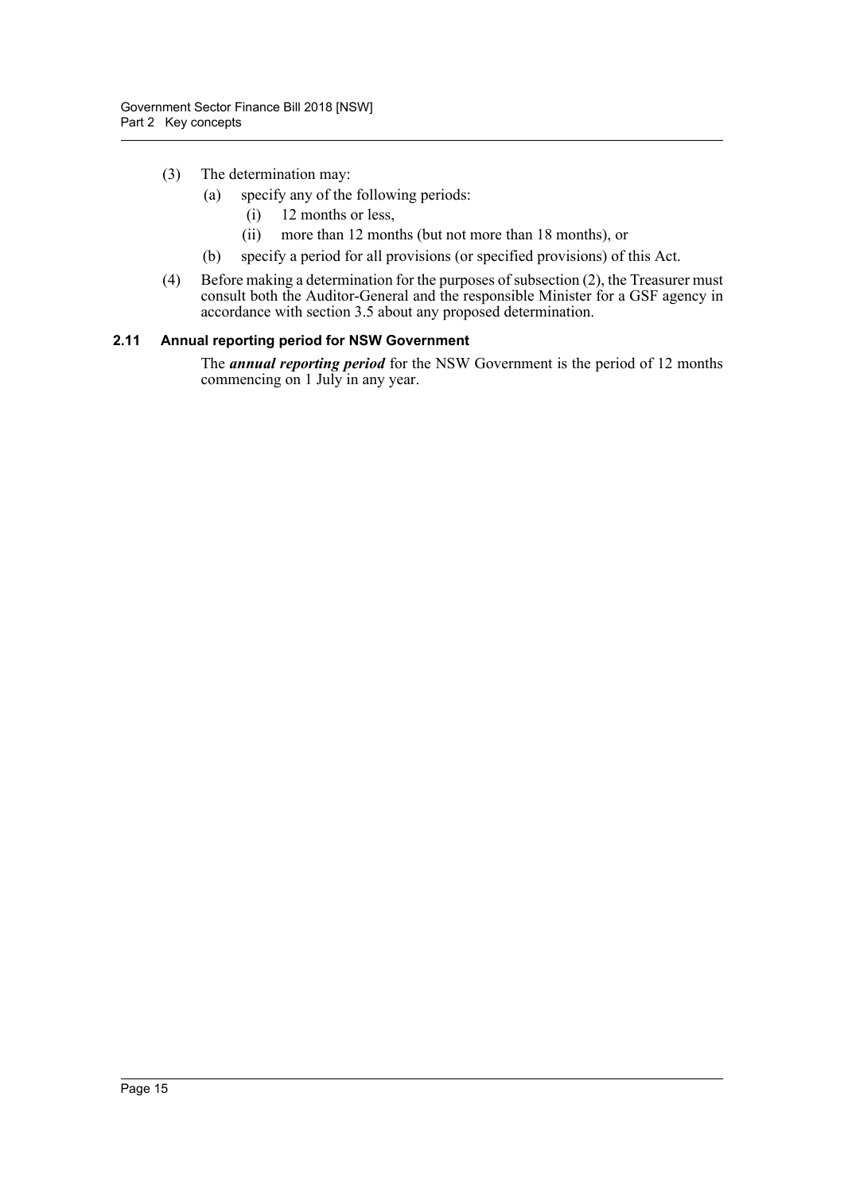(3) The determination may:

  (a) specify any of the following periods:

    (i) 12 months or less,

    (ii) more than 12 months (but not more than 18 months), or

  (b) specify a period for all provisions (or specified provisions) of this Act.

(4) Before making a determination for the purposes of subsection (2), the Treasurer must consult both the Auditor-General and the responsible Minister for a GSF agency in accordance with section 3.5 about any proposed determination.

### 2.11 Annual reporting period for NSW Government

The ***annual reporting period*** for the NSW Government is the period of 12 months commencing on 1 July in any year.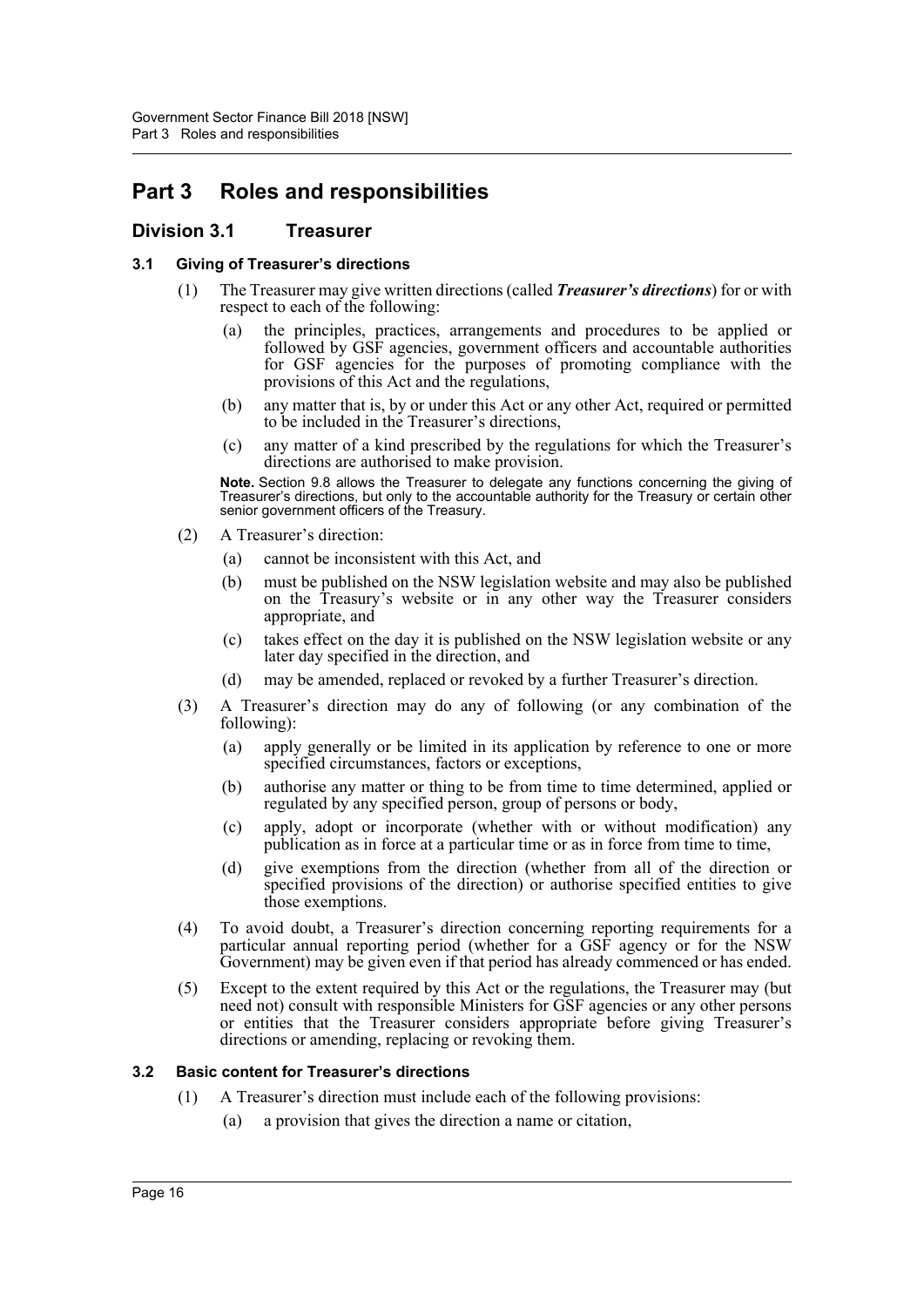# Part 3 Roles and responsibilities

## Division 3.1 Treasurer

### 3.1 Giving of Treasurer's directions

(1) The Treasurer may give written directions (called ***Treasurer's directions***) for or with respect to each of the following:

   (a) the principles, practices, arrangements and procedures to be applied or followed by GSF agencies, government officers and accountable authorities for GSF agencies for the purposes of promoting compliance with the provisions of this Act and the regulations,

   (b) any matter that is, by or under this Act or any other Act, required or permitted to be included in the Treasurer's directions,

   (c) any matter of a kind prescribed by the regulations for which the Treasurer's directions are authorised to make provision.

**Note.** Section 9.8 allows the Treasurer to delegate any functions concerning the giving of Treasurer's directions, but only to the accountable authority for the Treasury or certain other senior government officers of the Treasury.

(2) A Treasurer's direction:

   (a) cannot be inconsistent with this Act, and

   (b) must be published on the NSW legislation website and may also be published on the Treasury's website or in any other way the Treasurer considers appropriate, and

   (c) takes effect on the day it is published on the NSW legislation website or any later day specified in the direction, and

   (d) may be amended, replaced or revoked by a further Treasurer's direction.

(3) A Treasurer's direction may do any of following (or any combination of the following):

   (a) apply generally or be limited in its application by reference to one or more specified circumstances, factors or exceptions,

   (b) authorise any matter or thing to be from time to time determined, applied or regulated by any specified person, group of persons or body,

   (c) apply, adopt or incorporate (whether with or without modification) any publication as in force at a particular time or as in force from time to time,

   (d) give exemptions from the direction (whether from all of the direction or specified provisions of the direction) or authorise specified entities to give those exemptions.

(4) To avoid doubt, a Treasurer's direction concerning reporting requirements for a particular annual reporting period (whether for a GSF agency or for the NSW Government) may be given even if that period has already commenced or has ended.

(5) Except to the extent required by this Act or the regulations, the Treasurer may (but need not) consult with responsible Ministers for GSF agencies or any other persons or entities that the Treasurer considers appropriate before giving Treasurer's directions or amending, replacing or revoking them.

### 3.2 Basic content for Treasurer's directions

(1) A Treasurer's direction must include each of the following provisions:

   (a) a provision that gives the direction a name or citation,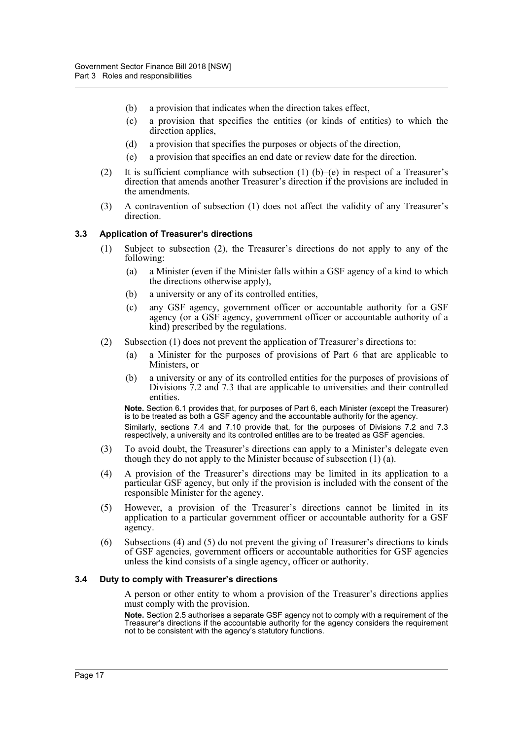(b) a provision that indicates when the direction takes effect,

(c) a provision that specifies the entities (or kinds of entities) to which the direction applies,

(d) a provision that specifies the purposes or objects of the direction,

(e) a provision that specifies an end date or review date for the direction.

(2) It is sufficient compliance with subsection (1) (b)–(e) in respect of a Treasurer's direction that amends another Treasurer's direction if the provisions are included in the amendments.

(3) A contravention of subsection (1) does not affect the validity of any Treasurer's direction.

### 3.3 Application of Treasurer's directions

(1) Subject to subsection (2), the Treasurer's directions do not apply to any of the following:

(a) a Minister (even if the Minister falls within a GSF agency of a kind to which the directions otherwise apply),

(b) a university or any of its controlled entities,

(c) any GSF agency, government officer or accountable authority for a GSF agency (or a GSF agency, government officer or accountable authority of a kind) prescribed by the regulations.

(2) Subsection (1) does not prevent the application of Treasurer's directions to:

(a) a Minister for the purposes of provisions of Part 6 that are applicable to Ministers, or

(b) a university or any of its controlled entities for the purposes of provisions of Divisions 7.2 and 7.3 that are applicable to universities and their controlled entities.

**Note.** Section 6.1 provides that, for purposes of Part 6, each Minister (except the Treasurer) is to be treated as both a GSF agency and the accountable authority for the agency.

Similarly, sections 7.4 and 7.10 provide that, for the purposes of Divisions 7.2 and 7.3 respectively, a university and its controlled entitles are to be treated as GSF agencies.

(3) To avoid doubt, the Treasurer's directions can apply to a Minister's delegate even though they do not apply to the Minister because of subsection (1) (a).

(4) A provision of the Treasurer's directions may be limited in its application to a particular GSF agency, but only if the provision is included with the consent of the responsible Minister for the agency.

(5) However, a provision of the Treasurer's directions cannot be limited in its application to a particular government officer or accountable authority for a GSF agency.

(6) Subsections (4) and (5) do not prevent the giving of Treasurer's directions to kinds of GSF agencies, government officers or accountable authorities for GSF agencies unless the kind consists of a single agency, officer or authority.

### 3.4 Duty to comply with Treasurer's directions

A person or other entity to whom a provision of the Treasurer's directions applies must comply with the provision.

**Note.** Section 2.5 authorises a separate GSF agency not to comply with a requirement of the Treasurer's directions if the accountable authority for the agency considers the requirement not to be consistent with the agency's statutory functions.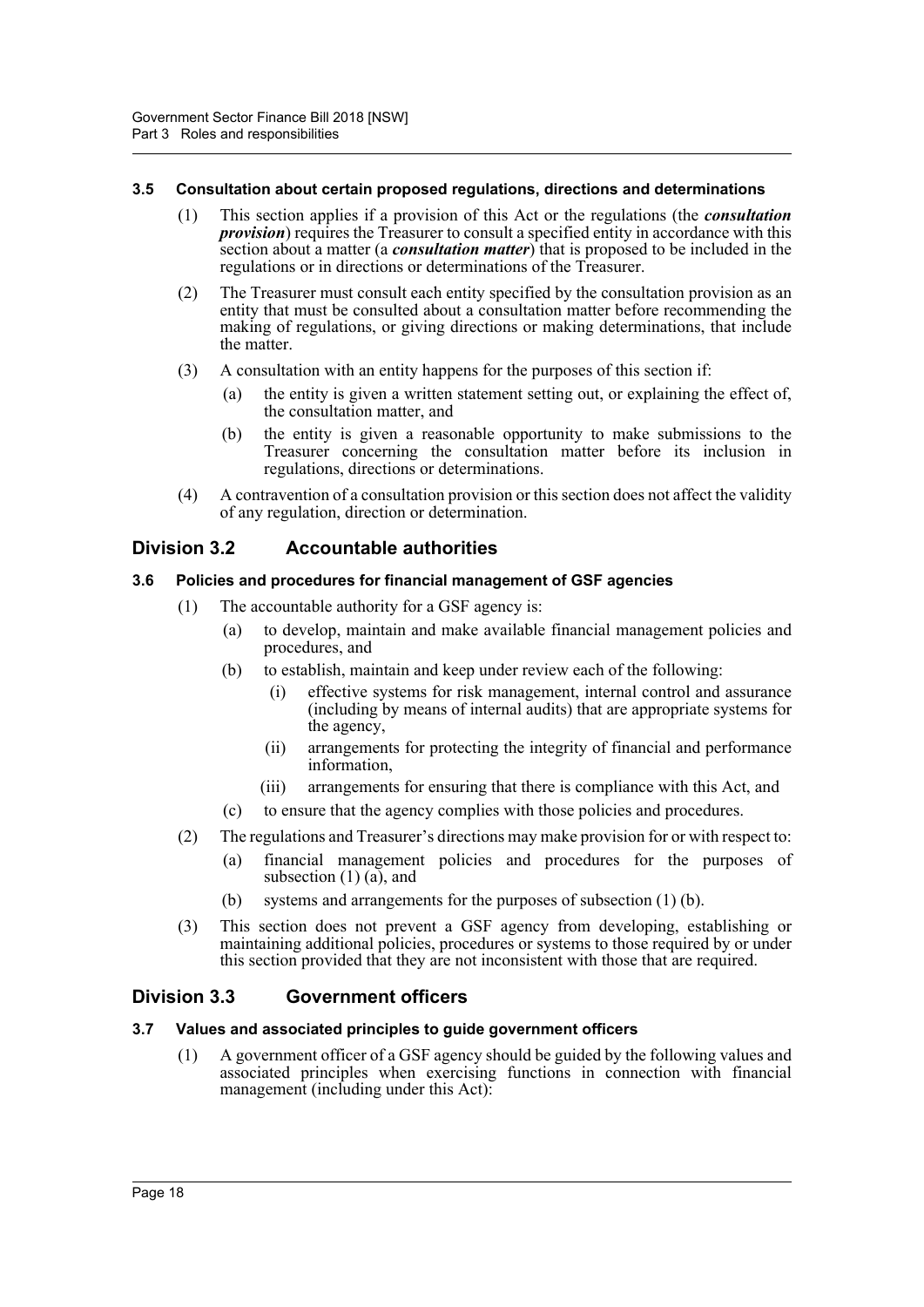#### 3.5 Consultation about certain proposed regulations, directions and determinations

(1) This section applies if a provision of this Act or the regulations (the ***consultation provision***) requires the Treasurer to consult a specified entity in accordance with this section about a matter (a ***consultation matter***) that is proposed to be included in the regulations or in directions or determinations of the Treasurer.

(2) The Treasurer must consult each entity specified by the consultation provision as an entity that must be consulted about a consultation matter before recommending the making of regulations, or giving directions or making determinations, that include the matter.

(3) A consultation with an entity happens for the purposes of this section if:

- (a) the entity is given a written statement setting out, or explaining the effect of, the consultation matter, and
- (b) the entity is given a reasonable opportunity to make submissions to the Treasurer concerning the consultation matter before its inclusion in regulations, directions or determinations.

(4) A contravention of a consultation provision or this section does not affect the validity of any regulation, direction or determination.

## Division 3.2 Accountable authorities

#### 3.6 Policies and procedures for financial management of GSF agencies

(1) The accountable authority for a GSF agency is:

- (a) to develop, maintain and make available financial management policies and procedures, and
- (b) to establish, maintain and keep under review each of the following:
  - (i) effective systems for risk management, internal control and assurance (including by means of internal audits) that are appropriate systems for the agency,
  - (ii) arrangements for protecting the integrity of financial and performance information,
  - (iii) arrangements for ensuring that there is compliance with this Act, and
- (c) to ensure that the agency complies with those policies and procedures.

(2) The regulations and Treasurer's directions may make provision for or with respect to:

- (a) financial management policies and procedures for the purposes of subsection (1) (a), and
- (b) systems and arrangements for the purposes of subsection (1) (b).

(3) This section does not prevent a GSF agency from developing, establishing or maintaining additional policies, procedures or systems to those required by or under this section provided that they are not inconsistent with those that are required.

## Division 3.3 Government officers

#### 3.7 Values and associated principles to guide government officers

(1) A government officer of a GSF agency should be guided by the following values and associated principles when exercising functions in connection with financial management (including under this Act):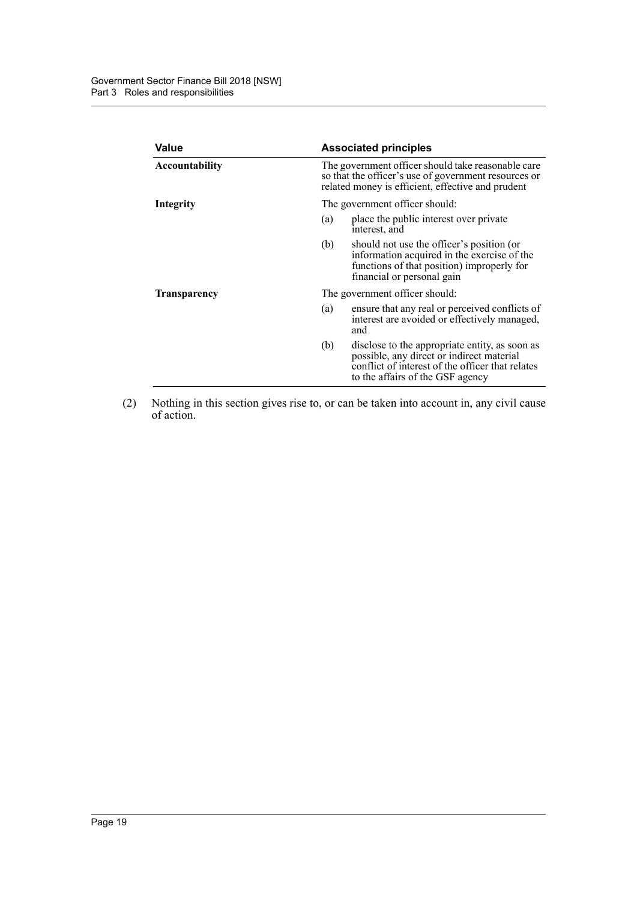| Value | Associated principles |
| --- | --- |
| **Accountability** | The government officer should take reasonable care so that the officer's use of government resources or related money is efficient, effective and prudent |
| **Integrity** | The government officer should: (a) place the public interest over private interest, and (b) should not use the officer's position (or information acquired in the exercise of the functions of that position) improperly for financial or personal gain |
| **Transparency** | The government officer should: (a) ensure that any real or perceived conflicts of interest are avoided or effectively managed, and (b) disclose to the appropriate entity, as soon as possible, any direct or indirect material conflict of interest of the officer that relates to the affairs of the GSF agency |

(2) Nothing in this section gives rise to, or can be taken into account in, any civil cause of action.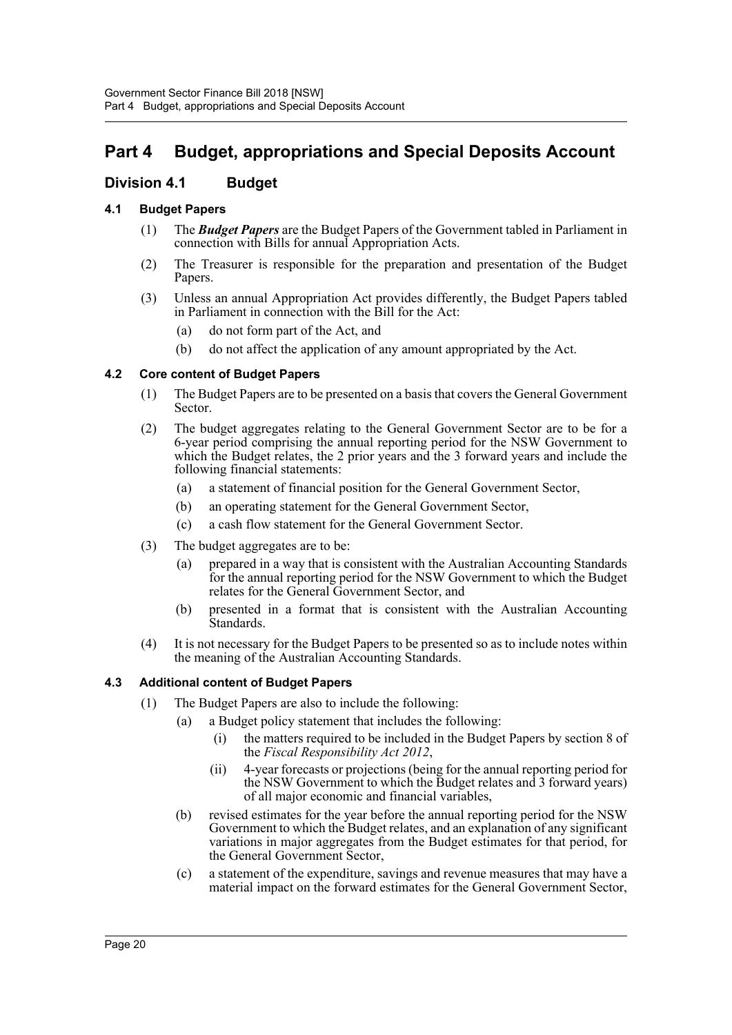# Part 4 Budget, appropriations and Special Deposits Account

## Division 4.1 Budget

### 4.1 Budget Papers

(1) The ***Budget Papers*** are the Budget Papers of the Government tabled in Parliament in connection with Bills for annual Appropriation Acts.

(2) The Treasurer is responsible for the preparation and presentation of the Budget Papers.

(3) Unless an annual Appropriation Act provides differently, the Budget Papers tabled in Parliament in connection with the Bill for the Act:

- (a) do not form part of the Act, and
- (b) do not affect the application of any amount appropriated by the Act.

### 4.2 Core content of Budget Papers

(1) The Budget Papers are to be presented on a basis that covers the General Government Sector.

(2) The budget aggregates relating to the General Government Sector are to be for a 6-year period comprising the annual reporting period for the NSW Government to which the Budget relates, the 2 prior years and the 3 forward years and include the following financial statements:

- (a) a statement of financial position for the General Government Sector,
- (b) an operating statement for the General Government Sector,
- (c) a cash flow statement for the General Government Sector.

(3) The budget aggregates are to be:

- (a) prepared in a way that is consistent with the Australian Accounting Standards for the annual reporting period for the NSW Government to which the Budget relates for the General Government Sector, and
- (b) presented in a format that is consistent with the Australian Accounting Standards.

(4) It is not necessary for the Budget Papers to be presented so as to include notes within the meaning of the Australian Accounting Standards.

### 4.3 Additional content of Budget Papers

(1) The Budget Papers are also to include the following:

- (a) a Budget policy statement that includes the following:
  - (i) the matters required to be included in the Budget Papers by section 8 of the *Fiscal Responsibility Act 2012*,
  - (ii) 4-year forecasts or projections (being for the annual reporting period for the NSW Government to which the Budget relates and 3 forward years) of all major economic and financial variables,
- (b) revised estimates for the year before the annual reporting period for the NSW Government to which the Budget relates, and an explanation of any significant variations in major aggregates from the Budget estimates for that period, for the General Government Sector,
- (c) a statement of the expenditure, savings and revenue measures that may have a material impact on the forward estimates for the General Government Sector,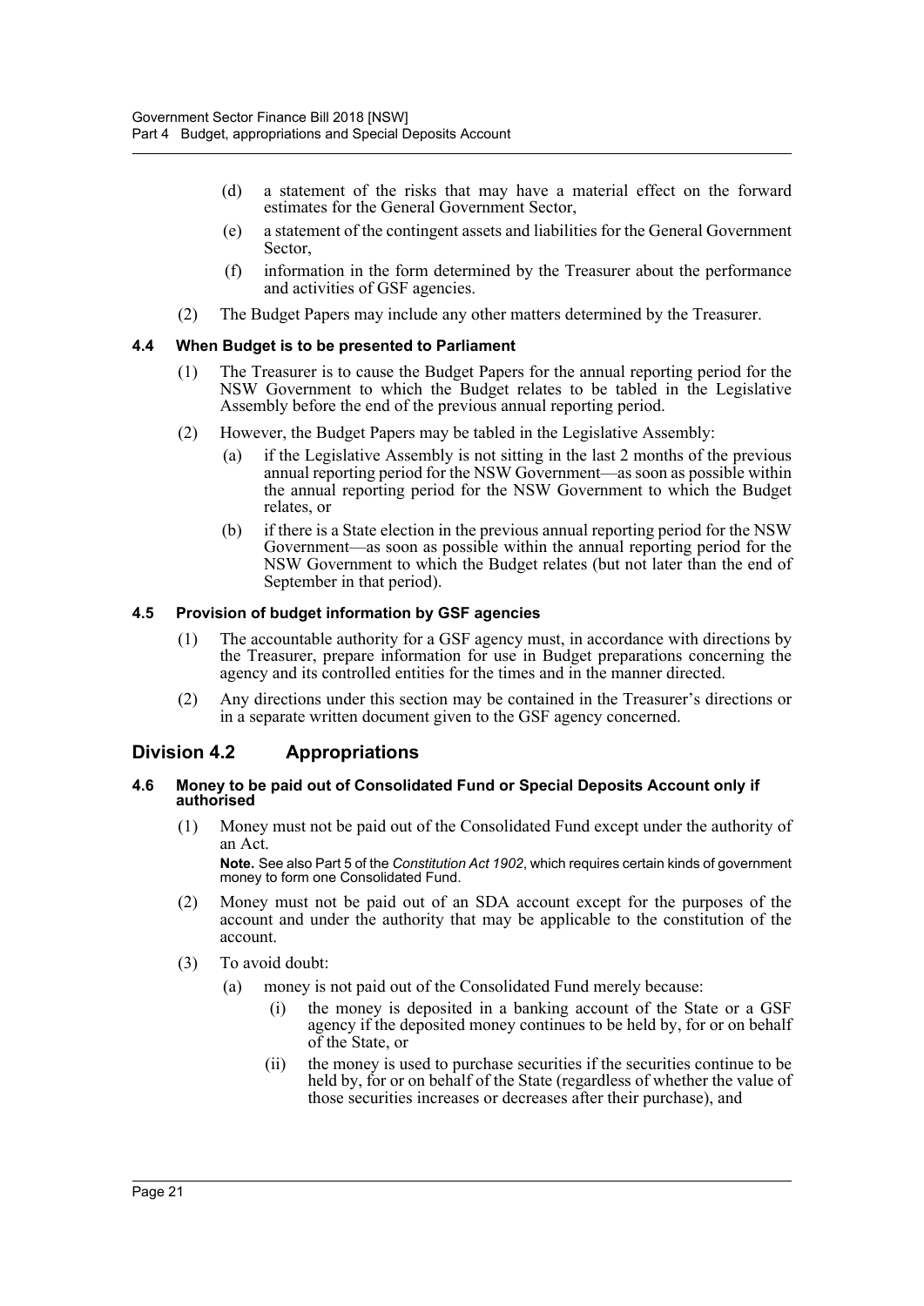- (d) a statement of the risks that may have a material effect on the forward estimates for the General Government Sector,
- (e) a statement of the contingent assets and liabilities for the General Government Sector,
- (f) information in the form determined by the Treasurer about the performance and activities of GSF agencies.

(2) The Budget Papers may include any other matters determined by the Treasurer.

### 4.4 When Budget is to be presented to Parliament

(1) The Treasurer is to cause the Budget Papers for the annual reporting period for the NSW Government to which the Budget relates to be tabled in the Legislative Assembly before the end of the previous annual reporting period.

(2) However, the Budget Papers may be tabled in the Legislative Assembly:

- (a) if the Legislative Assembly is not sitting in the last 2 months of the previous annual reporting period for the NSW Government—as soon as possible within the annual reporting period for the NSW Government to which the Budget relates, or
- (b) if there is a State election in the previous annual reporting period for the NSW Government—as soon as possible within the annual reporting period for the NSW Government to which the Budget relates (but not later than the end of September in that period).

### 4.5 Provision of budget information by GSF agencies

(1) The accountable authority for a GSF agency must, in accordance with directions by the Treasurer, prepare information for use in Budget preparations concerning the agency and its controlled entities for the times and in the manner directed.

(2) Any directions under this section may be contained in the Treasurer's directions or in a separate written document given to the GSF agency concerned.

## Division 4.2 Appropriations

### 4.6 Money to be paid out of Consolidated Fund or Special Deposits Account only if authorised

(1) Money must not be paid out of the Consolidated Fund except under the authority of an Act.

**Note.** See also Part 5 of the *Constitution Act 1902*, which requires certain kinds of government money to form one Consolidated Fund.

(2) Money must not be paid out of an SDA account except for the purposes of the account and under the authority that may be applicable to the constitution of the account.

(3) To avoid doubt:

- (a) money is not paid out of the Consolidated Fund merely because:
  - (i) the money is deposited in a banking account of the State or a GSF agency if the deposited money continues to be held by, for or on behalf of the State, or
  - (ii) the money is used to purchase securities if the securities continue to be held by, for or on behalf of the State (regardless of whether the value of those securities increases or decreases after their purchase), and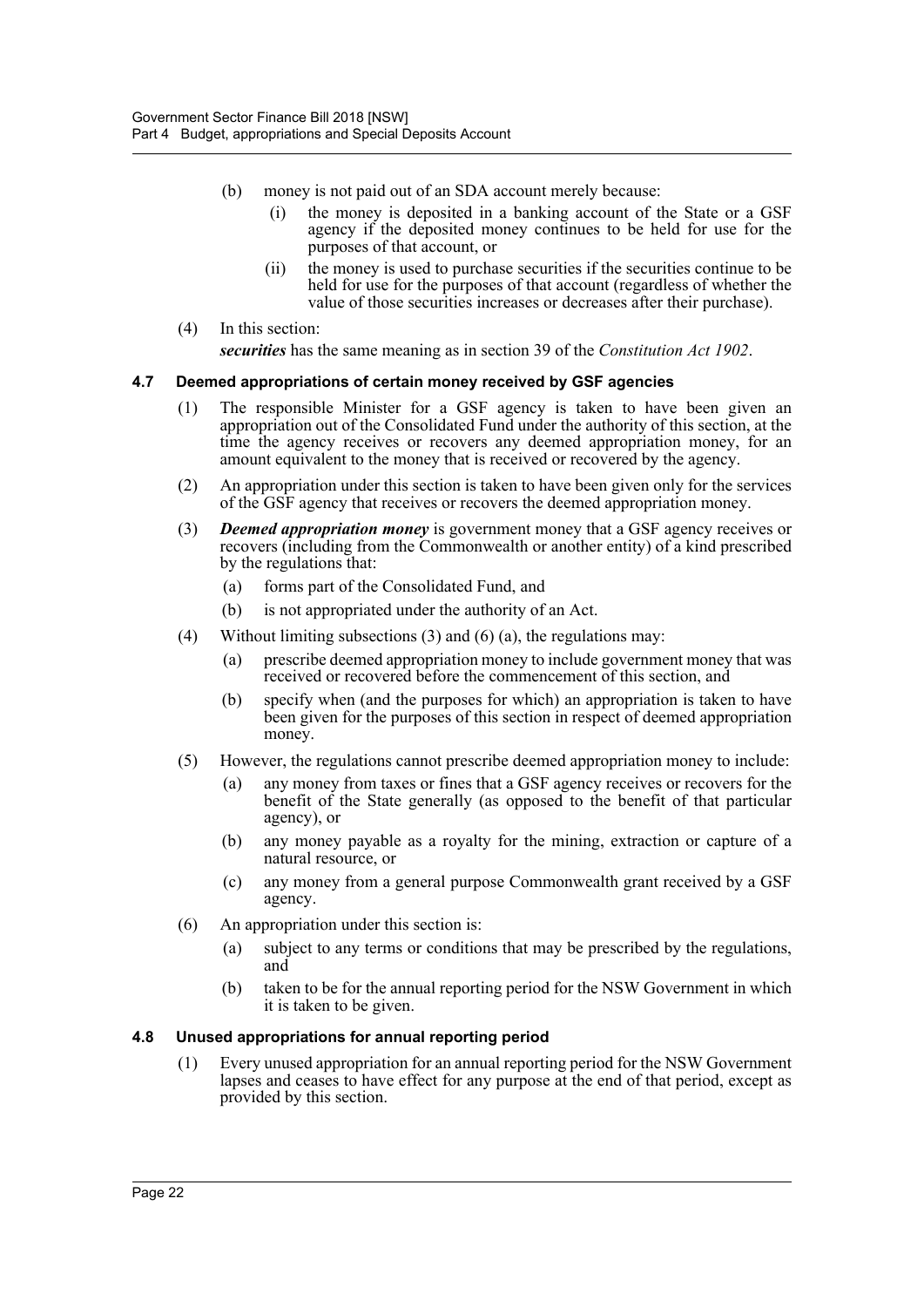(b) money is not paid out of an SDA account merely because:

(i) the money is deposited in a banking account of the State or a GSF agency if the deposited money continues to be held for use for the purposes of that account, or

(ii) the money is used to purchase securities if the securities continue to be held for use for the purposes of that account (regardless of whether the value of those securities increases or decreases after their purchase).

(4) In this section:

***securities*** has the same meaning as in section 39 of the *Constitution Act 1902*.

### 4.7 Deemed appropriations of certain money received by GSF agencies

(1) The responsible Minister for a GSF agency is taken to have been given an appropriation out of the Consolidated Fund under the authority of this section, at the time the agency receives or recovers any deemed appropriation money, for an amount equivalent to the money that is received or recovered by the agency.

(2) An appropriation under this section is taken to have been given only for the services of the GSF agency that receives or recovers the deemed appropriation money.

(3) ***Deemed appropriation money*** is government money that a GSF agency receives or recovers (including from the Commonwealth or another entity) of a kind prescribed by the regulations that:

(a) forms part of the Consolidated Fund, and

(b) is not appropriated under the authority of an Act.

(4) Without limiting subsections (3) and (6) (a), the regulations may:

(a) prescribe deemed appropriation money to include government money that was received or recovered before the commencement of this section, and

(b) specify when (and the purposes for which) an appropriation is taken to have been given for the purposes of this section in respect of deemed appropriation money.

(5) However, the regulations cannot prescribe deemed appropriation money to include:

(a) any money from taxes or fines that a GSF agency receives or recovers for the benefit of the State generally (as opposed to the benefit of that particular agency), or

(b) any money payable as a royalty for the mining, extraction or capture of a natural resource, or

(c) any money from a general purpose Commonwealth grant received by a GSF agency.

(6) An appropriation under this section is:

(a) subject to any terms or conditions that may be prescribed by the regulations, and

(b) taken to be for the annual reporting period for the NSW Government in which it is taken to be given.

### 4.8 Unused appropriations for annual reporting period

(1) Every unused appropriation for an annual reporting period for the NSW Government lapses and ceases to have effect for any purpose at the end of that period, except as provided by this section.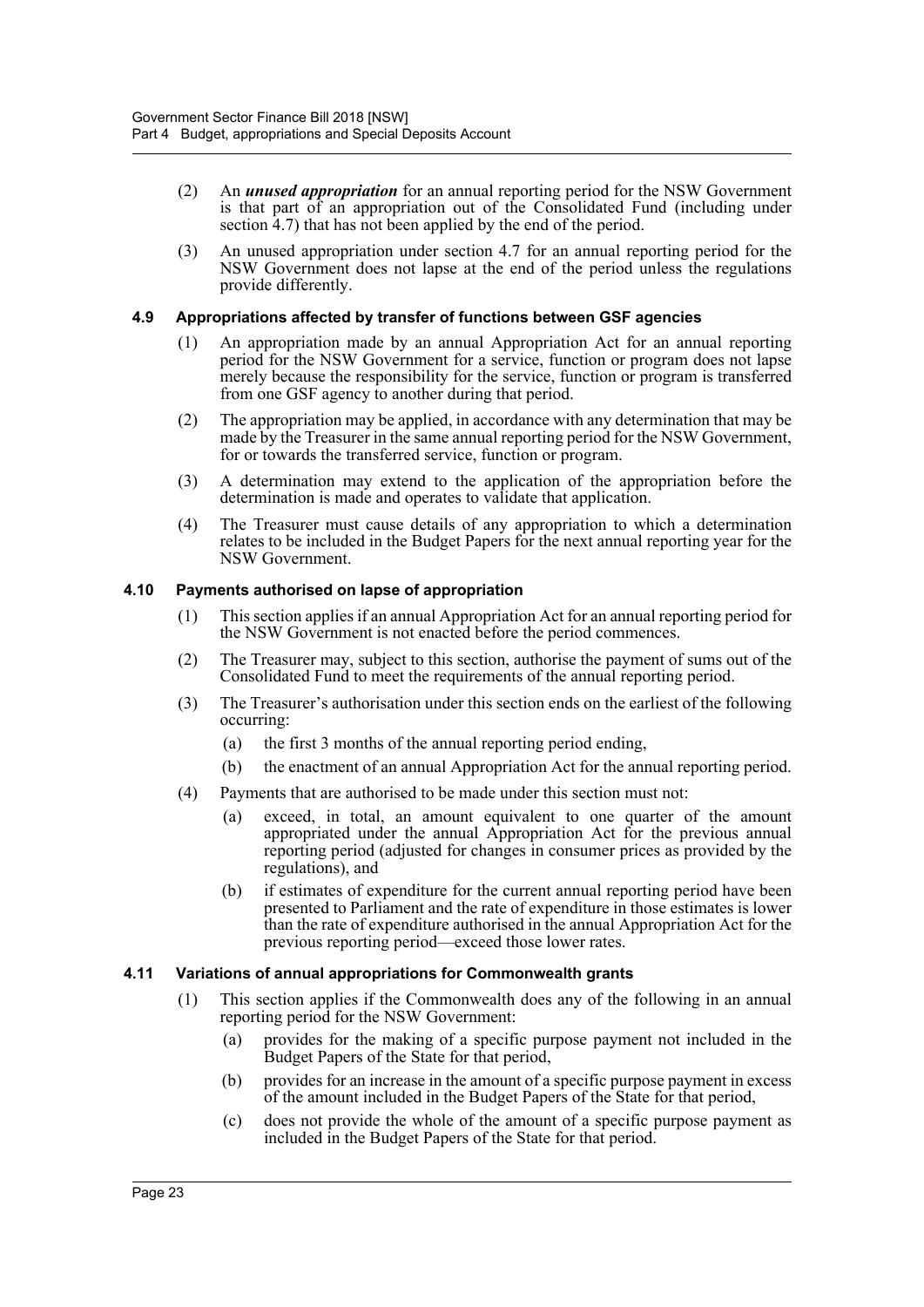(2) An ***unused appropriation*** for an annual reporting period for the NSW Government is that part of an appropriation out of the Consolidated Fund (including under section 4.7) that has not been applied by the end of the period.

(3) An unused appropriation under section 4.7 for an annual reporting period for the NSW Government does not lapse at the end of the period unless the regulations provide differently.

#### 4.9 Appropriations affected by transfer of functions between GSF agencies

(1) An appropriation made by an annual Appropriation Act for an annual reporting period for the NSW Government for a service, function or program does not lapse merely because the responsibility for the service, function or program is transferred from one GSF agency to another during that period.

(2) The appropriation may be applied, in accordance with any determination that may be made by the Treasurer in the same annual reporting period for the NSW Government, for or towards the transferred service, function or program.

(3) A determination may extend to the application of the appropriation before the determination is made and operates to validate that application.

(4) The Treasurer must cause details of any appropriation to which a determination relates to be included in the Budget Papers for the next annual reporting year for the NSW Government.

#### 4.10 Payments authorised on lapse of appropriation

(1) This section applies if an annual Appropriation Act for an annual reporting period for the NSW Government is not enacted before the period commences.

(2) The Treasurer may, subject to this section, authorise the payment of sums out of the Consolidated Fund to meet the requirements of the annual reporting period.

(3) The Treasurer's authorisation under this section ends on the earliest of the following occurring:

  (a) the first 3 months of the annual reporting period ending,

  (b) the enactment of an annual Appropriation Act for the annual reporting period.

(4) Payments that are authorised to be made under this section must not:

  (a) exceed, in total, an amount equivalent to one quarter of the amount appropriated under the annual Appropriation Act for the previous annual reporting period (adjusted for changes in consumer prices as provided by the regulations), and

  (b) if estimates of expenditure for the current annual reporting period have been presented to Parliament and the rate of expenditure in those estimates is lower than the rate of expenditure authorised in the annual Appropriation Act for the previous reporting period—exceed those lower rates.

#### 4.11 Variations of annual appropriations for Commonwealth grants

(1) This section applies if the Commonwealth does any of the following in an annual reporting period for the NSW Government:

  (a) provides for the making of a specific purpose payment not included in the Budget Papers of the State for that period,

  (b) provides for an increase in the amount of a specific purpose payment in excess of the amount included in the Budget Papers of the State for that period,

  (c) does not provide the whole of the amount of a specific purpose payment as included in the Budget Papers of the State for that period.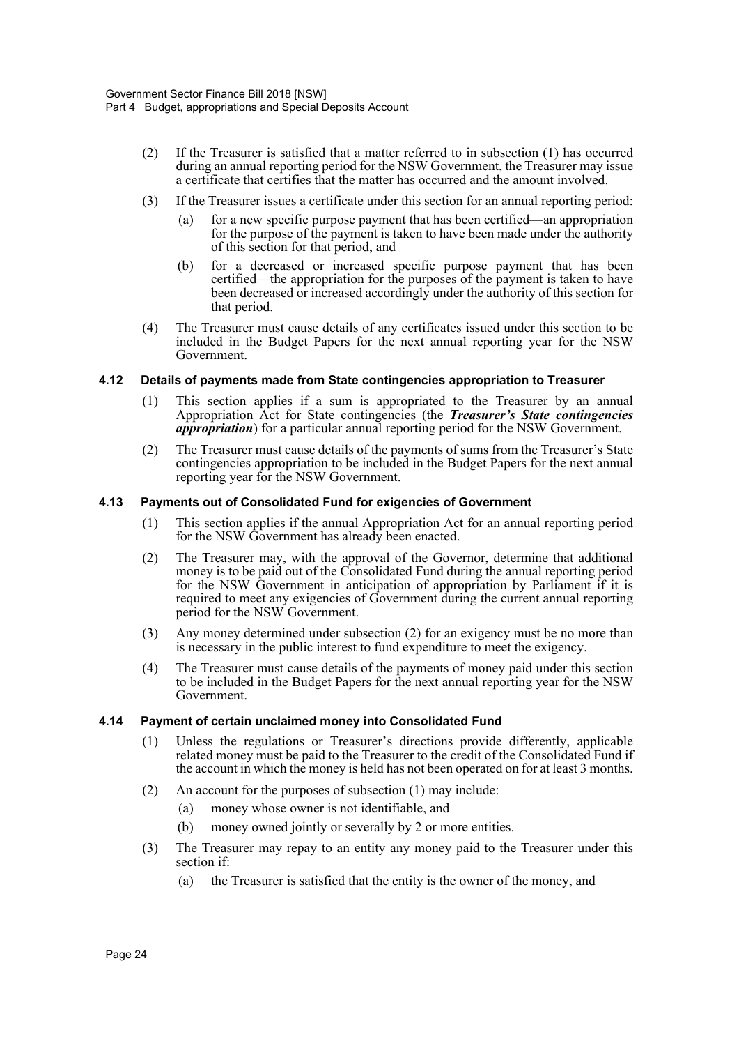(2) If the Treasurer is satisfied that a matter referred to in subsection (1) has occurred during an annual reporting period for the NSW Government, the Treasurer may issue a certificate that certifies that the matter has occurred and the amount involved.

(3) If the Treasurer issues a certificate under this section for an annual reporting period:

(a) for a new specific purpose payment that has been certified—an appropriation for the purpose of the payment is taken to have been made under the authority of this section for that period, and

(b) for a decreased or increased specific purpose payment that has been certified—the appropriation for the purposes of the payment is taken to have been decreased or increased accordingly under the authority of this section for that period.

(4) The Treasurer must cause details of any certificates issued under this section to be included in the Budget Papers for the next annual reporting year for the NSW Government.

### 4.12 Details of payments made from State contingencies appropriation to Treasurer

(1) This section applies if a sum is appropriated to the Treasurer by an annual Appropriation Act for State contingencies (the ***Treasurer's State contingencies appropriation***) for a particular annual reporting period for the NSW Government.

(2) The Treasurer must cause details of the payments of sums from the Treasurer's State contingencies appropriation to be included in the Budget Papers for the next annual reporting year for the NSW Government.

### 4.13 Payments out of Consolidated Fund for exigencies of Government

(1) This section applies if the annual Appropriation Act for an annual reporting period for the NSW Government has already been enacted.

(2) The Treasurer may, with the approval of the Governor, determine that additional money is to be paid out of the Consolidated Fund during the annual reporting period for the NSW Government in anticipation of appropriation by Parliament if it is required to meet any exigencies of Government during the current annual reporting period for the NSW Government.

(3) Any money determined under subsection (2) for an exigency must be no more than is necessary in the public interest to fund expenditure to meet the exigency.

(4) The Treasurer must cause details of the payments of money paid under this section to be included in the Budget Papers for the next annual reporting year for the NSW Government.

### 4.14 Payment of certain unclaimed money into Consolidated Fund

(1) Unless the regulations or Treasurer's directions provide differently, applicable related money must be paid to the Treasurer to the credit of the Consolidated Fund if the account in which the money is held has not been operated on for at least 3 months.

(2) An account for the purposes of subsection (1) may include:

(a) money whose owner is not identifiable, and

(b) money owned jointly or severally by 2 or more entities.

(3) The Treasurer may repay to an entity any money paid to the Treasurer under this section if:

(a) the Treasurer is satisfied that the entity is the owner of the money, and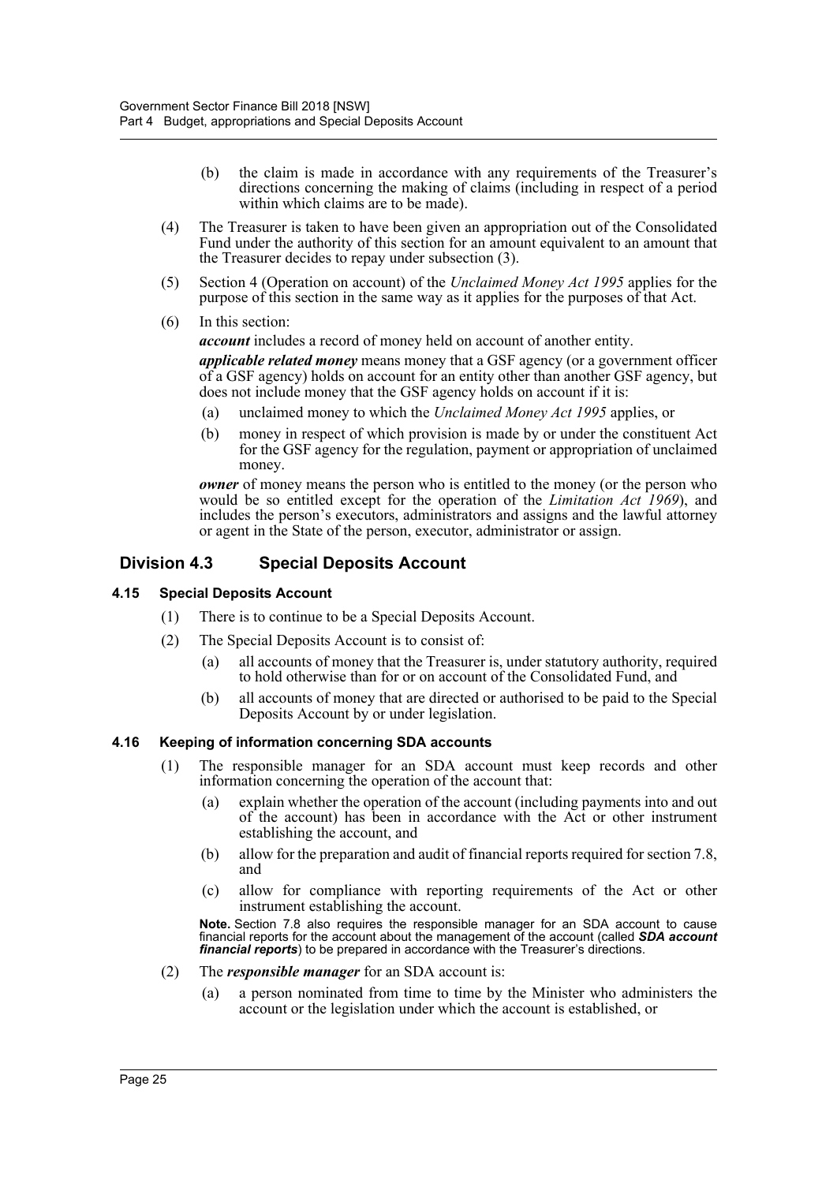(b) the claim is made in accordance with any requirements of the Treasurer's directions concerning the making of claims (including in respect of a period within which claims are to be made).

(4) The Treasurer is taken to have been given an appropriation out of the Consolidated Fund under the authority of this section for an amount equivalent to an amount that the Treasurer decides to repay under subsection (3).

(5) Section 4 (Operation on account) of the *Unclaimed Money Act 1995* applies for the purpose of this section in the same way as it applies for the purposes of that Act.

(6) In this section:

***account*** includes a record of money held on account of another entity.

***applicable related money*** means money that a GSF agency (or a government officer of a GSF agency) holds on account for an entity other than another GSF agency, but does not include money that the GSF agency holds on account if it is:

(a) unclaimed money to which the *Unclaimed Money Act 1995* applies, or

(b) money in respect of which provision is made by or under the constituent Act for the GSF agency for the regulation, payment or appropriation of unclaimed money.

***owner*** of money means the person who is entitled to the money (or the person who would be so entitled except for the operation of the *Limitation Act 1969*), and includes the person's executors, administrators and assigns and the lawful attorney or agent in the State of the person, executor, administrator or assign.

## Division 4.3 Special Deposits Account

### 4.15 Special Deposits Account

(1) There is to continue to be a Special Deposits Account.

(2) The Special Deposits Account is to consist of:

(a) all accounts of money that the Treasurer is, under statutory authority, required to hold otherwise than for or on account of the Consolidated Fund, and

(b) all accounts of money that are directed or authorised to be paid to the Special Deposits Account by or under legislation.

### 4.16 Keeping of information concerning SDA accounts

(1) The responsible manager for an SDA account must keep records and other information concerning the operation of the account that:

(a) explain whether the operation of the account (including payments into and out of the account) has been in accordance with the Act or other instrument establishing the account, and

(b) allow for the preparation and audit of financial reports required for section 7.8, and

(c) allow for compliance with reporting requirements of the Act or other instrument establishing the account.

**Note.** Section 7.8 also requires the responsible manager for an SDA account to cause financial reports for the account about the management of the account (called ***SDA account financial reports***) to be prepared in accordance with the Treasurer's directions.

(2) The ***responsible manager*** for an SDA account is:

(a) a person nominated from time to time by the Minister who administers the account or the legislation under which the account is established, or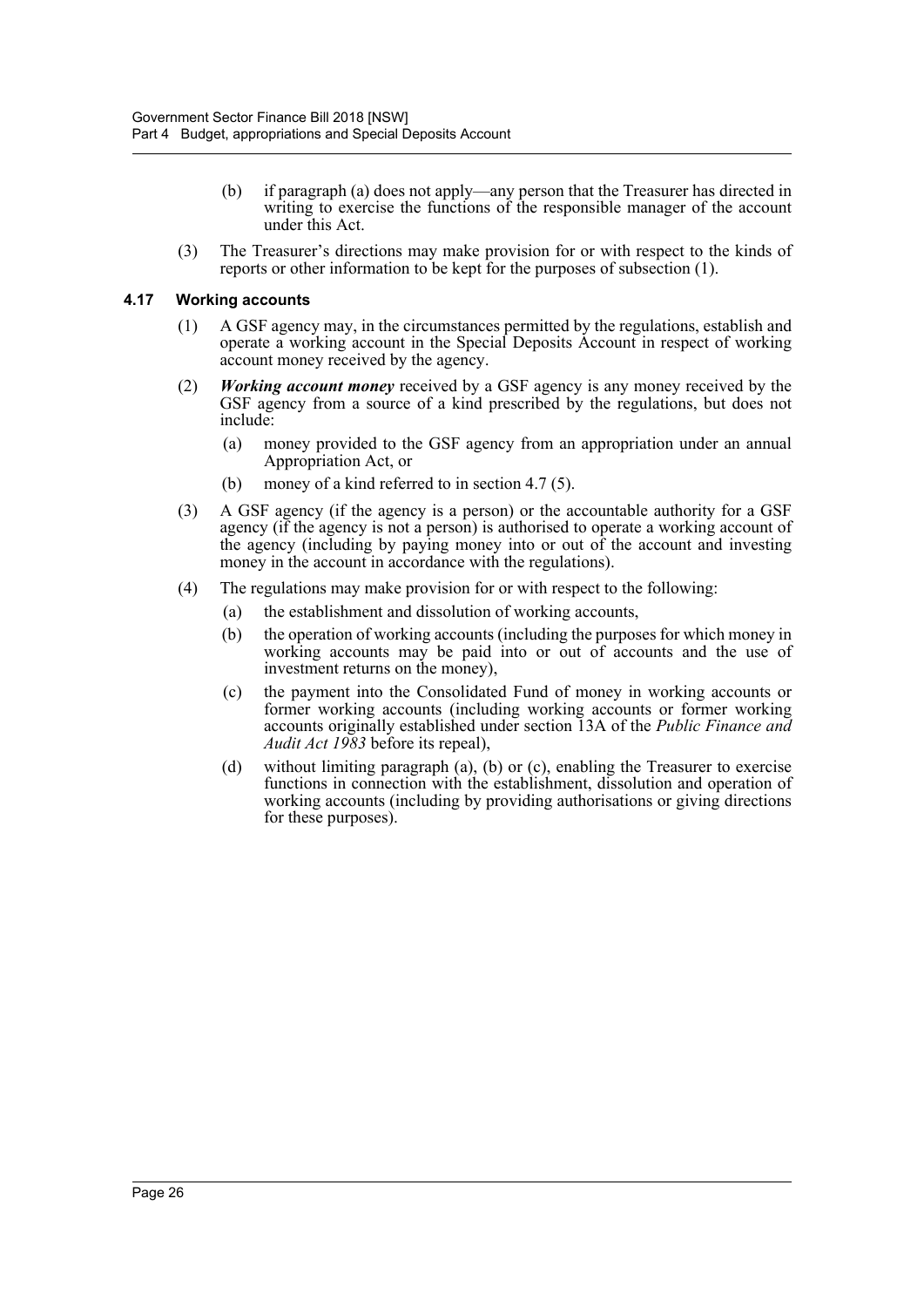(b) if paragraph (a) does not apply—any person that the Treasurer has directed in writing to exercise the functions of the responsible manager of the account under this Act.

(3) The Treasurer's directions may make provision for or with respect to the kinds of reports or other information to be kept for the purposes of subsection (1).

#### 4.17 Working accounts

(1) A GSF agency may, in the circumstances permitted by the regulations, establish and operate a working account in the Special Deposits Account in respect of working account money received by the agency.

(2) ***Working account money*** received by a GSF agency is any money received by the GSF agency from a source of a kind prescribed by the regulations, but does not include:

(a) money provided to the GSF agency from an appropriation under an annual Appropriation Act, or

(b) money of a kind referred to in section 4.7 (5).

(3) A GSF agency (if the agency is a person) or the accountable authority for a GSF agency (if the agency is not a person) is authorised to operate a working account of the agency (including by paying money into or out of the account and investing money in the account in accordance with the regulations).

(4) The regulations may make provision for or with respect to the following:

(a) the establishment and dissolution of working accounts,

(b) the operation of working accounts (including the purposes for which money in working accounts may be paid into or out of accounts and the use of investment returns on the money),

(c) the payment into the Consolidated Fund of money in working accounts or former working accounts (including working accounts or former working accounts originally established under section 13A of the *Public Finance and Audit Act 1983* before its repeal),

(d) without limiting paragraph (a), (b) or (c), enabling the Treasurer to exercise functions in connection with the establishment, dissolution and operation of working accounts (including by providing authorisations or giving directions for these purposes).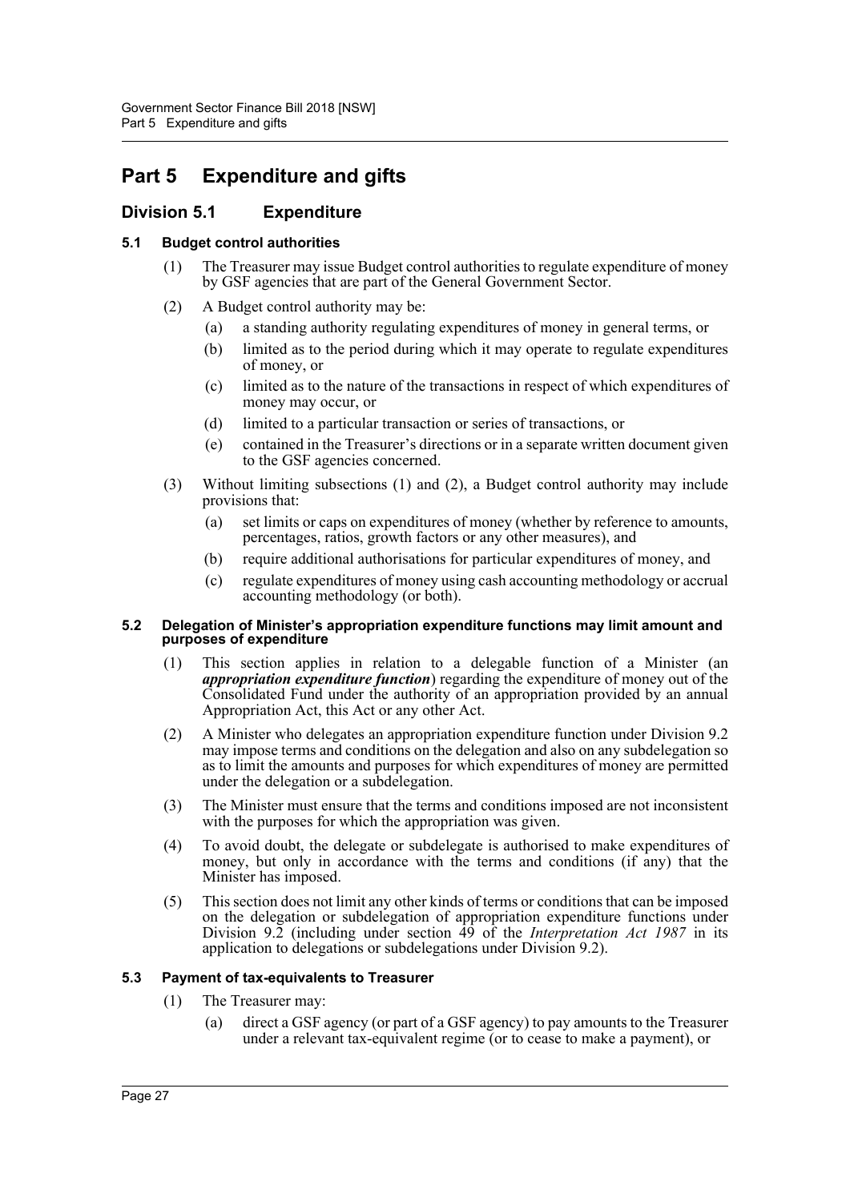# Part 5 Expenditure and gifts

## Division 5.1 Expenditure

### 5.1 Budget control authorities

(1) The Treasurer may issue Budget control authorities to regulate expenditure of money by GSF agencies that are part of the General Government Sector.

(2) A Budget control authority may be:

- (a) a standing authority regulating expenditures of money in general terms, or
- (b) limited as to the period during which it may operate to regulate expenditures of money, or
- (c) limited as to the nature of the transactions in respect of which expenditures of money may occur, or
- (d) limited to a particular transaction or series of transactions, or
- (e) contained in the Treasurer's directions or in a separate written document given to the GSF agencies concerned.

(3) Without limiting subsections (1) and (2), a Budget control authority may include provisions that:

- (a) set limits or caps on expenditures of money (whether by reference to amounts, percentages, ratios, growth factors or any other measures), and
- (b) require additional authorisations for particular expenditures of money, and
- (c) regulate expenditures of money using cash accounting methodology or accrual accounting methodology (or both).

### 5.2 Delegation of Minister's appropriation expenditure functions may limit amount and purposes of expenditure

(1) This section applies in relation to a delegable function of a Minister (an ***appropriation expenditure function***) regarding the expenditure of money out of the Consolidated Fund under the authority of an appropriation provided by an annual Appropriation Act, this Act or any other Act.

(2) A Minister who delegates an appropriation expenditure function under Division 9.2 may impose terms and conditions on the delegation and also on any subdelegation so as to limit the amounts and purposes for which expenditures of money are permitted under the delegation or a subdelegation.

(3) The Minister must ensure that the terms and conditions imposed are not inconsistent with the purposes for which the appropriation was given.

(4) To avoid doubt, the delegate or subdelegate is authorised to make expenditures of money, but only in accordance with the terms and conditions (if any) that the Minister has imposed.

(5) This section does not limit any other kinds of terms or conditions that can be imposed on the delegation or subdelegation of appropriation expenditure functions under Division 9.2 (including under section 49 of the *Interpretation Act 1987* in its application to delegations or subdelegations under Division 9.2).

### 5.3 Payment of tax-equivalents to Treasurer

(1) The Treasurer may:

- (a) direct a GSF agency (or part of a GSF agency) to pay amounts to the Treasurer under a relevant tax-equivalent regime (or to cease to make a payment), or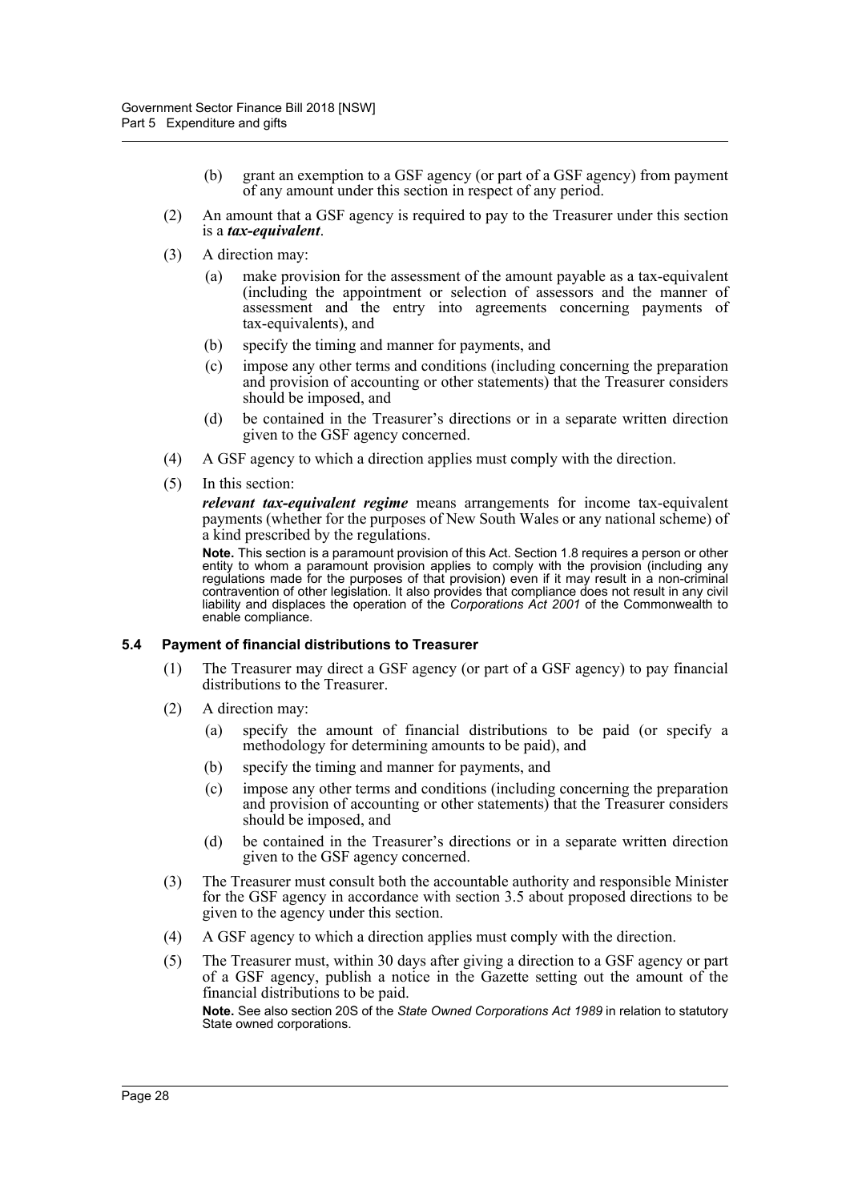(b) grant an exemption to a GSF agency (or part of a GSF agency) from payment of any amount under this section in respect of any period.

(2) An amount that a GSF agency is required to pay to the Treasurer under this section is a ***tax-equivalent***.

(3) A direction may:

(a) make provision for the assessment of the amount payable as a tax-equivalent (including the appointment or selection of assessors and the manner of assessment and the entry into agreements concerning payments of tax-equivalents), and

(b) specify the timing and manner for payments, and

(c) impose any other terms and conditions (including concerning the preparation and provision of accounting or other statements) that the Treasurer considers should be imposed, and

(d) be contained in the Treasurer's directions or in a separate written direction given to the GSF agency concerned.

(4) A GSF agency to which a direction applies must comply with the direction.

(5) In this section:

***relevant tax-equivalent regime*** means arrangements for income tax-equivalent payments (whether for the purposes of New South Wales or any national scheme) of a kind prescribed by the regulations.

**Note.** This section is a paramount provision of this Act. Section 1.8 requires a person or other entity to whom a paramount provision applies to comply with the provision (including any regulations made for the purposes of that provision) even if it may result in a non-criminal contravention of other legislation. It also provides that compliance does not result in any civil liability and displaces the operation of the *Corporations Act 2001* of the Commonwealth to enable compliance.

### 5.4 Payment of financial distributions to Treasurer

(1) The Treasurer may direct a GSF agency (or part of a GSF agency) to pay financial distributions to the Treasurer.

(2) A direction may:

(a) specify the amount of financial distributions to be paid (or specify a methodology for determining amounts to be paid), and

(b) specify the timing and manner for payments, and

(c) impose any other terms and conditions (including concerning the preparation and provision of accounting or other statements) that the Treasurer considers should be imposed, and

(d) be contained in the Treasurer's directions or in a separate written direction given to the GSF agency concerned.

(3) The Treasurer must consult both the accountable authority and responsible Minister for the GSF agency in accordance with section 3.5 about proposed directions to be given to the agency under this section.

(4) A GSF agency to which a direction applies must comply with the direction.

(5) The Treasurer must, within 30 days after giving a direction to a GSF agency or part of a GSF agency, publish a notice in the Gazette setting out the amount of the financial distributions to be paid.

**Note.** See also section 20S of the *State Owned Corporations Act 1989* in relation to statutory State owned corporations.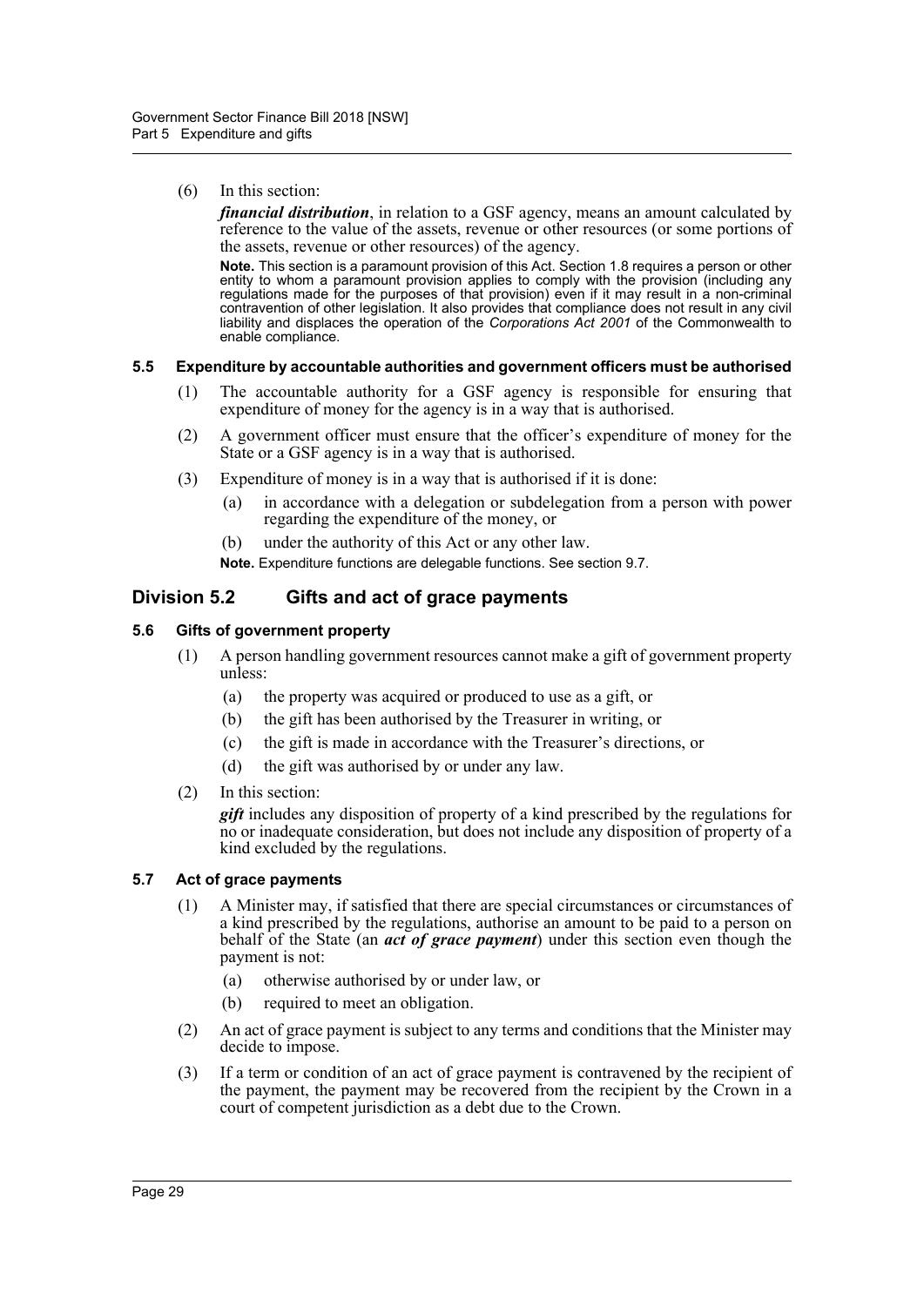(6) In this section:

***financial distribution***, in relation to a GSF agency, means an amount calculated by reference to the value of the assets, revenue or other resources (or some portions of the assets, revenue or other resources) of the agency.

**Note.** This section is a paramount provision of this Act. Section 1.8 requires a person or other entity to whom a paramount provision applies to comply with the provision (including any regulations made for the purposes of that provision) even if it may result in a non-criminal contravention of other legislation. It also provides that compliance does not result in any civil liability and displaces the operation of the *Corporations Act 2001* of the Commonwealth to enable compliance.

#### 5.5 Expenditure by accountable authorities and government officers must be authorised

(1) The accountable authority for a GSF agency is responsible for ensuring that expenditure of money for the agency is in a way that is authorised.

(2) A government officer must ensure that the officer's expenditure of money for the State or a GSF agency is in a way that is authorised.

(3) Expenditure of money is in a way that is authorised if it is done:

- (a) in accordance with a delegation or subdelegation from a person with power regarding the expenditure of the money, or
- (b) under the authority of this Act or any other law.

**Note.** Expenditure functions are delegable functions. See section 9.7.

## Division 5.2 Gifts and act of grace payments

#### 5.6 Gifts of government property

(1) A person handling government resources cannot make a gift of government property unless:

- (a) the property was acquired or produced to use as a gift, or
- (b) the gift has been authorised by the Treasurer in writing, or
- (c) the gift is made in accordance with the Treasurer's directions, or
- (d) the gift was authorised by or under any law.

(2) In this section:

***gift*** includes any disposition of property of a kind prescribed by the regulations for no or inadequate consideration, but does not include any disposition of property of a kind excluded by the regulations.

#### 5.7 Act of grace payments

(1) A Minister may, if satisfied that there are special circumstances or circumstances of a kind prescribed by the regulations, authorise an amount to be paid to a person on behalf of the State (an ***act of grace payment***) under this section even though the payment is not:

- (a) otherwise authorised by or under law, or
- (b) required to meet an obligation.

(2) An act of grace payment is subject to any terms and conditions that the Minister may decide to impose.

(3) If a term or condition of an act of grace payment is contravened by the recipient of the payment, the payment may be recovered from the recipient by the Crown in a court of competent jurisdiction as a debt due to the Crown.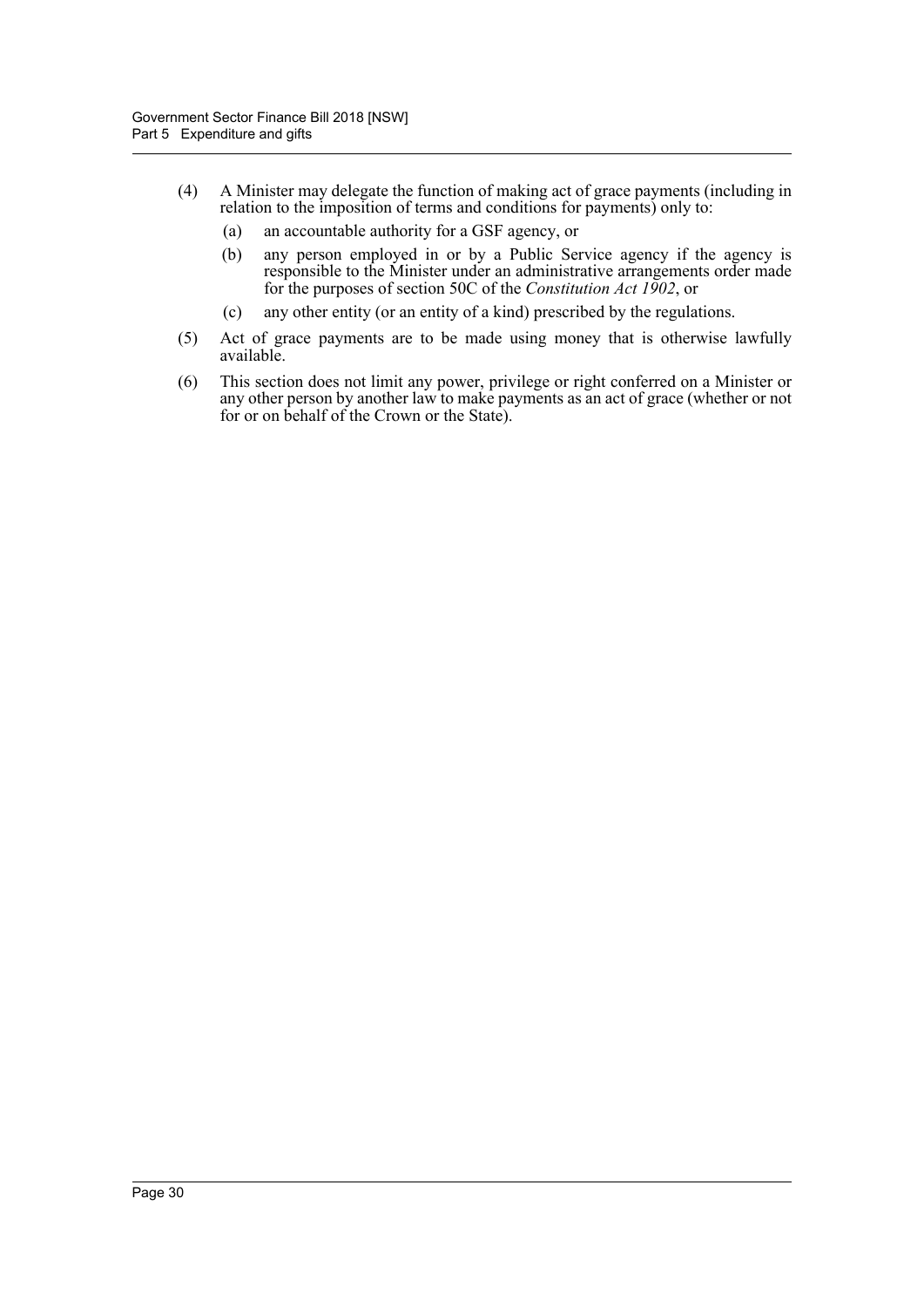(4) A Minister may delegate the function of making act of grace payments (including in relation to the imposition of terms and conditions for payments) only to:

  (a) an accountable authority for a GSF agency, or

  (b) any person employed in or by a Public Service agency if the agency is responsible to the Minister under an administrative arrangements order made for the purposes of section 50C of the *Constitution Act 1902*, or

  (c) any other entity (or an entity of a kind) prescribed by the regulations.

(5) Act of grace payments are to be made using money that is otherwise lawfully available.

(6) This section does not limit any power, privilege or right conferred on a Minister or any other person by another law to make payments as an act of grace (whether or not for or on behalf of the Crown or the State).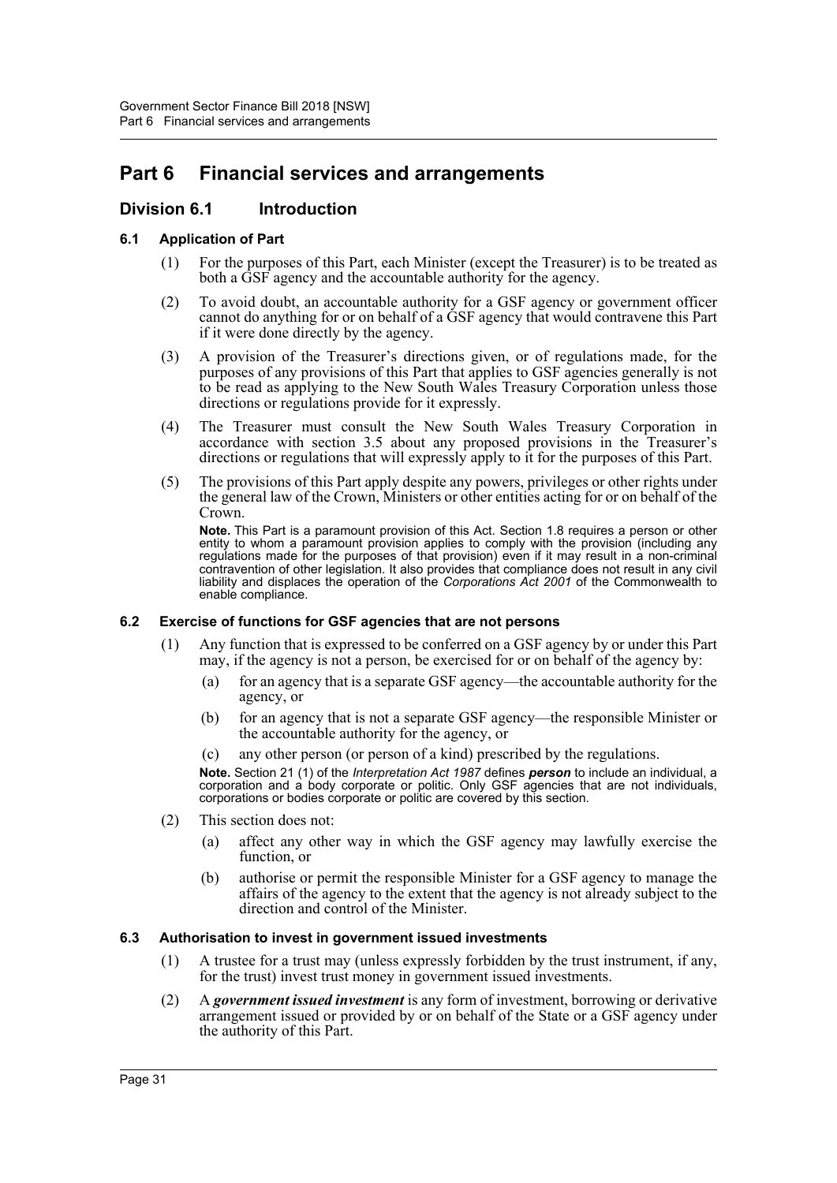# Part 6 Financial services and arrangements

## Division 6.1 Introduction

### 6.1 Application of Part

(1) For the purposes of this Part, each Minister (except the Treasurer) is to be treated as both a GSF agency and the accountable authority for the agency.

(2) To avoid doubt, an accountable authority for a GSF agency or government officer cannot do anything for or on behalf of a GSF agency that would contravene this Part if it were done directly by the agency.

(3) A provision of the Treasurer's directions given, or of regulations made, for the purposes of any provisions of this Part that applies to GSF agencies generally is not to be read as applying to the New South Wales Treasury Corporation unless those directions or regulations provide for it expressly.

(4) The Treasurer must consult the New South Wales Treasury Corporation in accordance with section 3.5 about any proposed provisions in the Treasurer's directions or regulations that will expressly apply to it for the purposes of this Part.

(5) The provisions of this Part apply despite any powers, privileges or other rights under the general law of the Crown, Ministers or other entities acting for or on behalf of the Crown.

**Note.** This Part is a paramount provision of this Act. Section 1.8 requires a person or other entity to whom a paramount provision applies to comply with the provision (including any regulations made for the purposes of that provision) even if it may result in a non-criminal contravention of other legislation. It also provides that compliance does not result in any civil liability and displaces the operation of the *Corporations Act 2001* of the Commonwealth to enable compliance.

### 6.2 Exercise of functions for GSF agencies that are not persons

(1) Any function that is expressed to be conferred on a GSF agency by or under this Part may, if the agency is not a person, be exercised for or on behalf of the agency by:

- (a) for an agency that is a separate GSF agency—the accountable authority for the agency, or
- (b) for an agency that is not a separate GSF agency—the responsible Minister or the accountable authority for the agency, or
- (c) any other person (or person of a kind) prescribed by the regulations.

**Note.** Section 21 (1) of the *Interpretation Act 1987* defines ***person*** to include an individual, a corporation and a body corporate or politic. Only GSF agencies that are not individuals, corporations or bodies corporate or politic are covered by this section.

(2) This section does not:

- (a) affect any other way in which the GSF agency may lawfully exercise the function, or
- (b) authorise or permit the responsible Minister for a GSF agency to manage the affairs of the agency to the extent that the agency is not already subject to the direction and control of the Minister.

### 6.3 Authorisation to invest in government issued investments

(1) A trustee for a trust may (unless expressly forbidden by the trust instrument, if any, for the trust) invest trust money in government issued investments.

(2) A ***government issued investment*** is any form of investment, borrowing or derivative arrangement issued or provided by or on behalf of the State or a GSF agency under the authority of this Part.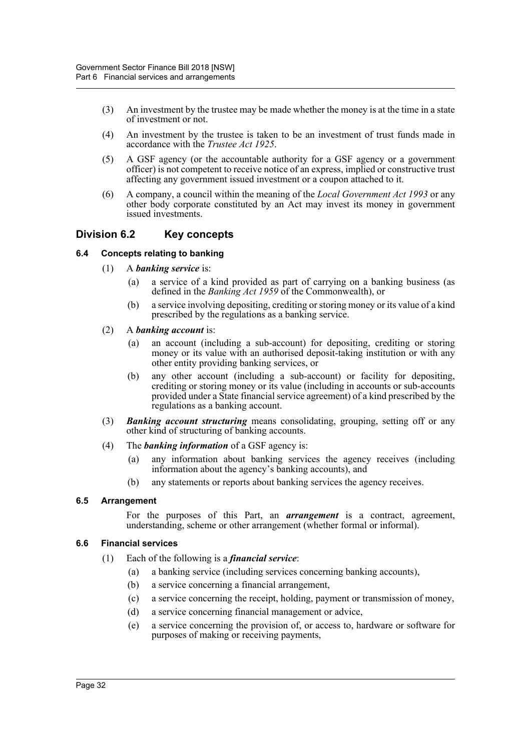(3) An investment by the trustee may be made whether the money is at the time in a state of investment or not.

(4) An investment by the trustee is taken to be an investment of trust funds made in accordance with the *Trustee Act 1925*.

(5) A GSF agency (or the accountable authority for a GSF agency or a government officer) is not competent to receive notice of an express, implied or constructive trust affecting any government issued investment or a coupon attached to it.

(6) A company, a council within the meaning of the *Local Government Act 1993* or any other body corporate constituted by an Act may invest its money in government issued investments.

## Division 6.2 Key concepts

### 6.4 Concepts relating to banking

(1) A ***banking service*** is:

(a) a service of a kind provided as part of carrying on a banking business (as defined in the *Banking Act 1959* of the Commonwealth), or

(b) a service involving depositing, crediting or storing money or its value of a kind prescribed by the regulations as a banking service.

(2) A ***banking account*** is:

(a) an account (including a sub-account) for depositing, crediting or storing money or its value with an authorised deposit-taking institution or with any other entity providing banking services, or

(b) any other account (including a sub-account) or facility for depositing, crediting or storing money or its value (including in accounts or sub-accounts provided under a State financial service agreement) of a kind prescribed by the regulations as a banking account.

(3) ***Banking account structuring*** means consolidating, grouping, setting off or any other kind of structuring of banking accounts.

(4) The ***banking information*** of a GSF agency is:

(a) any information about banking services the agency receives (including information about the agency's banking accounts), and

(b) any statements or reports about banking services the agency receives.

### 6.5 Arrangement

For the purposes of this Part, an ***arrangement*** is a contract, agreement, understanding, scheme or other arrangement (whether formal or informal).

### 6.6 Financial services

(1) Each of the following is a ***financial service***:

(a) a banking service (including services concerning banking accounts),

(b) a service concerning a financial arrangement,

(c) a service concerning the receipt, holding, payment or transmission of money,

(d) a service concerning financial management or advice,

(e) a service concerning the provision of, or access to, hardware or software for purposes of making or receiving payments,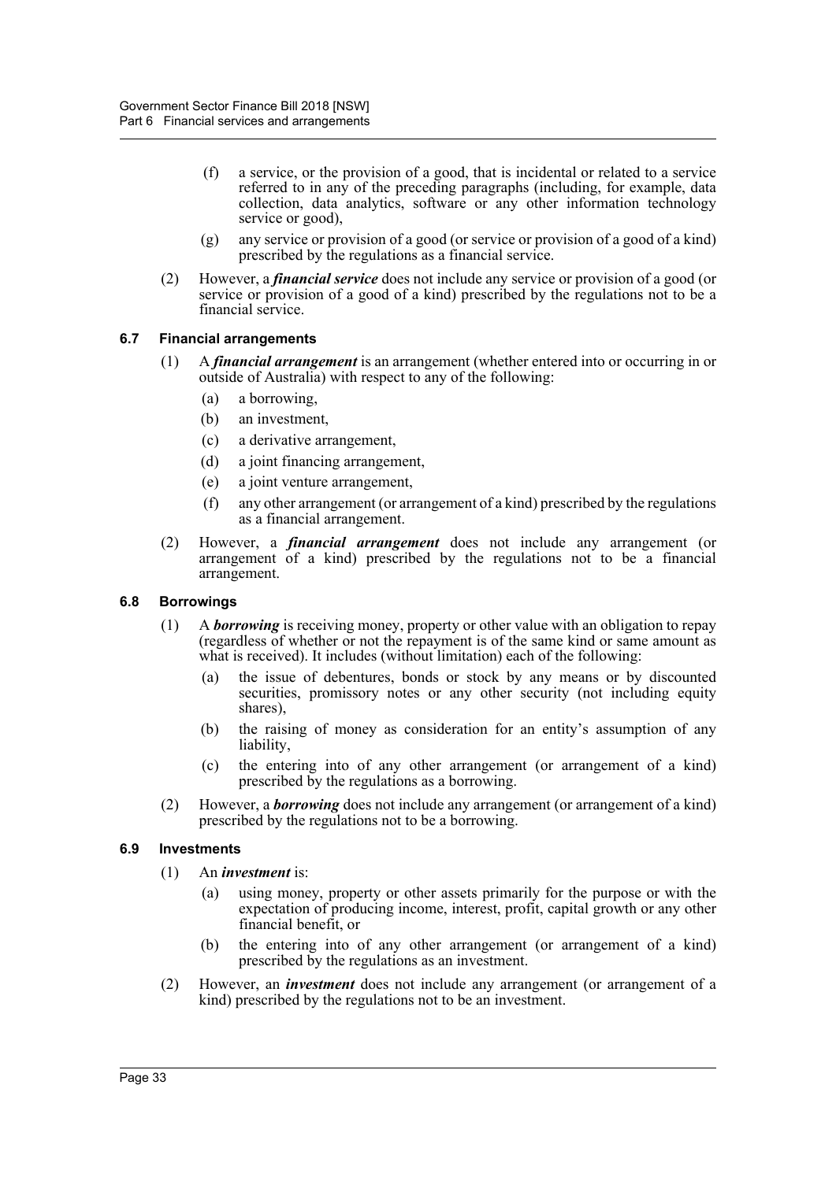(f) a service, or the provision of a good, that is incidental or related to a service referred to in any of the preceding paragraphs (including, for example, data collection, data analytics, software or any other information technology service or good),

(g) any service or provision of a good (or service or provision of a good of a kind) prescribed by the regulations as a financial service.

(2) However, a ***financial service*** does not include any service or provision of a good (or service or provision of a good of a kind) prescribed by the regulations not to be a financial service.

### 6.7 Financial arrangements

(1) A ***financial arrangement*** is an arrangement (whether entered into or occurring in or outside of Australia) with respect to any of the following:

(a) a borrowing,

(b) an investment,

(c) a derivative arrangement,

(d) a joint financing arrangement,

(e) a joint venture arrangement,

(f) any other arrangement (or arrangement of a kind) prescribed by the regulations as a financial arrangement.

(2) However, a ***financial arrangement*** does not include any arrangement (or arrangement of a kind) prescribed by the regulations not to be a financial arrangement.

### 6.8 Borrowings

(1) A ***borrowing*** is receiving money, property or other value with an obligation to repay (regardless of whether or not the repayment is of the same kind or same amount as what is received). It includes (without limitation) each of the following:

(a) the issue of debentures, bonds or stock by any means or by discounted securities, promissory notes or any other security (not including equity shares),

(b) the raising of money as consideration for an entity's assumption of any liability,

(c) the entering into of any other arrangement (or arrangement of a kind) prescribed by the regulations as a borrowing.

(2) However, a ***borrowing*** does not include any arrangement (or arrangement of a kind) prescribed by the regulations not to be a borrowing.

### 6.9 Investments

(1) An ***investment*** is:

(a) using money, property or other assets primarily for the purpose or with the expectation of producing income, interest, profit, capital growth or any other financial benefit, or

(b) the entering into of any other arrangement (or arrangement of a kind) prescribed by the regulations as an investment.

(2) However, an ***investment*** does not include any arrangement (or arrangement of a kind) prescribed by the regulations not to be an investment.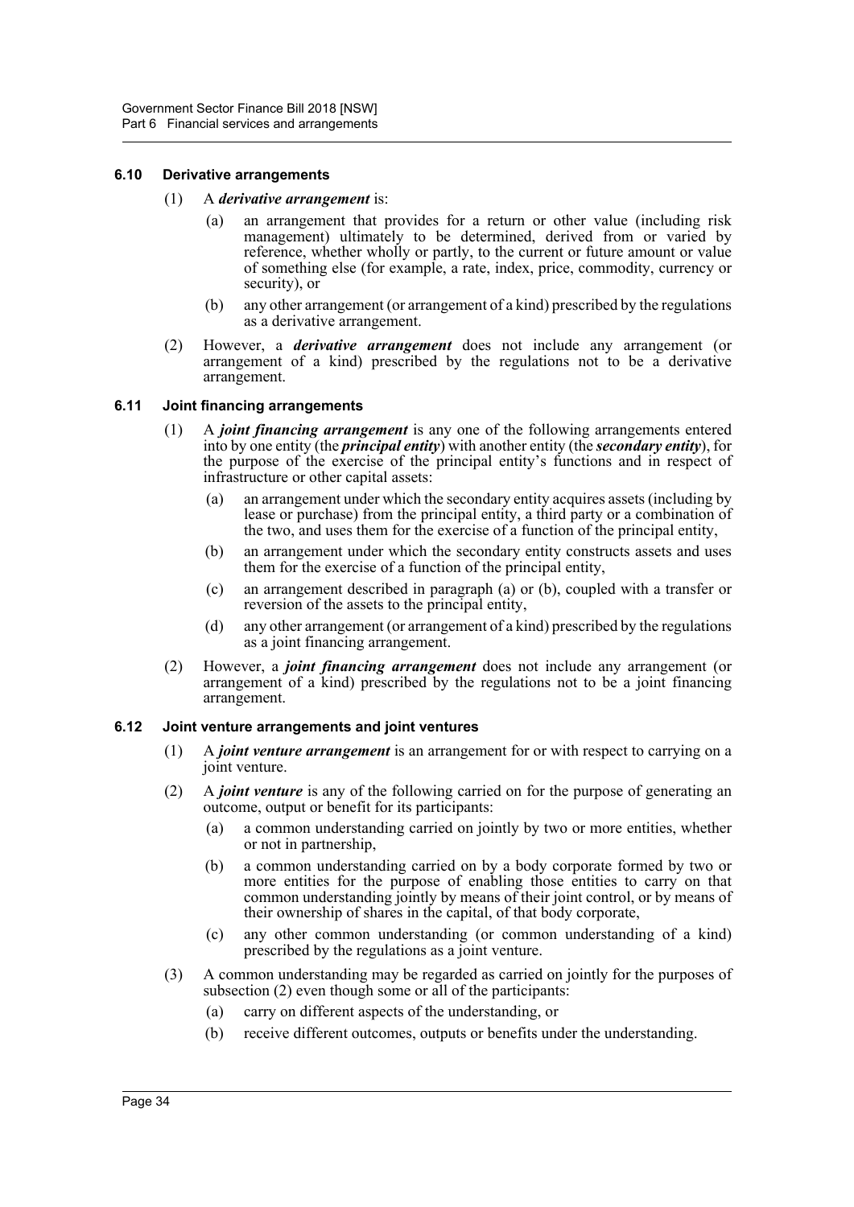#### 6.10 Derivative arrangements

(1) A ***derivative arrangement*** is:

(a) an arrangement that provides for a return or other value (including risk management) ultimately to be determined, derived from or varied by reference, whether wholly or partly, to the current or future amount or value of something else (for example, a rate, index, price, commodity, currency or security), or

(b) any other arrangement (or arrangement of a kind) prescribed by the regulations as a derivative arrangement.

(2) However, a ***derivative arrangement*** does not include any arrangement (or arrangement of a kind) prescribed by the regulations not to be a derivative arrangement.

#### 6.11 Joint financing arrangements

(1) A ***joint financing arrangement*** is any one of the following arrangements entered into by one entity (the ***principal entity***) with another entity (the ***secondary entity***), for the purpose of the exercise of the principal entity's functions and in respect of infrastructure or other capital assets:

(a) an arrangement under which the secondary entity acquires assets (including by lease or purchase) from the principal entity, a third party or a combination of the two, and uses them for the exercise of a function of the principal entity,

(b) an arrangement under which the secondary entity constructs assets and uses them for the exercise of a function of the principal entity,

(c) an arrangement described in paragraph (a) or (b), coupled with a transfer or reversion of the assets to the principal entity,

(d) any other arrangement (or arrangement of a kind) prescribed by the regulations as a joint financing arrangement.

(2) However, a ***joint financing arrangement*** does not include any arrangement (or arrangement of a kind) prescribed by the regulations not to be a joint financing arrangement.

#### 6.12 Joint venture arrangements and joint ventures

(1) A ***joint venture arrangement*** is an arrangement for or with respect to carrying on a joint venture.

(2) A ***joint venture*** is any of the following carried on for the purpose of generating an outcome, output or benefit for its participants:

(a) a common understanding carried on jointly by two or more entities, whether or not in partnership,

(b) a common understanding carried on by a body corporate formed by two or more entities for the purpose of enabling those entities to carry on that common understanding jointly by means of their joint control, or by means of their ownership of shares in the capital, of that body corporate,

(c) any other common understanding (or common understanding of a kind) prescribed by the regulations as a joint venture.

(3) A common understanding may be regarded as carried on jointly for the purposes of subsection (2) even though some or all of the participants:

(a) carry on different aspects of the understanding, or

(b) receive different outcomes, outputs or benefits under the understanding.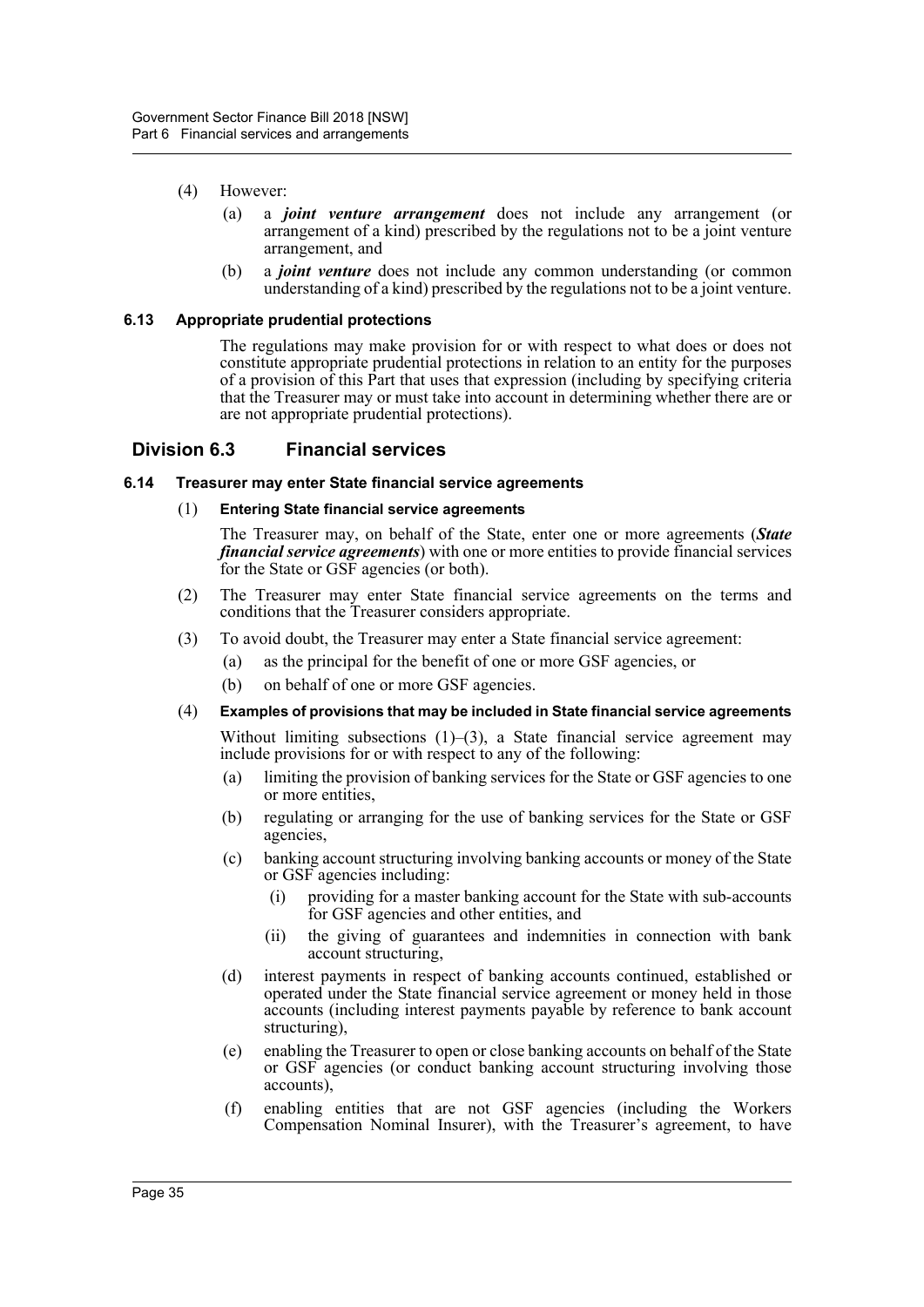(4) However:

(a) a ***joint venture arrangement*** does not include any arrangement (or arrangement of a kind) prescribed by the regulations not to be a joint venture arrangement, and

(b) a ***joint venture*** does not include any common understanding (or common understanding of a kind) prescribed by the regulations not to be a joint venture.

#### 6.13 Appropriate prudential protections

The regulations may make provision for or with respect to what does or does not constitute appropriate prudential protections in relation to an entity for the purposes of a provision of this Part that uses that expression (including by specifying criteria that the Treasurer may or must take into account in determining whether there are or are not appropriate prudential protections).

### Division 6.3 Financial services

#### 6.14 Treasurer may enter State financial service agreements

(1) **Entering State financial service agreements**

The Treasurer may, on behalf of the State, enter one or more agreements (***State financial service agreements***) with one or more entities to provide financial services for the State or GSF agencies (or both).

(2) The Treasurer may enter State financial service agreements on the terms and conditions that the Treasurer considers appropriate.

(3) To avoid doubt, the Treasurer may enter a State financial service agreement:

(a) as the principal for the benefit of one or more GSF agencies, or

(b) on behalf of one or more GSF agencies.

(4) **Examples of provisions that may be included in State financial service agreements**

Without limiting subsections (1)–(3), a State financial service agreement may include provisions for or with respect to any of the following:

(a) limiting the provision of banking services for the State or GSF agencies to one or more entities,

(b) regulating or arranging for the use of banking services for the State or GSF agencies,

(c) banking account structuring involving banking accounts or money of the State or GSF agencies including:

(i) providing for a master banking account for the State with sub-accounts for GSF agencies and other entities, and

(ii) the giving of guarantees and indemnities in connection with bank account structuring,

(d) interest payments in respect of banking accounts continued, established or operated under the State financial service agreement or money held in those accounts (including interest payments payable by reference to bank account structuring),

(e) enabling the Treasurer to open or close banking accounts on behalf of the State or GSF agencies (or conduct banking account structuring involving those accounts),

(f) enabling entities that are not GSF agencies (including the Workers Compensation Nominal Insurer), with the Treasurer's agreement, to have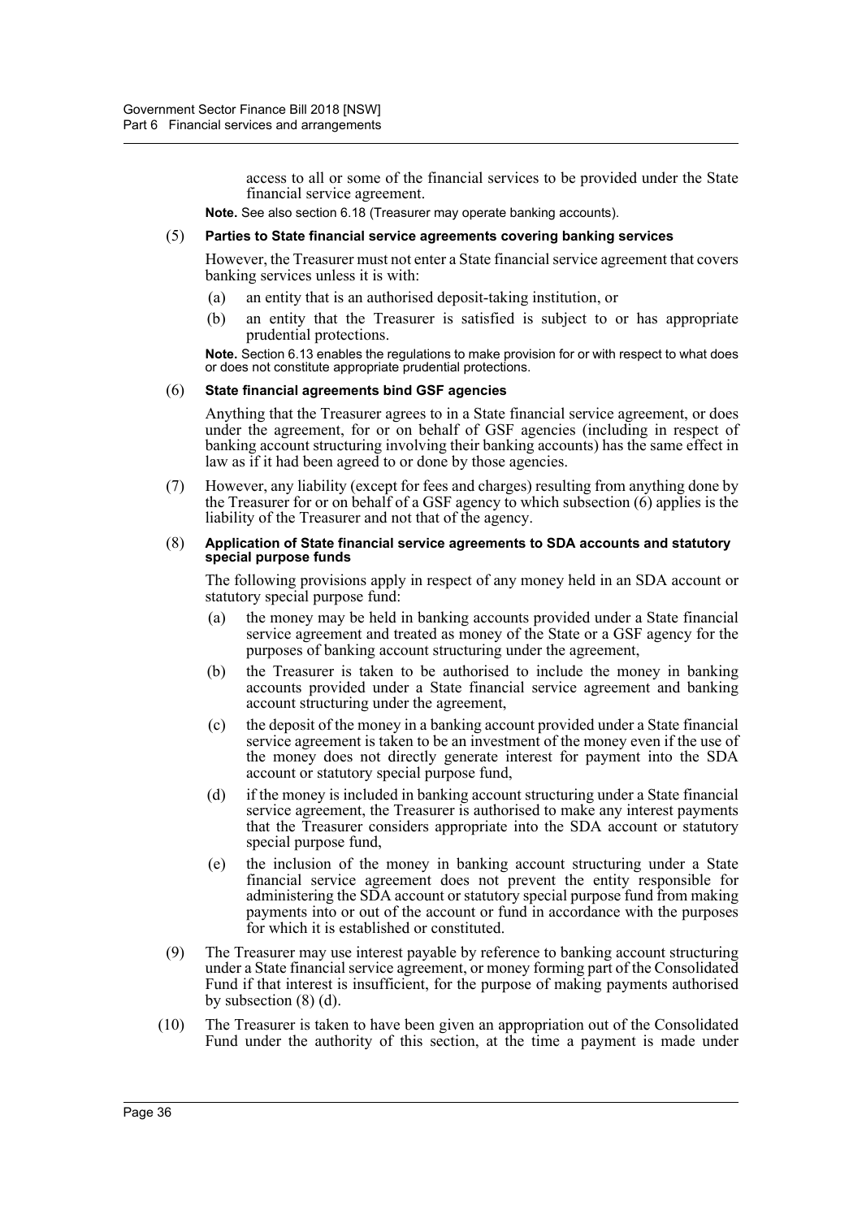access to all or some of the financial services to be provided under the State financial service agreement.

**Note.** See also section 6.18 (Treasurer may operate banking accounts).

(5) **Parties to State financial service agreements covering banking services**

However, the Treasurer must not enter a State financial service agreement that covers banking services unless it is with:

- (a) an entity that is an authorised deposit-taking institution, or
- (b) an entity that the Treasurer is satisfied is subject to or has appropriate prudential protections.

**Note.** Section 6.13 enables the regulations to make provision for or with respect to what does or does not constitute appropriate prudential protections.

(6) **State financial agreements bind GSF agencies**

Anything that the Treasurer agrees to in a State financial service agreement, or does under the agreement, for or on behalf of GSF agencies (including in respect of banking account structuring involving their banking accounts) has the same effect in law as if it had been agreed to or done by those agencies.

(7) However, any liability (except for fees and charges) resulting from anything done by the Treasurer for or on behalf of a GSF agency to which subsection (6) applies is the liability of the Treasurer and not that of the agency.

(8) **Application of State financial service agreements to SDA accounts and statutory special purpose funds**

The following provisions apply in respect of any money held in an SDA account or statutory special purpose fund:

- (a) the money may be held in banking accounts provided under a State financial service agreement and treated as money of the State or a GSF agency for the purposes of banking account structuring under the agreement,
- (b) the Treasurer is taken to be authorised to include the money in banking accounts provided under a State financial service agreement and banking account structuring under the agreement,
- (c) the deposit of the money in a banking account provided under a State financial service agreement is taken to be an investment of the money even if the use of the money does not directly generate interest for payment into the SDA account or statutory special purpose fund,
- (d) if the money is included in banking account structuring under a State financial service agreement, the Treasurer is authorised to make any interest payments that the Treasurer considers appropriate into the SDA account or statutory special purpose fund,
- (e) the inclusion of the money in banking account structuring under a State financial service agreement does not prevent the entity responsible for administering the SDA account or statutory special purpose fund from making payments into or out of the account or fund in accordance with the purposes for which it is established or constituted.

(9) The Treasurer may use interest payable by reference to banking account structuring under a State financial service agreement, or money forming part of the Consolidated Fund if that interest is insufficient, for the purpose of making payments authorised by subsection (8) (d).

(10) The Treasurer is taken to have been given an appropriation out of the Consolidated Fund under the authority of this section, at the time a payment is made under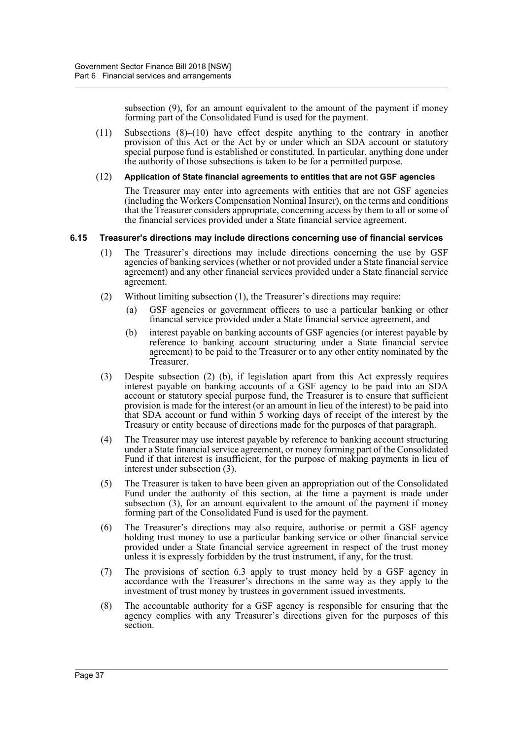subsection (9), for an amount equivalent to the amount of the payment if money forming part of the Consolidated Fund is used for the payment.

(11) Subsections (8)–(10) have effect despite anything to the contrary in another provision of this Act or the Act by or under which an SDA account or statutory special purpose fund is established or constituted. In particular, anything done under the authority of those subsections is taken to be for a permitted purpose.

(12) **Application of State financial agreements to entities that are not GSF agencies**

The Treasurer may enter into agreements with entities that are not GSF agencies (including the Workers Compensation Nominal Insurer), on the terms and conditions that the Treasurer considers appropriate, concerning access by them to all or some of the financial services provided under a State financial service agreement.

### 6.15 Treasurer's directions may include directions concerning use of financial services

(1) The Treasurer's directions may include directions concerning the use by GSF agencies of banking services (whether or not provided under a State financial service agreement) and any other financial services provided under a State financial service agreement.

(2) Without limiting subsection (1), the Treasurer's directions may require:

(a) GSF agencies or government officers to use a particular banking or other financial service provided under a State financial service agreement, and

(b) interest payable on banking accounts of GSF agencies (or interest payable by reference to banking account structuring under a State financial service agreement) to be paid to the Treasurer or to any other entity nominated by the Treasurer.

(3) Despite subsection (2) (b), if legislation apart from this Act expressly requires interest payable on banking accounts of a GSF agency to be paid into an SDA account or statutory special purpose fund, the Treasurer is to ensure that sufficient provision is made for the interest (or an amount in lieu of the interest) to be paid into that SDA account or fund within 5 working days of receipt of the interest by the Treasury or entity because of directions made for the purposes of that paragraph.

(4) The Treasurer may use interest payable by reference to banking account structuring under a State financial service agreement, or money forming part of the Consolidated Fund if that interest is insufficient, for the purpose of making payments in lieu of interest under subsection (3).

(5) The Treasurer is taken to have been given an appropriation out of the Consolidated Fund under the authority of this section, at the time a payment is made under subsection (3), for an amount equivalent to the amount of the payment if money forming part of the Consolidated Fund is used for the payment.

(6) The Treasurer's directions may also require, authorise or permit a GSF agency holding trust money to use a particular banking service or other financial service provided under a State financial service agreement in respect of the trust money unless it is expressly forbidden by the trust instrument, if any, for the trust.

(7) The provisions of section 6.3 apply to trust money held by a GSF agency in accordance with the Treasurer's directions in the same way as they apply to the investment of trust money by trustees in government issued investments.

(8) The accountable authority for a GSF agency is responsible for ensuring that the agency complies with any Treasurer's directions given for the purposes of this section.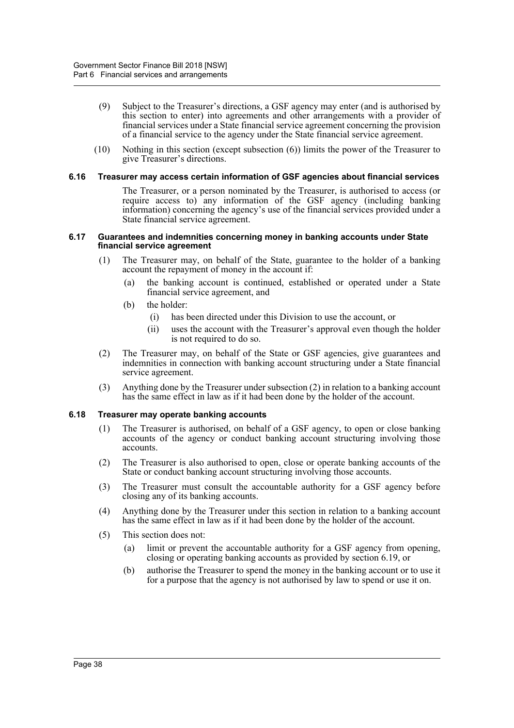(9) Subject to the Treasurer's directions, a GSF agency may enter (and is authorised by this section to enter) into agreements and other arrangements with a provider of financial services under a State financial service agreement concerning the provision of a financial service to the agency under the State financial service agreement.

(10) Nothing in this section (except subsection (6)) limits the power of the Treasurer to give Treasurer's directions.

### 6.16 Treasurer may access certain information of GSF agencies about financial services

The Treasurer, or a person nominated by the Treasurer, is authorised to access (or require access to) any information of the GSF agency (including banking information) concerning the agency's use of the financial services provided under a State financial service agreement.

### 6.17 Guarantees and indemnities concerning money in banking accounts under State financial service agreement

(1) The Treasurer may, on behalf of the State, guarantee to the holder of a banking account the repayment of money in the account if:

- (a) the banking account is continued, established or operated under a State financial service agreement, and
- (b) the holder:
  - (i) has been directed under this Division to use the account, or
  - (ii) uses the account with the Treasurer's approval even though the holder is not required to do so.

(2) The Treasurer may, on behalf of the State or GSF agencies, give guarantees and indemnities in connection with banking account structuring under a State financial service agreement.

(3) Anything done by the Treasurer under subsection (2) in relation to a banking account has the same effect in law as if it had been done by the holder of the account.

### 6.18 Treasurer may operate banking accounts

(1) The Treasurer is authorised, on behalf of a GSF agency, to open or close banking accounts of the agency or conduct banking account structuring involving those accounts.

(2) The Treasurer is also authorised to open, close or operate banking accounts of the State or conduct banking account structuring involving those accounts.

(3) The Treasurer must consult the accountable authority for a GSF agency before closing any of its banking accounts.

(4) Anything done by the Treasurer under this section in relation to a banking account has the same effect in law as if it had been done by the holder of the account.

(5) This section does not:

- (a) limit or prevent the accountable authority for a GSF agency from opening, closing or operating banking accounts as provided by section 6.19, or
- (b) authorise the Treasurer to spend the money in the banking account or to use it for a purpose that the agency is not authorised by law to spend or use it on.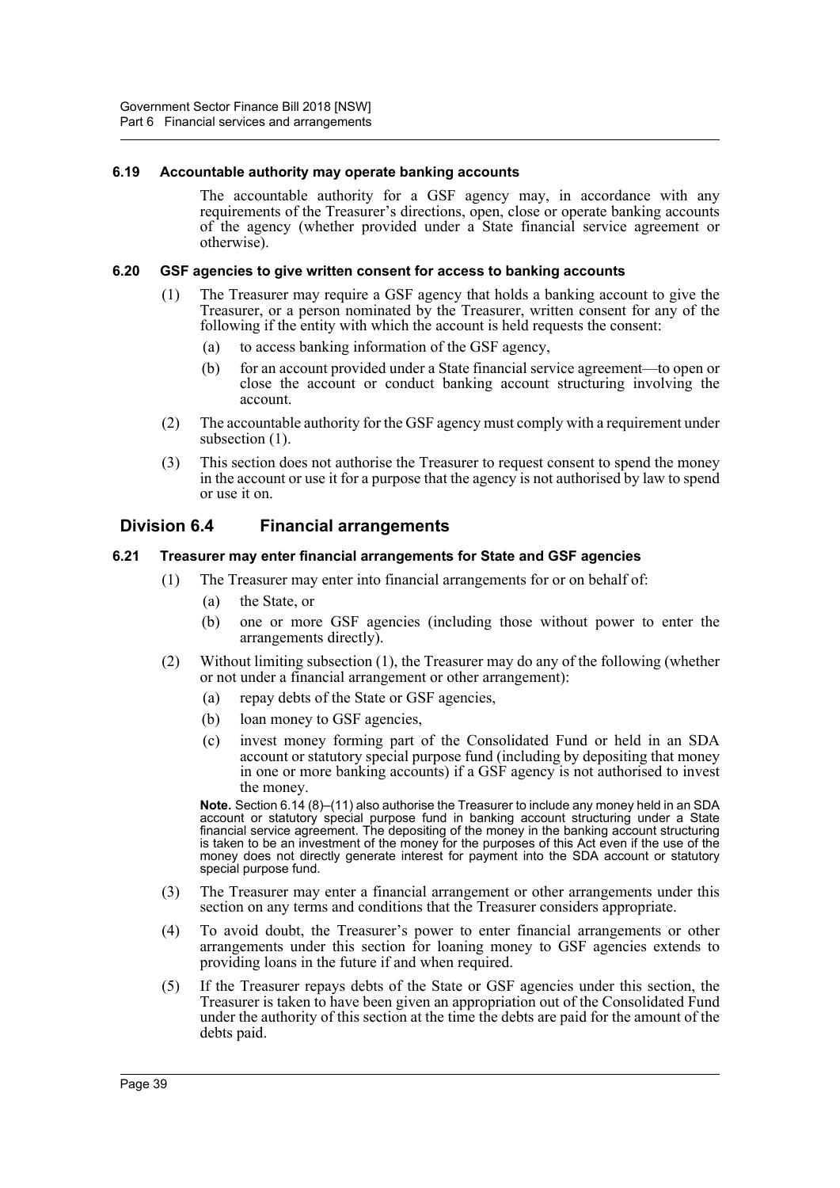#### 6.19 Accountable authority may operate banking accounts

The accountable authority for a GSF agency may, in accordance with any requirements of the Treasurer's directions, open, close or operate banking accounts of the agency (whether provided under a State financial service agreement or otherwise).

#### 6.20 GSF agencies to give written consent for access to banking accounts

(1) The Treasurer may require a GSF agency that holds a banking account to give the Treasurer, or a person nominated by the Treasurer, written consent for any of the following if the entity with which the account is held requests the consent:

- (a) to access banking information of the GSF agency,
- (b) for an account provided under a State financial service agreement—to open or close the account or conduct banking account structuring involving the account.

(2) The accountable authority for the GSF agency must comply with a requirement under subsection (1).

(3) This section does not authorise the Treasurer to request consent to spend the money in the account or use it for a purpose that the agency is not authorised by law to spend or use it on.

### Division 6.4 Financial arrangements

#### 6.21 Treasurer may enter financial arrangements for State and GSF agencies

(1) The Treasurer may enter into financial arrangements for or on behalf of:

- (a) the State, or
- (b) one or more GSF agencies (including those without power to enter the arrangements directly).

(2) Without limiting subsection (1), the Treasurer may do any of the following (whether or not under a financial arrangement or other arrangement):

- (a) repay debts of the State or GSF agencies,
- (b) loan money to GSF agencies,
- (c) invest money forming part of the Consolidated Fund or held in an SDA account or statutory special purpose fund (including by depositing that money in one or more banking accounts) if a GSF agency is not authorised to invest the money.

**Note.** Section 6.14 (8)–(11) also authorise the Treasurer to include any money held in an SDA account or statutory special purpose fund in banking account structuring under a State financial service agreement. The depositing of the money in the banking account structuring is taken to be an investment of the money for the purposes of this Act even if the use of the money does not directly generate interest for payment into the SDA account or statutory special purpose fund.

(3) The Treasurer may enter a financial arrangement or other arrangements under this section on any terms and conditions that the Treasurer considers appropriate.

(4) To avoid doubt, the Treasurer's power to enter financial arrangements or other arrangements under this section for loaning money to GSF agencies extends to providing loans in the future if and when required.

(5) If the Treasurer repays debts of the State or GSF agencies under this section, the Treasurer is taken to have been given an appropriation out of the Consolidated Fund under the authority of this section at the time the debts are paid for the amount of the debts paid.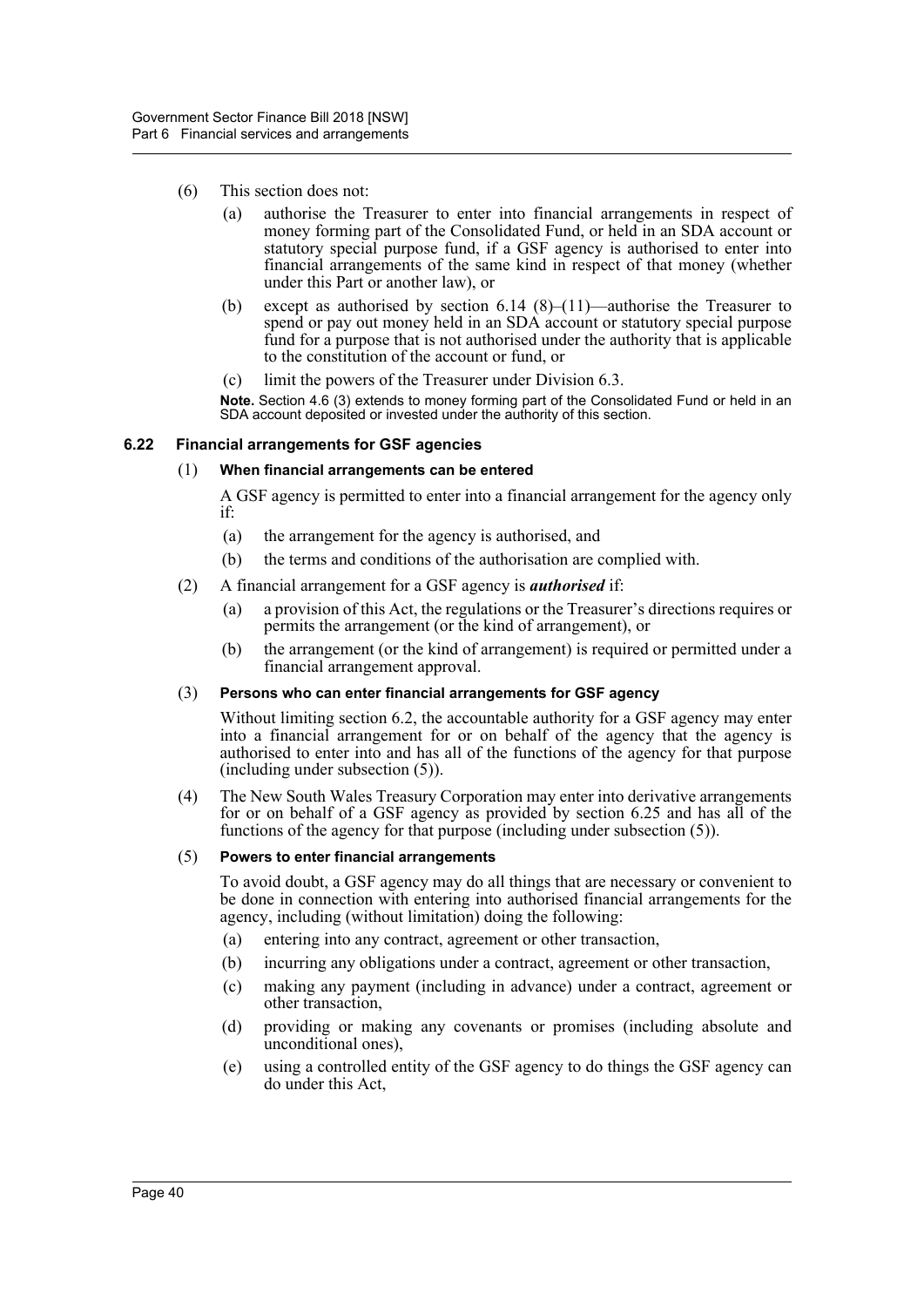(6) This section does not:

(a) authorise the Treasurer to enter into financial arrangements in respect of money forming part of the Consolidated Fund, or held in an SDA account or statutory special purpose fund, if a GSF agency is authorised to enter into financial arrangements of the same kind in respect of that money (whether under this Part or another law), or

(b) except as authorised by section 6.14 (8)–(11)—authorise the Treasurer to spend or pay out money held in an SDA account or statutory special purpose fund for a purpose that is not authorised under the authority that is applicable to the constitution of the account or fund, or

(c) limit the powers of the Treasurer under Division 6.3.

**Note.** Section 4.6 (3) extends to money forming part of the Consolidated Fund or held in an SDA account deposited or invested under the authority of this section.

### 6.22 Financial arrangements for GSF agencies

(1) **When financial arrangements can be entered**

A GSF agency is permitted to enter into a financial arrangement for the agency only if:

(a) the arrangement for the agency is authorised, and

(b) the terms and conditions of the authorisation are complied with.

(2) A financial arrangement for a GSF agency is ***authorised*** if:

(a) a provision of this Act, the regulations or the Treasurer's directions requires or permits the arrangement (or the kind of arrangement), or

(b) the arrangement (or the kind of arrangement) is required or permitted under a financial arrangement approval.

(3) **Persons who can enter financial arrangements for GSF agency**

Without limiting section 6.2, the accountable authority for a GSF agency may enter into a financial arrangement for or on behalf of the agency that the agency is authorised to enter into and has all of the functions of the agency for that purpose (including under subsection (5)).

(4) The New South Wales Treasury Corporation may enter into derivative arrangements for or on behalf of a GSF agency as provided by section 6.25 and has all of the functions of the agency for that purpose (including under subsection (5)).

(5) **Powers to enter financial arrangements**

To avoid doubt, a GSF agency may do all things that are necessary or convenient to be done in connection with entering into authorised financial arrangements for the agency, including (without limitation) doing the following:

(a) entering into any contract, agreement or other transaction,

(b) incurring any obligations under a contract, agreement or other transaction,

(c) making any payment (including in advance) under a contract, agreement or other transaction,

(d) providing or making any covenants or promises (including absolute and unconditional ones),

(e) using a controlled entity of the GSF agency to do things the GSF agency can do under this Act,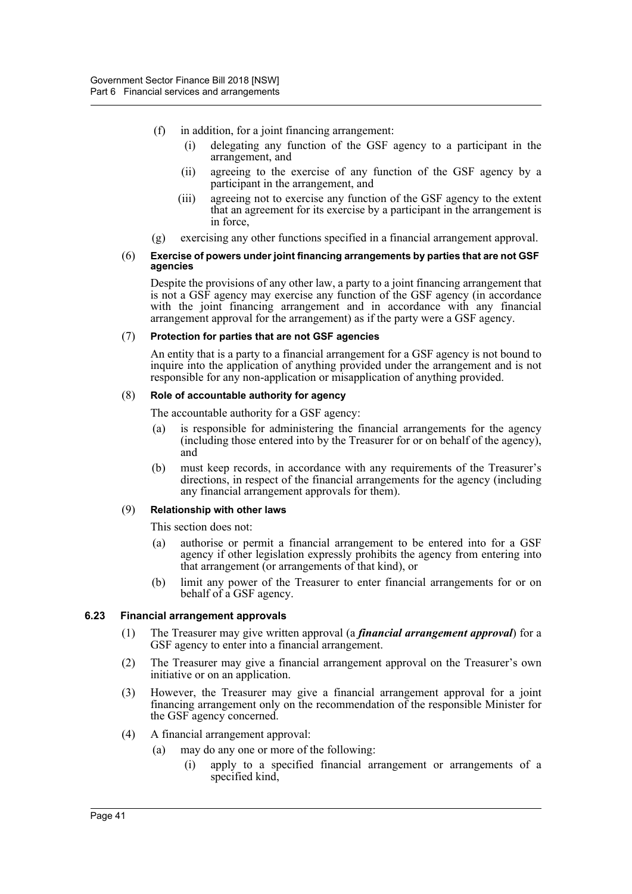(f) in addition, for a joint financing arrangement:

(i) delegating any function of the GSF agency to a participant in the arrangement, and

(ii) agreeing to the exercise of any function of the GSF agency by a participant in the arrangement, and

(iii) agreeing not to exercise any function of the GSF agency to the extent that an agreement for its exercise by a participant in the arrangement is in force,

(g) exercising any other functions specified in a financial arrangement approval.

(6) **Exercise of powers under joint financing arrangements by parties that are not GSF agencies**

Despite the provisions of any other law, a party to a joint financing arrangement that is not a GSF agency may exercise any function of the GSF agency (in accordance with the joint financing arrangement and in accordance with any financial arrangement approval for the arrangement) as if the party were a GSF agency.

(7) **Protection for parties that are not GSF agencies**

An entity that is a party to a financial arrangement for a GSF agency is not bound to inquire into the application of anything provided under the arrangement and is not responsible for any non-application or misapplication of anything provided.

(8) **Role of accountable authority for agency**

The accountable authority for a GSF agency:

(a) is responsible for administering the financial arrangements for the agency (including those entered into by the Treasurer for or on behalf of the agency), and

(b) must keep records, in accordance with any requirements of the Treasurer's directions, in respect of the financial arrangements for the agency (including any financial arrangement approvals for them).

(9) **Relationship with other laws**

This section does not:

(a) authorise or permit a financial arrangement to be entered into for a GSF agency if other legislation expressly prohibits the agency from entering into that arrangement (or arrangements of that kind), or

(b) limit any power of the Treasurer to enter financial arrangements for or on behalf of a GSF agency.

### 6.23 Financial arrangement approvals

(1) The Treasurer may give written approval (a ***financial arrangement approval***) for a GSF agency to enter into a financial arrangement.

(2) The Treasurer may give a financial arrangement approval on the Treasurer's own initiative or on an application.

(3) However, the Treasurer may give a financial arrangement approval for a joint financing arrangement only on the recommendation of the responsible Minister for the GSF agency concerned.

(4) A financial arrangement approval:

(a) may do any one or more of the following:

(i) apply to a specified financial arrangement or arrangements of a specified kind,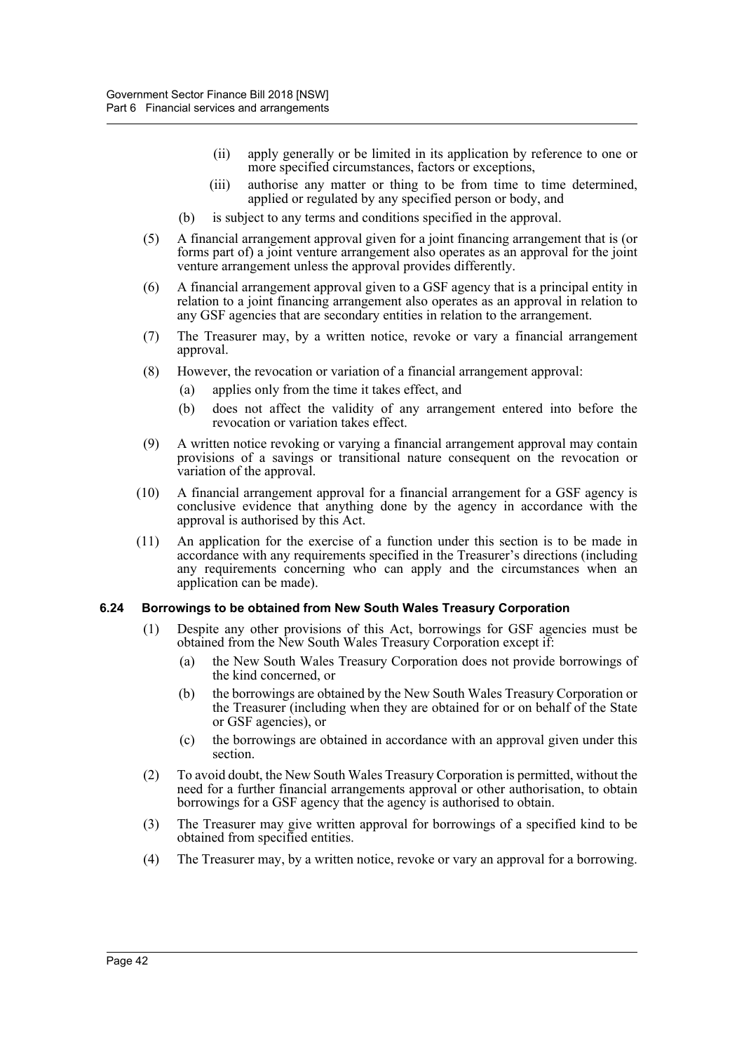(ii) apply generally or be limited in its application by reference to one or more specified circumstances, factors or exceptions,

(iii) authorise any matter or thing to be from time to time determined, applied or regulated by any specified person or body, and

(b) is subject to any terms and conditions specified in the approval.

(5) A financial arrangement approval given for a joint financing arrangement that is (or forms part of) a joint venture arrangement also operates as an approval for the joint venture arrangement unless the approval provides differently.

(6) A financial arrangement approval given to a GSF agency that is a principal entity in relation to a joint financing arrangement also operates as an approval in relation to any GSF agencies that are secondary entities in relation to the arrangement.

(7) The Treasurer may, by a written notice, revoke or vary a financial arrangement approval.

(8) However, the revocation or variation of a financial arrangement approval:

(a) applies only from the time it takes effect, and

(b) does not affect the validity of any arrangement entered into before the revocation or variation takes effect.

(9) A written notice revoking or varying a financial arrangement approval may contain provisions of a savings or transitional nature consequent on the revocation or variation of the approval.

(10) A financial arrangement approval for a financial arrangement for a GSF agency is conclusive evidence that anything done by the agency in accordance with the approval is authorised by this Act.

(11) An application for the exercise of a function under this section is to be made in accordance with any requirements specified in the Treasurer's directions (including any requirements concerning who can apply and the circumstances when an application can be made).

### 6.24 Borrowings to be obtained from New South Wales Treasury Corporation

(1) Despite any other provisions of this Act, borrowings for GSF agencies must be obtained from the New South Wales Treasury Corporation except if:

(a) the New South Wales Treasury Corporation does not provide borrowings of the kind concerned, or

(b) the borrowings are obtained by the New South Wales Treasury Corporation or the Treasurer (including when they are obtained for or on behalf of the State or GSF agencies), or

(c) the borrowings are obtained in accordance with an approval given under this section.

(2) To avoid doubt, the New South Wales Treasury Corporation is permitted, without the need for a further financial arrangements approval or other authorisation, to obtain borrowings for a GSF agency that the agency is authorised to obtain.

(3) The Treasurer may give written approval for borrowings of a specified kind to be obtained from specified entities.

(4) The Treasurer may, by a written notice, revoke or vary an approval for a borrowing.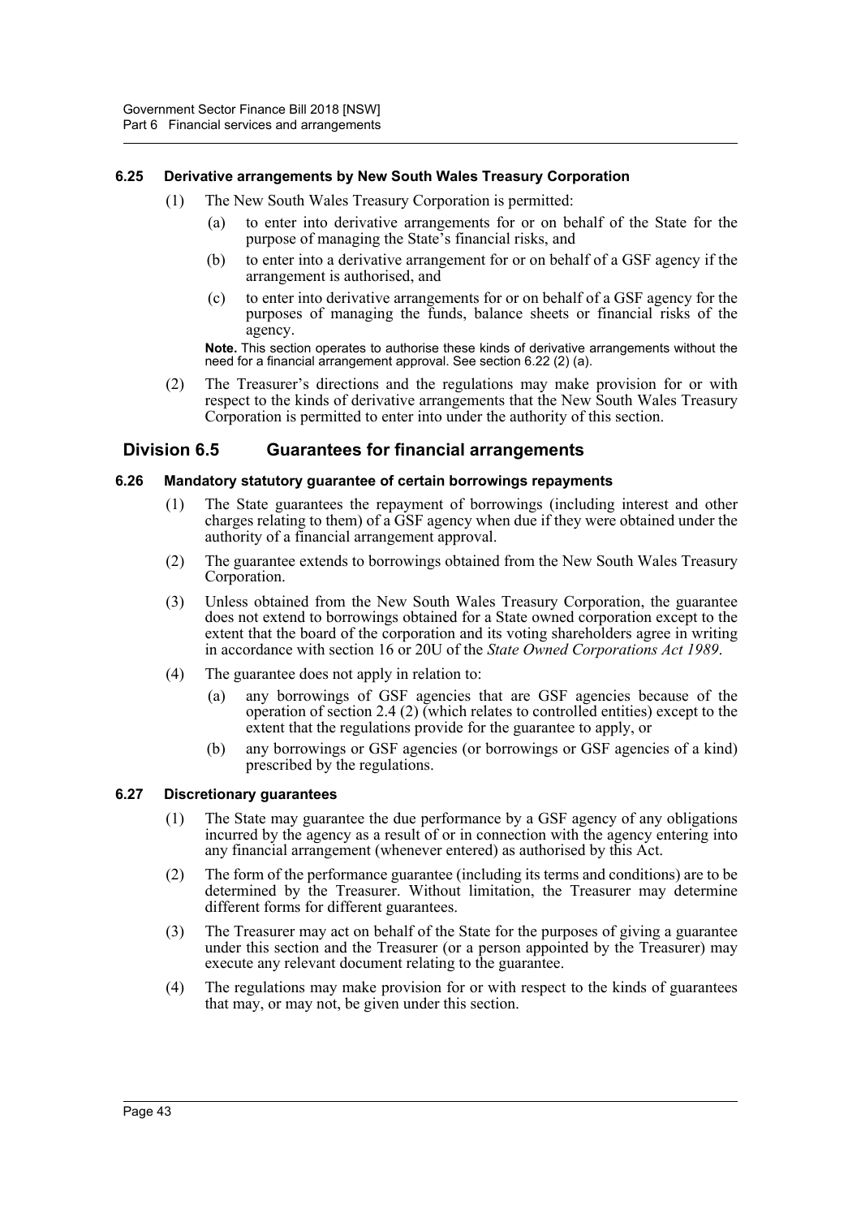### 6.25 Derivative arrangements by New South Wales Treasury Corporation

(1) The New South Wales Treasury Corporation is permitted:

(a) to enter into derivative arrangements for or on behalf of the State for the purpose of managing the State's financial risks, and

(b) to enter into a derivative arrangement for or on behalf of a GSF agency if the arrangement is authorised, and

(c) to enter into derivative arrangements for or on behalf of a GSF agency for the purposes of managing the funds, balance sheets or financial risks of the agency.

**Note.** This section operates to authorise these kinds of derivative arrangements without the need for a financial arrangement approval. See section 6.22 (2) (a).

(2) The Treasurer's directions and the regulations may make provision for or with respect to the kinds of derivative arrangements that the New South Wales Treasury Corporation is permitted to enter into under the authority of this section.

## Division 6.5 Guarantees for financial arrangements

### 6.26 Mandatory statutory guarantee of certain borrowings repayments

(1) The State guarantees the repayment of borrowings (including interest and other charges relating to them) of a GSF agency when due if they were obtained under the authority of a financial arrangement approval.

(2) The guarantee extends to borrowings obtained from the New South Wales Treasury Corporation.

(3) Unless obtained from the New South Wales Treasury Corporation, the guarantee does not extend to borrowings obtained for a State owned corporation except to the extent that the board of the corporation and its voting shareholders agree in writing in accordance with section 16 or 20U of the *State Owned Corporations Act 1989*.

(4) The guarantee does not apply in relation to:

(a) any borrowings of GSF agencies that are GSF agencies because of the operation of section 2.4 (2) (which relates to controlled entities) except to the extent that the regulations provide for the guarantee to apply, or

(b) any borrowings or GSF agencies (or borrowings or GSF agencies of a kind) prescribed by the regulations.

### 6.27 Discretionary guarantees

(1) The State may guarantee the due performance by a GSF agency of any obligations incurred by the agency as a result of or in connection with the agency entering into any financial arrangement (whenever entered) as authorised by this Act.

(2) The form of the performance guarantee (including its terms and conditions) are to be determined by the Treasurer. Without limitation, the Treasurer may determine different forms for different guarantees.

(3) The Treasurer may act on behalf of the State for the purposes of giving a guarantee under this section and the Treasurer (or a person appointed by the Treasurer) may execute any relevant document relating to the guarantee.

(4) The regulations may make provision for or with respect to the kinds of guarantees that may, or may not, be given under this section.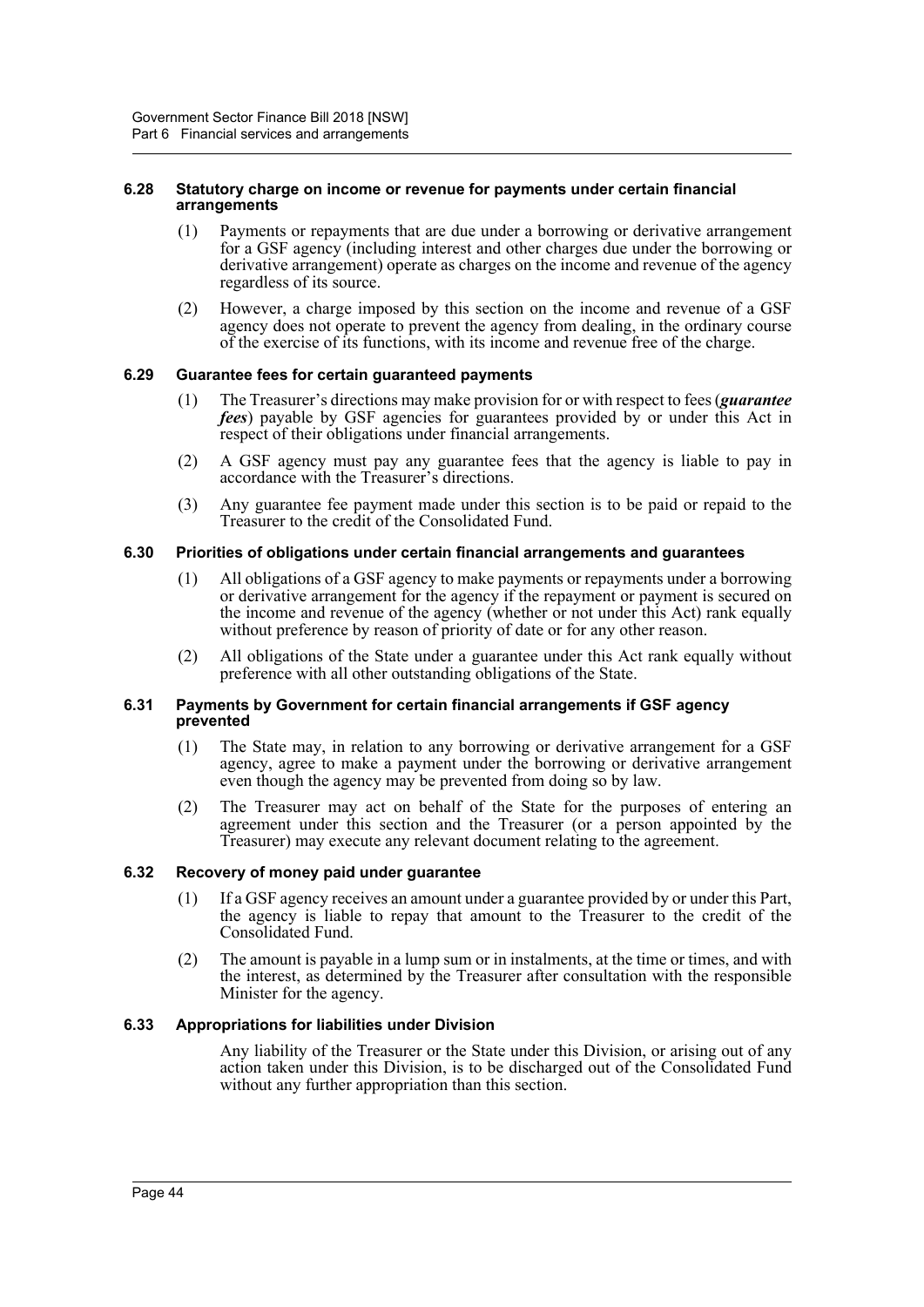#### 6.28 Statutory charge on income or revenue for payments under certain financial arrangements

(1) Payments or repayments that are due under a borrowing or derivative arrangement for a GSF agency (including interest and other charges due under the borrowing or derivative arrangement) operate as charges on the income and revenue of the agency regardless of its source.

(2) However, a charge imposed by this section on the income and revenue of a GSF agency does not operate to prevent the agency from dealing, in the ordinary course of the exercise of its functions, with its income and revenue free of the charge.

#### 6.29 Guarantee fees for certain guaranteed payments

(1) The Treasurer's directions may make provision for or with respect to fees (***guarantee fees***) payable by GSF agencies for guarantees provided by or under this Act in respect of their obligations under financial arrangements.

(2) A GSF agency must pay any guarantee fees that the agency is liable to pay in accordance with the Treasurer's directions.

(3) Any guarantee fee payment made under this section is to be paid or repaid to the Treasurer to the credit of the Consolidated Fund.

#### 6.30 Priorities of obligations under certain financial arrangements and guarantees

(1) All obligations of a GSF agency to make payments or repayments under a borrowing or derivative arrangement for the agency if the repayment or payment is secured on the income and revenue of the agency (whether or not under this Act) rank equally without preference by reason of priority of date or for any other reason.

(2) All obligations of the State under a guarantee under this Act rank equally without preference with all other outstanding obligations of the State.

#### 6.31 Payments by Government for certain financial arrangements if GSF agency prevented

(1) The State may, in relation to any borrowing or derivative arrangement for a GSF agency, agree to make a payment under the borrowing or derivative arrangement even though the agency may be prevented from doing so by law.

(2) The Treasurer may act on behalf of the State for the purposes of entering an agreement under this section and the Treasurer (or a person appointed by the Treasurer) may execute any relevant document relating to the agreement.

#### 6.32 Recovery of money paid under guarantee

(1) If a GSF agency receives an amount under a guarantee provided by or under this Part, the agency is liable to repay that amount to the Treasurer to the credit of the Consolidated Fund.

(2) The amount is payable in a lump sum or in instalments, at the time or times, and with the interest, as determined by the Treasurer after consultation with the responsible Minister for the agency.

#### 6.33 Appropriations for liabilities under Division

Any liability of the Treasurer or the State under this Division, or arising out of any action taken under this Division, is to be discharged out of the Consolidated Fund without any further appropriation than this section.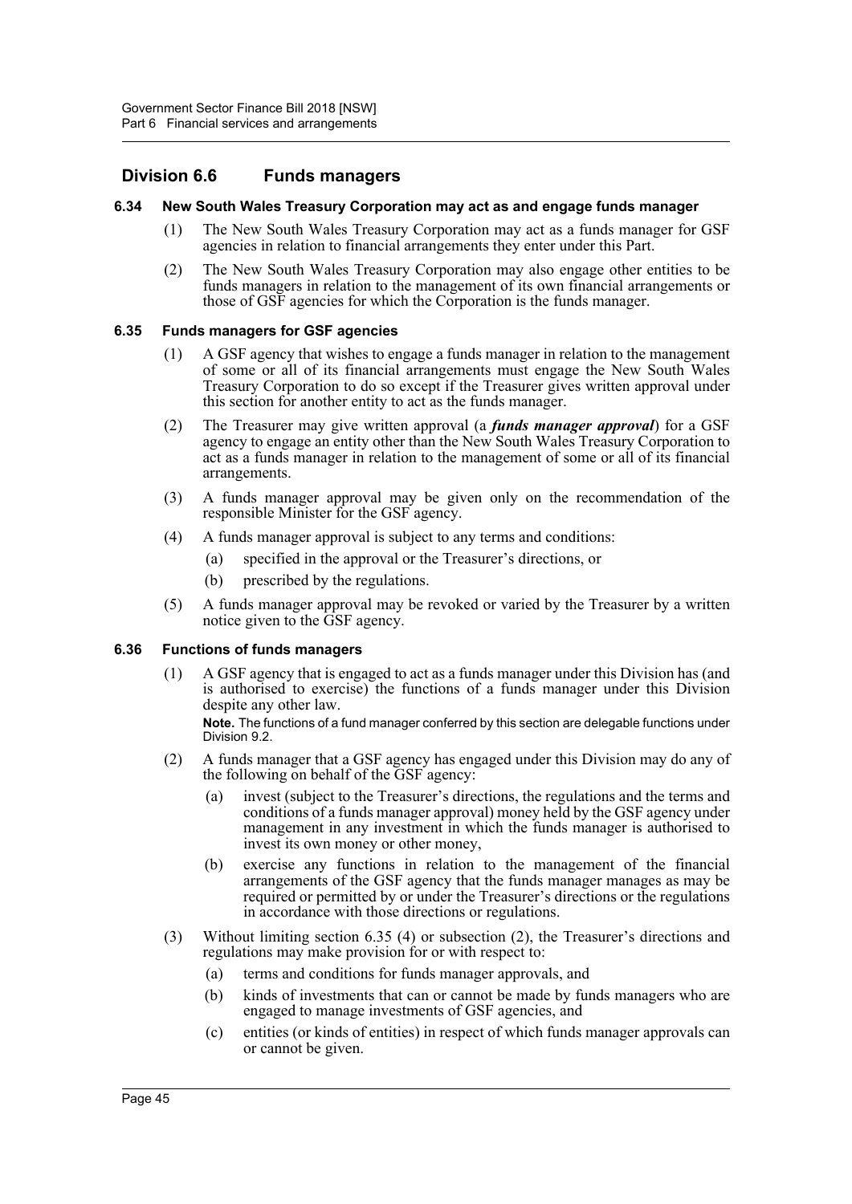## Division 6.6 Funds managers

### 6.34 New South Wales Treasury Corporation may act as and engage funds manager

(1) The New South Wales Treasury Corporation may act as a funds manager for GSF agencies in relation to financial arrangements they enter under this Part.

(2) The New South Wales Treasury Corporation may also engage other entities to be funds managers in relation to the management of its own financial arrangements or those of GSF agencies for which the Corporation is the funds manager.

### 6.35 Funds managers for GSF agencies

(1) A GSF agency that wishes to engage a funds manager in relation to the management of some or all of its financial arrangements must engage the New South Wales Treasury Corporation to do so except if the Treasurer gives written approval under this section for another entity to act as the funds manager.

(2) The Treasurer may give written approval (a ***funds manager approval***) for a GSF agency to engage an entity other than the New South Wales Treasury Corporation to act as a funds manager in relation to the management of some or all of its financial arrangements.

(3) A funds manager approval may be given only on the recommendation of the responsible Minister for the GSF agency.

(4) A funds manager approval is subject to any terms and conditions:

(a) specified in the approval or the Treasurer's directions, or

(b) prescribed by the regulations.

(5) A funds manager approval may be revoked or varied by the Treasurer by a written notice given to the GSF agency.

### 6.36 Functions of funds managers

(1) A GSF agency that is engaged to act as a funds manager under this Division has (and is authorised to exercise) the functions of a funds manager under this Division despite any other law.

**Note.** The functions of a fund manager conferred by this section are delegable functions under Division 9.2.

(2) A funds manager that a GSF agency has engaged under this Division may do any of the following on behalf of the GSF agency:

(a) invest (subject to the Treasurer's directions, the regulations and the terms and conditions of a funds manager approval) money held by the GSF agency under management in any investment in which the funds manager is authorised to invest its own money or other money,

(b) exercise any functions in relation to the management of the financial arrangements of the GSF agency that the funds manager manages as may be required or permitted by or under the Treasurer's directions or the regulations in accordance with those directions or regulations.

(3) Without limiting section 6.35 (4) or subsection (2), the Treasurer's directions and regulations may make provision for or with respect to:

(a) terms and conditions for funds manager approvals, and

(b) kinds of investments that can or cannot be made by funds managers who are engaged to manage investments of GSF agencies, and

(c) entities (or kinds of entities) in respect of which funds manager approvals can or cannot be given.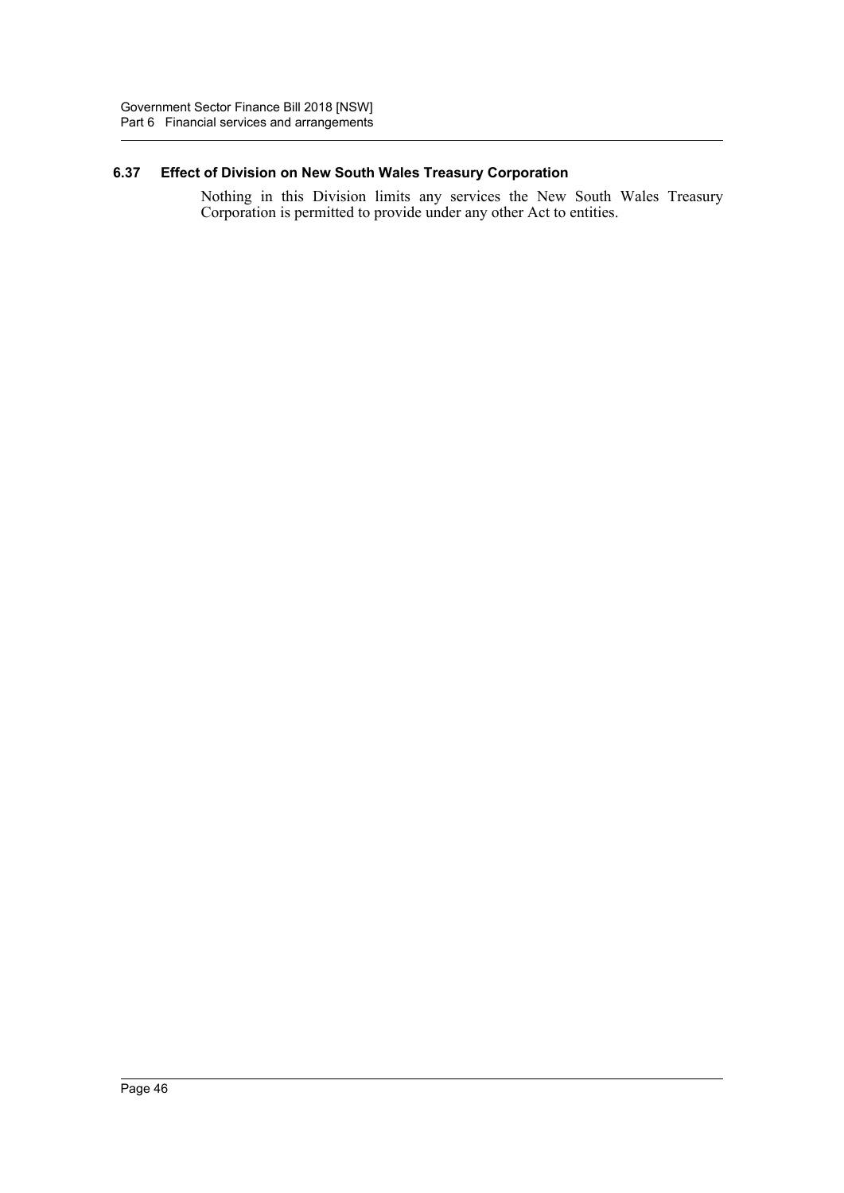### 6.37 Effect of Division on New South Wales Treasury Corporation

Nothing in this Division limits any services the New South Wales Treasury Corporation is permitted to provide under any other Act to entities.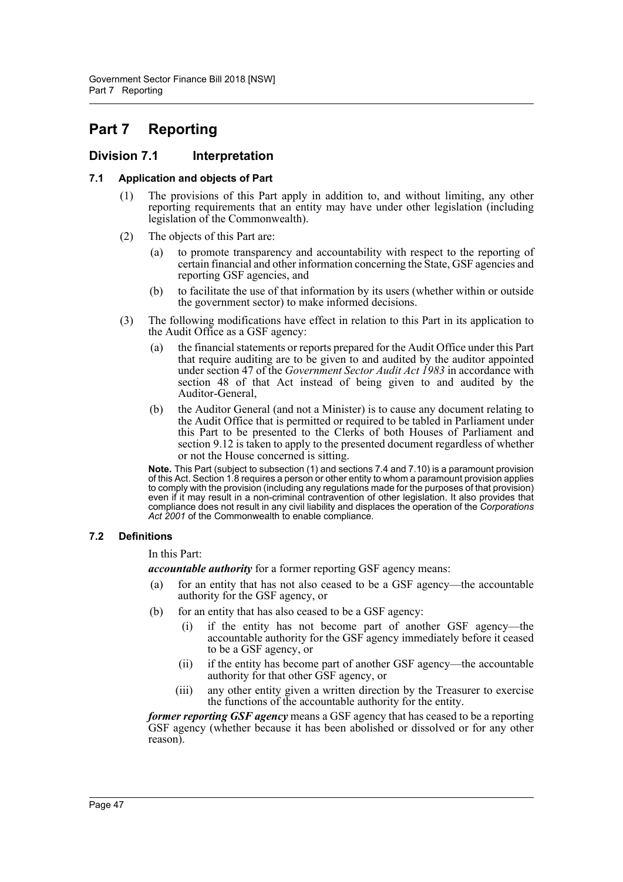# Part 7 Reporting

## Division 7.1 Interpretation

### 7.1 Application and objects of Part

(1) The provisions of this Part apply in addition to, and without limiting, any other reporting requirements that an entity may have under other legislation (including legislation of the Commonwealth).

(2) The objects of this Part are:

(a) to promote transparency and accountability with respect to the reporting of certain financial and other information concerning the State, GSF agencies and reporting GSF agencies, and

(b) to facilitate the use of that information by its users (whether within or outside the government sector) to make informed decisions.

(3) The following modifications have effect in relation to this Part in its application to the Audit Office as a GSF agency:

(a) the financial statements or reports prepared for the Audit Office under this Part that require auditing are to be given to and audited by the auditor appointed under section 47 of the *Government Sector Audit Act 1983* in accordance with section 48 of that Act instead of being given to and audited by the Auditor-General,

(b) the Auditor General (and not a Minister) is to cause any document relating to the Audit Office that is permitted or required to be tabled in Parliament under this Part to be presented to the Clerks of both Houses of Parliament and section 9.12 is taken to apply to the presented document regardless of whether or not the House concerned is sitting.

**Note.** This Part (subject to subsection (1) and sections 7.4 and 7.10) is a paramount provision of this Act. Section 1.8 requires a person or other entity to whom a paramount provision applies to comply with the provision (including any regulations made for the purposes of that provision) even if it may result in a non-criminal contravention of other legislation. It also provides that compliance does not result in any civil liability and displaces the operation of the *Corporations Act 2001* of the Commonwealth to enable compliance.

### 7.2 Definitions

In this Part:

***accountable authority*** for a former reporting GSF agency means:

(a) for an entity that has not also ceased to be a GSF agency—the accountable authority for the GSF agency, or

(b) for an entity that has also ceased to be a GSF agency:

(i) if the entity has not become part of another GSF agency—the accountable authority for the GSF agency immediately before it ceased to be a GSF agency, or

(ii) if the entity has become part of another GSF agency—the accountable authority for that other GSF agency, or

(iii) any other entity given a written direction by the Treasurer to exercise the functions of the accountable authority for the entity.

***former reporting GSF agency*** means a GSF agency that has ceased to be a reporting GSF agency (whether because it has been abolished or dissolved or for any other reason).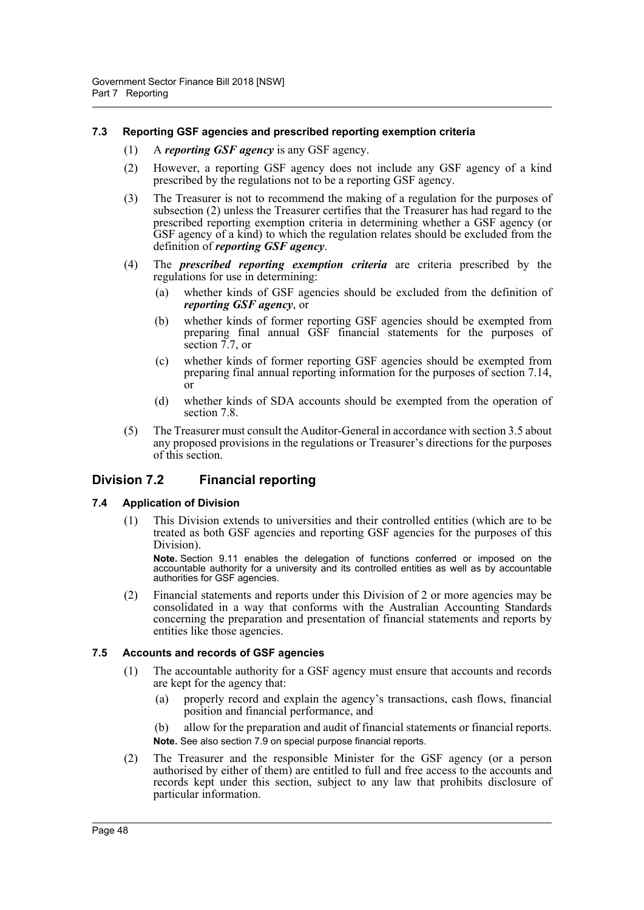### 7.3 Reporting GSF agencies and prescribed reporting exemption criteria

(1) A ***reporting GSF agency*** is any GSF agency.

(2) However, a reporting GSF agency does not include any GSF agency of a kind prescribed by the regulations not to be a reporting GSF agency.

(3) The Treasurer is not to recommend the making of a regulation for the purposes of subsection (2) unless the Treasurer certifies that the Treasurer has had regard to the prescribed reporting exemption criteria in determining whether a GSF agency (or GSF agency of a kind) to which the regulation relates should be excluded from the definition of ***reporting GSF agency***.

(4) The ***prescribed reporting exemption criteria*** are criteria prescribed by the regulations for use in determining:

(a) whether kinds of GSF agencies should be excluded from the definition of ***reporting GSF agency***, or

(b) whether kinds of former reporting GSF agencies should be exempted from preparing final annual GSF financial statements for the purposes of section 7.7, or

(c) whether kinds of former reporting GSF agencies should be exempted from preparing final annual reporting information for the purposes of section 7.14, or

(d) whether kinds of SDA accounts should be exempted from the operation of section 7.8.

(5) The Treasurer must consult the Auditor-General in accordance with section 3.5 about any proposed provisions in the regulations or Treasurer's directions for the purposes of this section.

## Division 7.2 Financial reporting

### 7.4 Application of Division

(1) This Division extends to universities and their controlled entities (which are to be treated as both GSF agencies and reporting GSF agencies for the purposes of this Division).

**Note.** Section 9.11 enables the delegation of functions conferred or imposed on the accountable authority for a university and its controlled entities as well as by accountable authorities for GSF agencies.

(2) Financial statements and reports under this Division of 2 or more agencies may be consolidated in a way that conforms with the Australian Accounting Standards concerning the preparation and presentation of financial statements and reports by entities like those agencies.

### 7.5 Accounts and records of GSF agencies

(1) The accountable authority for a GSF agency must ensure that accounts and records are kept for the agency that:

(a) properly record and explain the agency's transactions, cash flows, financial position and financial performance, and

(b) allow for the preparation and audit of financial statements or financial reports.

**Note.** See also section 7.9 on special purpose financial reports.

(2) The Treasurer and the responsible Minister for the GSF agency (or a person authorised by either of them) are entitled to full and free access to the accounts and records kept under this section, subject to any law that prohibits disclosure of particular information.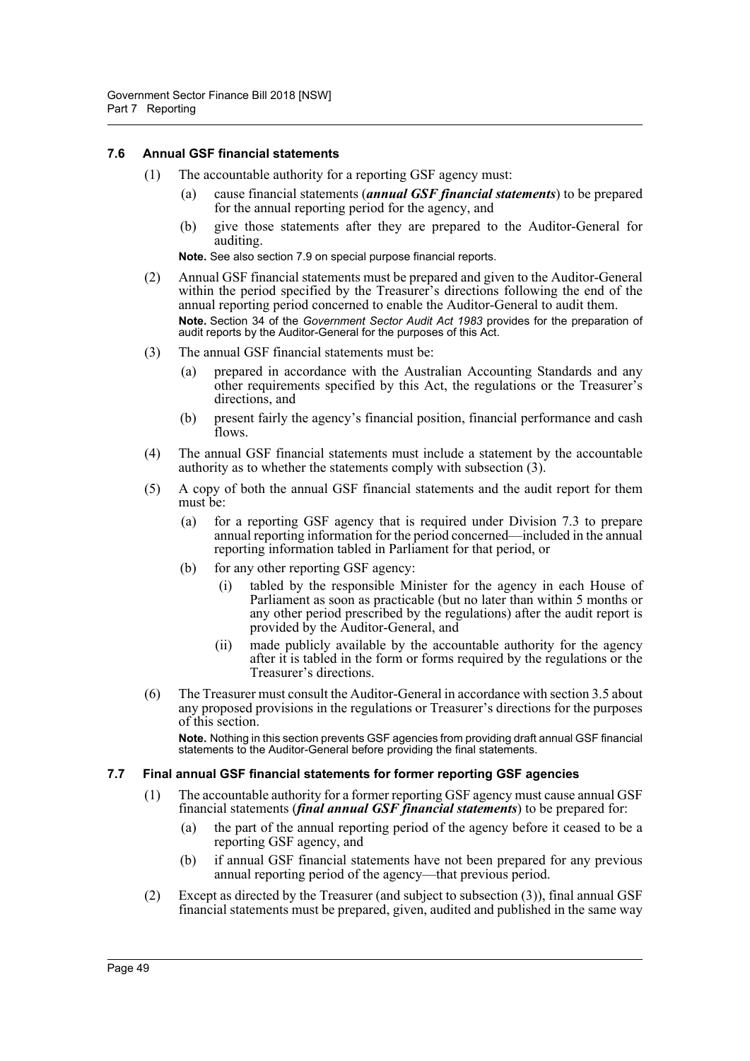### 7.6 Annual GSF financial statements

(1) The accountable authority for a reporting GSF agency must:

(a) cause financial statements (***annual GSF financial statements***) to be prepared for the annual reporting period for the agency, and

(b) give those statements after they are prepared to the Auditor-General for auditing.

**Note.** See also section 7.9 on special purpose financial reports.

(2) Annual GSF financial statements must be prepared and given to the Auditor-General within the period specified by the Treasurer's directions following the end of the annual reporting period concerned to enable the Auditor-General to audit them.

**Note.** Section 34 of the *Government Sector Audit Act 1983* provides for the preparation of audit reports by the Auditor-General for the purposes of this Act.

(3) The annual GSF financial statements must be:

(a) prepared in accordance with the Australian Accounting Standards and any other requirements specified by this Act, the regulations or the Treasurer's directions, and

(b) present fairly the agency's financial position, financial performance and cash flows.

(4) The annual GSF financial statements must include a statement by the accountable authority as to whether the statements comply with subsection (3).

(5) A copy of both the annual GSF financial statements and the audit report for them must be:

(a) for a reporting GSF agency that is required under Division 7.3 to prepare annual reporting information for the period concerned—included in the annual reporting information tabled in Parliament for that period, or

(b) for any other reporting GSF agency:

(i) tabled by the responsible Minister for the agency in each House of Parliament as soon as practicable (but no later than within 5 months or any other period prescribed by the regulations) after the audit report is provided by the Auditor-General, and

(ii) made publicly available by the accountable authority for the agency after it is tabled in the form or forms required by the regulations or the Treasurer's directions.

(6) The Treasurer must consult the Auditor-General in accordance with section 3.5 about any proposed provisions in the regulations or Treasurer's directions for the purposes of this section.

**Note.** Nothing in this section prevents GSF agencies from providing draft annual GSF financial statements to the Auditor-General before providing the final statements.

### 7.7 Final annual GSF financial statements for former reporting GSF agencies

(1) The accountable authority for a former reporting GSF agency must cause annual GSF financial statements (***final annual GSF financial statements***) to be prepared for:

(a) the part of the annual reporting period of the agency before it ceased to be a reporting GSF agency, and

(b) if annual GSF financial statements have not been prepared for any previous annual reporting period of the agency—that previous period.

(2) Except as directed by the Treasurer (and subject to subsection (3)), final annual GSF financial statements must be prepared, given, audited and published in the same way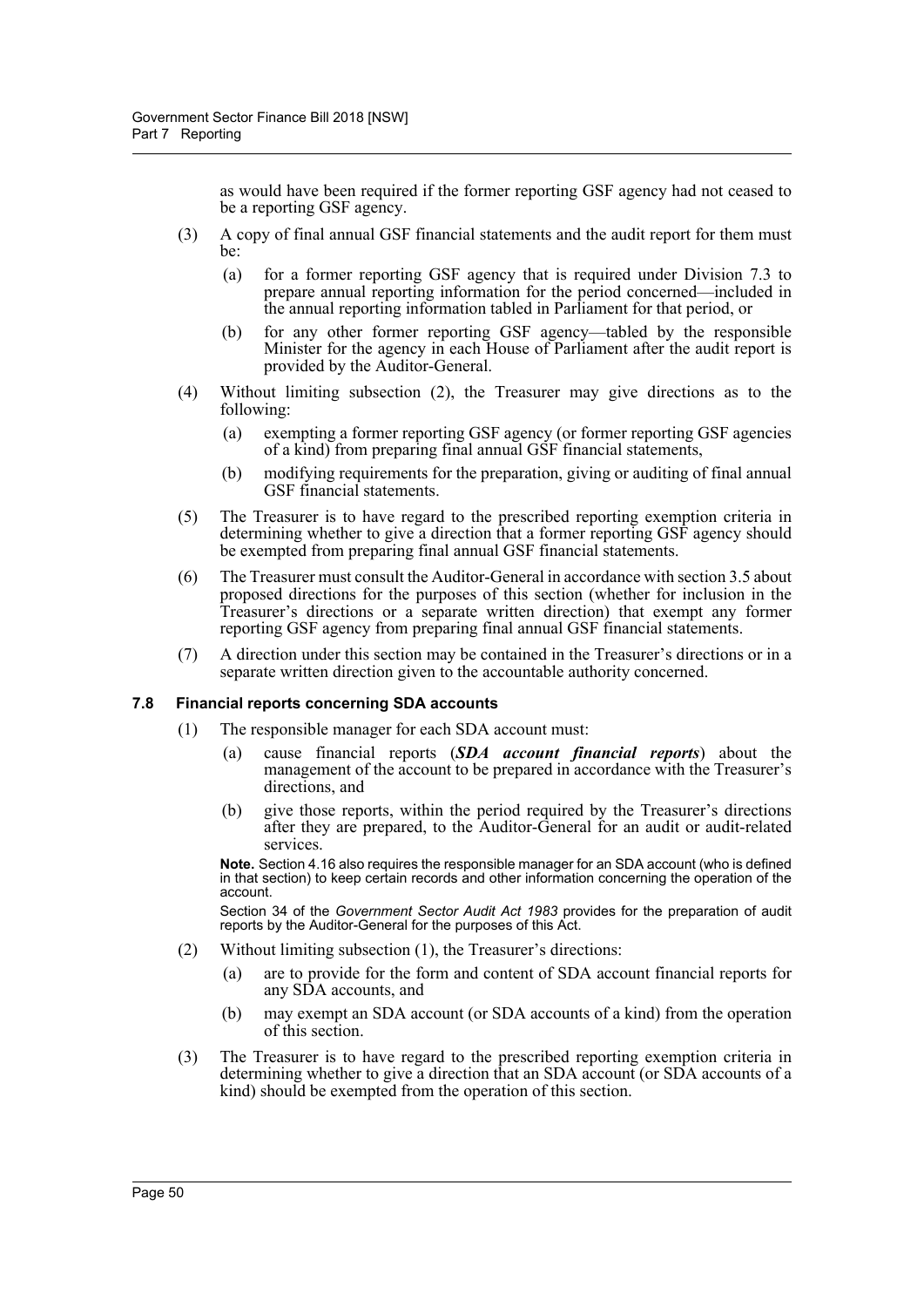as would have been required if the former reporting GSF agency had not ceased to be a reporting GSF agency.

(3) A copy of final annual GSF financial statements and the audit report for them must be:

(a) for a former reporting GSF agency that is required under Division 7.3 to prepare annual reporting information for the period concerned—included in the annual reporting information tabled in Parliament for that period, or

(b) for any other former reporting GSF agency—tabled by the responsible Minister for the agency in each House of Parliament after the audit report is provided by the Auditor-General.

(4) Without limiting subsection (2), the Treasurer may give directions as to the following:

(a) exempting a former reporting GSF agency (or former reporting GSF agencies of a kind) from preparing final annual GSF financial statements,

(b) modifying requirements for the preparation, giving or auditing of final annual GSF financial statements.

(5) The Treasurer is to have regard to the prescribed reporting exemption criteria in determining whether to give a direction that a former reporting GSF agency should be exempted from preparing final annual GSF financial statements.

(6) The Treasurer must consult the Auditor-General in accordance with section 3.5 about proposed directions for the purposes of this section (whether for inclusion in the Treasurer's directions or a separate written direction) that exempt any former reporting GSF agency from preparing final annual GSF financial statements.

(7) A direction under this section may be contained in the Treasurer's directions or in a separate written direction given to the accountable authority concerned.

### 7.8 Financial reports concerning SDA accounts

(1) The responsible manager for each SDA account must:

(a) cause financial reports (***SDA account financial reports***) about the management of the account to be prepared in accordance with the Treasurer's directions, and

(b) give those reports, within the period required by the Treasurer's directions after they are prepared, to the Auditor-General for an audit or audit-related services.

**Note.** Section 4.16 also requires the responsible manager for an SDA account (who is defined in that section) to keep certain records and other information concerning the operation of the account.

Section 34 of the *Government Sector Audit Act 1983* provides for the preparation of audit reports by the Auditor-General for the purposes of this Act.

(2) Without limiting subsection (1), the Treasurer's directions:

(a) are to provide for the form and content of SDA account financial reports for any SDA accounts, and

(b) may exempt an SDA account (or SDA accounts of a kind) from the operation of this section.

(3) The Treasurer is to have regard to the prescribed reporting exemption criteria in determining whether to give a direction that an SDA account (or SDA accounts of a kind) should be exempted from the operation of this section.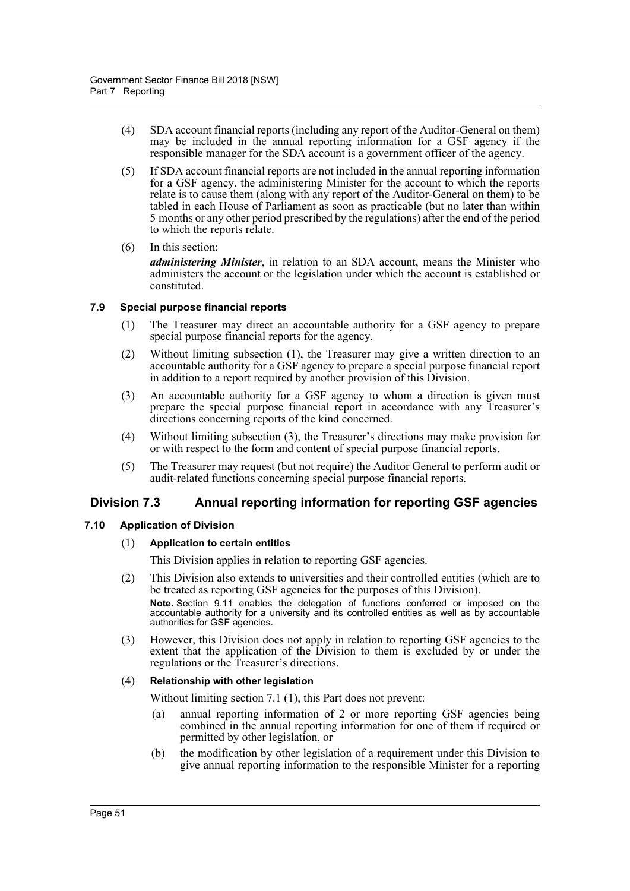(4) SDA account financial reports (including any report of the Auditor-General on them) may be included in the annual reporting information for a GSF agency if the responsible manager for the SDA account is a government officer of the agency.

(5) If SDA account financial reports are not included in the annual reporting information for a GSF agency, the administering Minister for the account to which the reports relate is to cause them (along with any report of the Auditor-General on them) to be tabled in each House of Parliament as soon as practicable (but no later than within 5 months or any other period prescribed by the regulations) after the end of the period to which the reports relate.

(6) In this section:

***administering Minister***, in relation to an SDA account, means the Minister who administers the account or the legislation under which the account is established or constituted.

#### 7.9 Special purpose financial reports

(1) The Treasurer may direct an accountable authority for a GSF agency to prepare special purpose financial reports for the agency.

(2) Without limiting subsection (1), the Treasurer may give a written direction to an accountable authority for a GSF agency to prepare a special purpose financial report in addition to a report required by another provision of this Division.

(3) An accountable authority for a GSF agency to whom a direction is given must prepare the special purpose financial report in accordance with any Treasurer's directions concerning reports of the kind concerned.

(4) Without limiting subsection (3), the Treasurer's directions may make provision for or with respect to the form and content of special purpose financial reports.

(5) The Treasurer may request (but not require) the Auditor General to perform audit or audit-related functions concerning special purpose financial reports.

## Division 7.3 Annual reporting information for reporting GSF agencies

#### 7.10 Application of Division

(1) **Application to certain entities**

This Division applies in relation to reporting GSF agencies.

(2) This Division also extends to universities and their controlled entities (which are to be treated as reporting GSF agencies for the purposes of this Division).

**Note.** Section 9.11 enables the delegation of functions conferred or imposed on the accountable authority for a university and its controlled entities as well as by accountable authorities for GSF agencies.

(3) However, this Division does not apply in relation to reporting GSF agencies to the extent that the application of the Division to them is excluded by or under the regulations or the Treasurer's directions.

(4) **Relationship with other legislation**

Without limiting section 7.1 (1), this Part does not prevent:

(a) annual reporting information of 2 or more reporting GSF agencies being combined in the annual reporting information for one of them if required or permitted by other legislation, or

(b) the modification by other legislation of a requirement under this Division to give annual reporting information to the responsible Minister for a reporting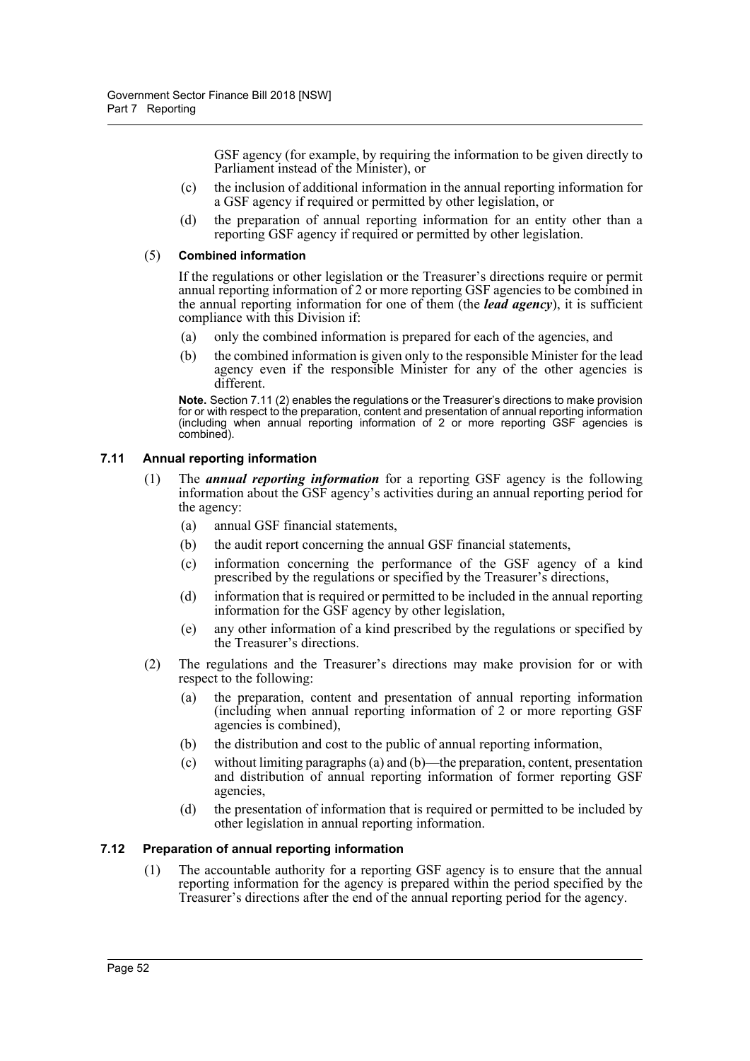GSF agency (for example, by requiring the information to be given directly to Parliament instead of the Minister), or

(c) the inclusion of additional information in the annual reporting information for a GSF agency if required or permitted by other legislation, or

(d) the preparation of annual reporting information for an entity other than a reporting GSF agency if required or permitted by other legislation.

(5) **Combined information**

If the regulations or other legislation or the Treasurer's directions require or permit annual reporting information of 2 or more reporting GSF agencies to be combined in the annual reporting information for one of them (the ***lead agency***), it is sufficient compliance with this Division if:

(a) only the combined information is prepared for each of the agencies, and

(b) the combined information is given only to the responsible Minister for the lead agency even if the responsible Minister for any of the other agencies is different.

**Note.** Section 7.11 (2) enables the regulations or the Treasurer's directions to make provision for or with respect to the preparation, content and presentation of annual reporting information (including when annual reporting information of 2 or more reporting GSF agencies is combined).

### 7.11 Annual reporting information

(1) The ***annual reporting information*** for a reporting GSF agency is the following information about the GSF agency's activities during an annual reporting period for the agency:

(a) annual GSF financial statements,

(b) the audit report concerning the annual GSF financial statements,

(c) information concerning the performance of the GSF agency of a kind prescribed by the regulations or specified by the Treasurer's directions,

(d) information that is required or permitted to be included in the annual reporting information for the GSF agency by other legislation,

(e) any other information of a kind prescribed by the regulations or specified by the Treasurer's directions.

(2) The regulations and the Treasurer's directions may make provision for or with respect to the following:

(a) the preparation, content and presentation of annual reporting information (including when annual reporting information of 2 or more reporting GSF agencies is combined),

(b) the distribution and cost to the public of annual reporting information,

(c) without limiting paragraphs (a) and (b)—the preparation, content, presentation and distribution of annual reporting information of former reporting GSF agencies,

(d) the presentation of information that is required or permitted to be included by other legislation in annual reporting information.

### 7.12 Preparation of annual reporting information

(1) The accountable authority for a reporting GSF agency is to ensure that the annual reporting information for the agency is prepared within the period specified by the Treasurer's directions after the end of the annual reporting period for the agency.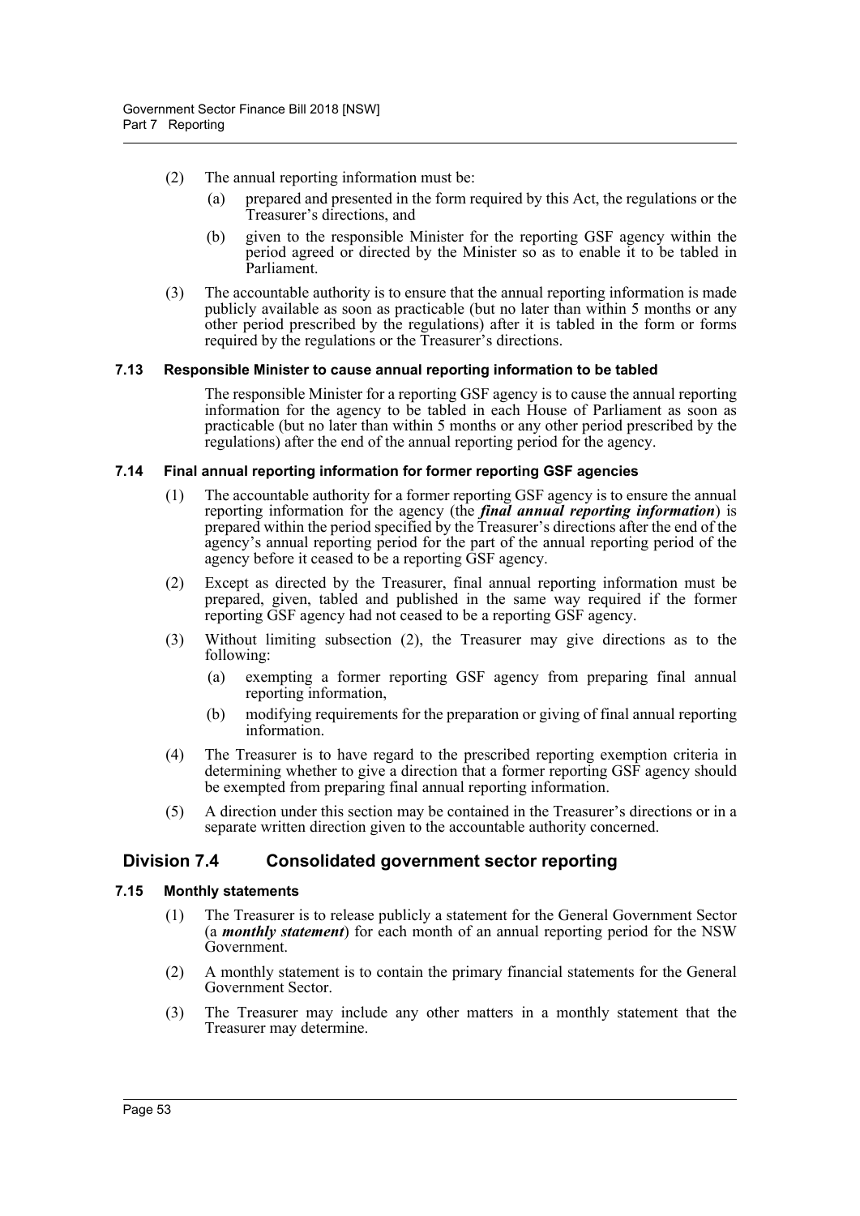(2) The annual reporting information must be:

(a) prepared and presented in the form required by this Act, the regulations or the Treasurer's directions, and

(b) given to the responsible Minister for the reporting GSF agency within the period agreed or directed by the Minister so as to enable it to be tabled in Parliament.

(3) The accountable authority is to ensure that the annual reporting information is made publicly available as soon as practicable (but no later than within 5 months or any other period prescribed by the regulations) after it is tabled in the form or forms required by the regulations or the Treasurer's directions.

#### 7.13 Responsible Minister to cause annual reporting information to be tabled

The responsible Minister for a reporting GSF agency is to cause the annual reporting information for the agency to be tabled in each House of Parliament as soon as practicable (but no later than within 5 months or any other period prescribed by the regulations) after the end of the annual reporting period for the agency.

#### 7.14 Final annual reporting information for former reporting GSF agencies

(1) The accountable authority for a former reporting GSF agency is to ensure the annual reporting information for the agency (the ***final annual reporting information***) is prepared within the period specified by the Treasurer's directions after the end of the agency's annual reporting period for the part of the annual reporting period of the agency before it ceased to be a reporting GSF agency.

(2) Except as directed by the Treasurer, final annual reporting information must be prepared, given, tabled and published in the same way required if the former reporting GSF agency had not ceased to be a reporting GSF agency.

(3) Without limiting subsection (2), the Treasurer may give directions as to the following:

(a) exempting a former reporting GSF agency from preparing final annual reporting information,

(b) modifying requirements for the preparation or giving of final annual reporting information.

(4) The Treasurer is to have regard to the prescribed reporting exemption criteria in determining whether to give a direction that a former reporting GSF agency should be exempted from preparing final annual reporting information.

(5) A direction under this section may be contained in the Treasurer's directions or in a separate written direction given to the accountable authority concerned.

### Division 7.4 Consolidated government sector reporting

#### 7.15 Monthly statements

(1) The Treasurer is to release publicly a statement for the General Government Sector (a ***monthly statement***) for each month of an annual reporting period for the NSW Government.

(2) A monthly statement is to contain the primary financial statements for the General Government Sector.

(3) The Treasurer may include any other matters in a monthly statement that the Treasurer may determine.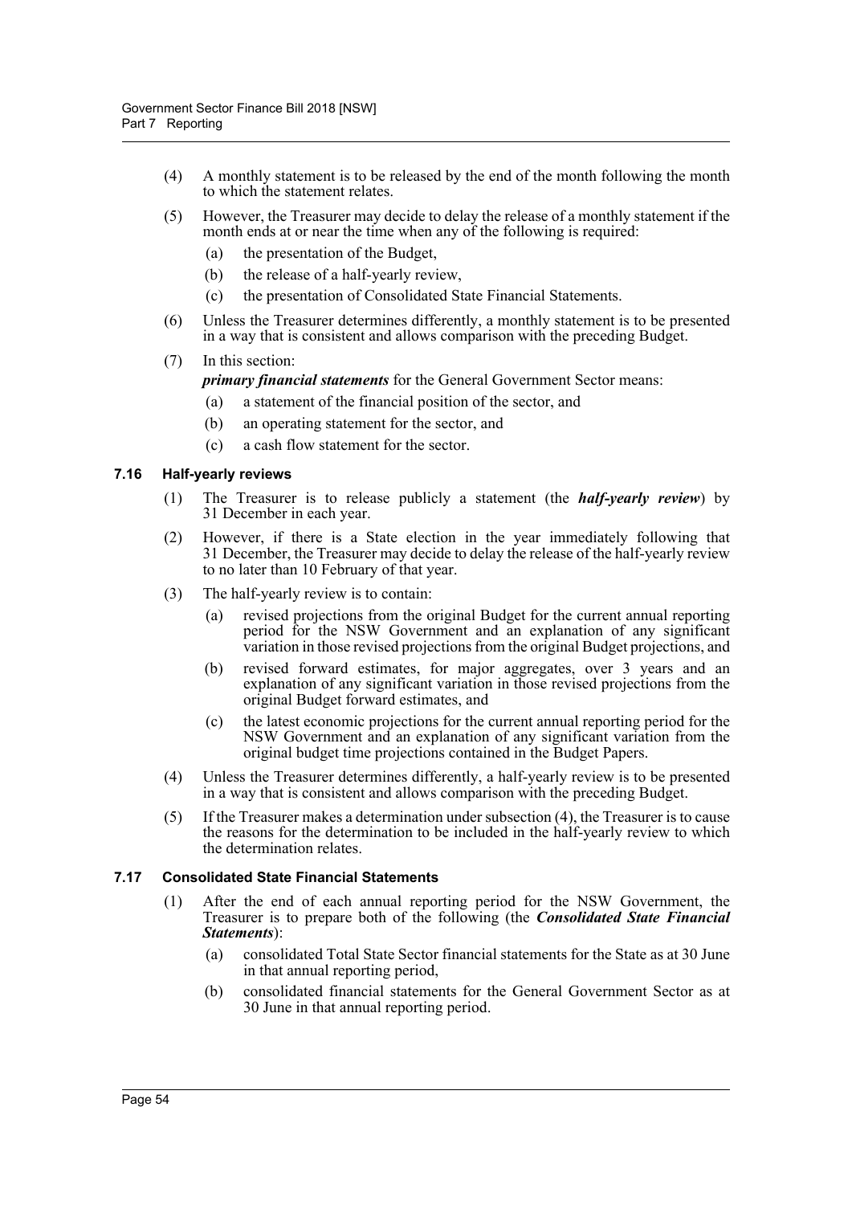(4) A monthly statement is to be released by the end of the month following the month to which the statement relates.

(5) However, the Treasurer may decide to delay the release of a monthly statement if the month ends at or near the time when any of the following is required:

- (a) the presentation of the Budget,
- (b) the release of a half-yearly review,
- (c) the presentation of Consolidated State Financial Statements.

(6) Unless the Treasurer determines differently, a monthly statement is to be presented in a way that is consistent and allows comparison with the preceding Budget.

(7) In this section:

***primary financial statements*** for the General Government Sector means:

- (a) a statement of the financial position of the sector, and
- (b) an operating statement for the sector, and
- (c) a cash flow statement for the sector.

### 7.16 Half-yearly reviews

(1) The Treasurer is to release publicly a statement (the ***half-yearly review***) by 31 December in each year.

(2) However, if there is a State election in the year immediately following that 31 December, the Treasurer may decide to delay the release of the half-yearly review to no later than 10 February of that year.

(3) The half-yearly review is to contain:

- (a) revised projections from the original Budget for the current annual reporting period for the NSW Government and an explanation of any significant variation in those revised projections from the original Budget projections, and
- (b) revised forward estimates, for major aggregates, over 3 years and an explanation of any significant variation in those revised projections from the original Budget forward estimates, and
- (c) the latest economic projections for the current annual reporting period for the NSW Government and an explanation of any significant variation from the original budget time projections contained in the Budget Papers.

(4) Unless the Treasurer determines differently, a half-yearly review is to be presented in a way that is consistent and allows comparison with the preceding Budget.

(5) If the Treasurer makes a determination under subsection (4), the Treasurer is to cause the reasons for the determination to be included in the half-yearly review to which the determination relates.

### 7.17 Consolidated State Financial Statements

(1) After the end of each annual reporting period for the NSW Government, the Treasurer is to prepare both of the following (the ***Consolidated State Financial Statements***):

- (a) consolidated Total State Sector financial statements for the State as at 30 June in that annual reporting period,
- (b) consolidated financial statements for the General Government Sector as at 30 June in that annual reporting period.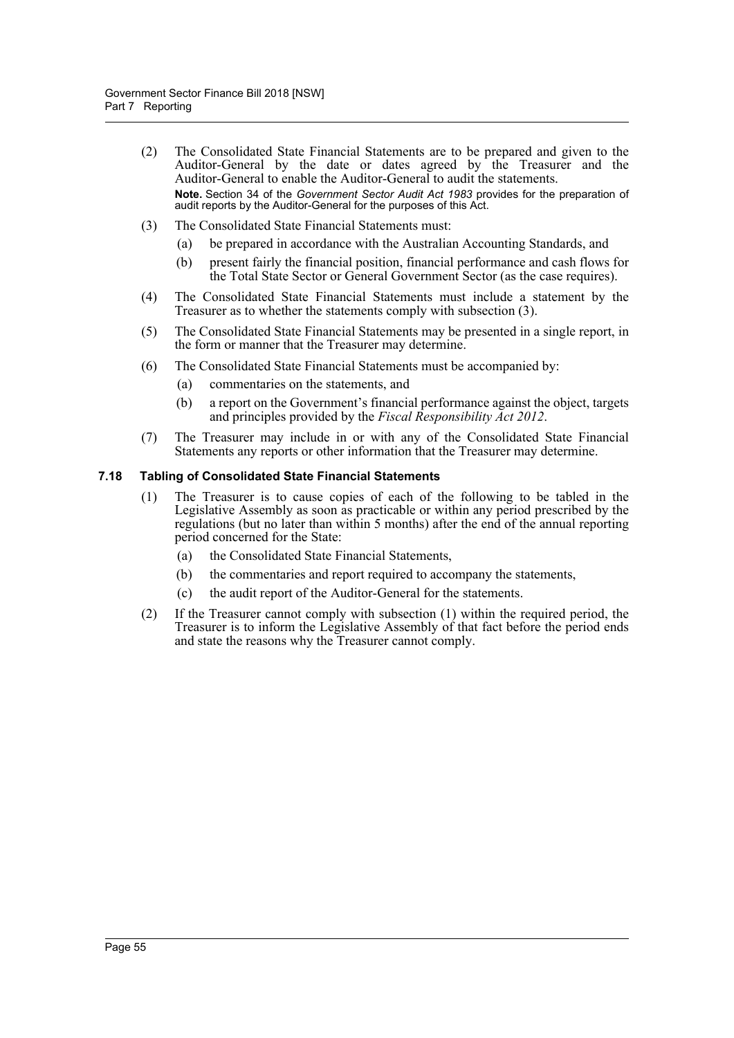(2) The Consolidated State Financial Statements are to be prepared and given to the Auditor-General by the date or dates agreed by the Treasurer and the Auditor-General to enable the Auditor-General to audit the statements.

**Note.** Section 34 of the *Government Sector Audit Act 1983* provides for the preparation of audit reports by the Auditor-General for the purposes of this Act.

(3) The Consolidated State Financial Statements must:

(a) be prepared in accordance with the Australian Accounting Standards, and

(b) present fairly the financial position, financial performance and cash flows for the Total State Sector or General Government Sector (as the case requires).

(4) The Consolidated State Financial Statements must include a statement by the Treasurer as to whether the statements comply with subsection (3).

(5) The Consolidated State Financial Statements may be presented in a single report, in the form or manner that the Treasurer may determine.

(6) The Consolidated State Financial Statements must be accompanied by:

(a) commentaries on the statements, and

(b) a report on the Government's financial performance against the object, targets and principles provided by the *Fiscal Responsibility Act 2012*.

(7) The Treasurer may include in or with any of the Consolidated State Financial Statements any reports or other information that the Treasurer may determine.

### 7.18 Tabling of Consolidated State Financial Statements

(1) The Treasurer is to cause copies of each of the following to be tabled in the Legislative Assembly as soon as practicable or within any period prescribed by the regulations (but no later than within 5 months) after the end of the annual reporting period concerned for the State:

(a) the Consolidated State Financial Statements,

(b) the commentaries and report required to accompany the statements,

(c) the audit report of the Auditor-General for the statements.

(2) If the Treasurer cannot comply with subsection (1) within the required period, the Treasurer is to inform the Legislative Assembly of that fact before the period ends and state the reasons why the Treasurer cannot comply.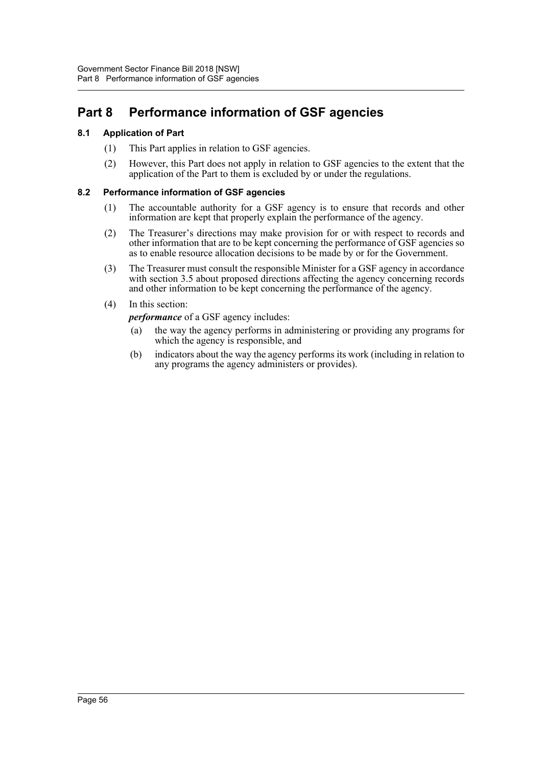# Part 8 Performance information of GSF agencies

### 8.1 Application of Part

(1) This Part applies in relation to GSF agencies.

(2) However, this Part does not apply in relation to GSF agencies to the extent that the application of the Part to them is excluded by or under the regulations.

### 8.2 Performance information of GSF agencies

(1) The accountable authority for a GSF agency is to ensure that records and other information are kept that properly explain the performance of the agency.

(2) The Treasurer's directions may make provision for or with respect to records and other information that are to be kept concerning the performance of GSF agencies so as to enable resource allocation decisions to be made by or for the Government.

(3) The Treasurer must consult the responsible Minister for a GSF agency in accordance with section 3.5 about proposed directions affecting the agency concerning records and other information to be kept concerning the performance of the agency.

(4) In this section:

***performance*** of a GSF agency includes:

(a) the way the agency performs in administering or providing any programs for which the agency is responsible, and

(b) indicators about the way the agency performs its work (including in relation to any programs the agency administers or provides).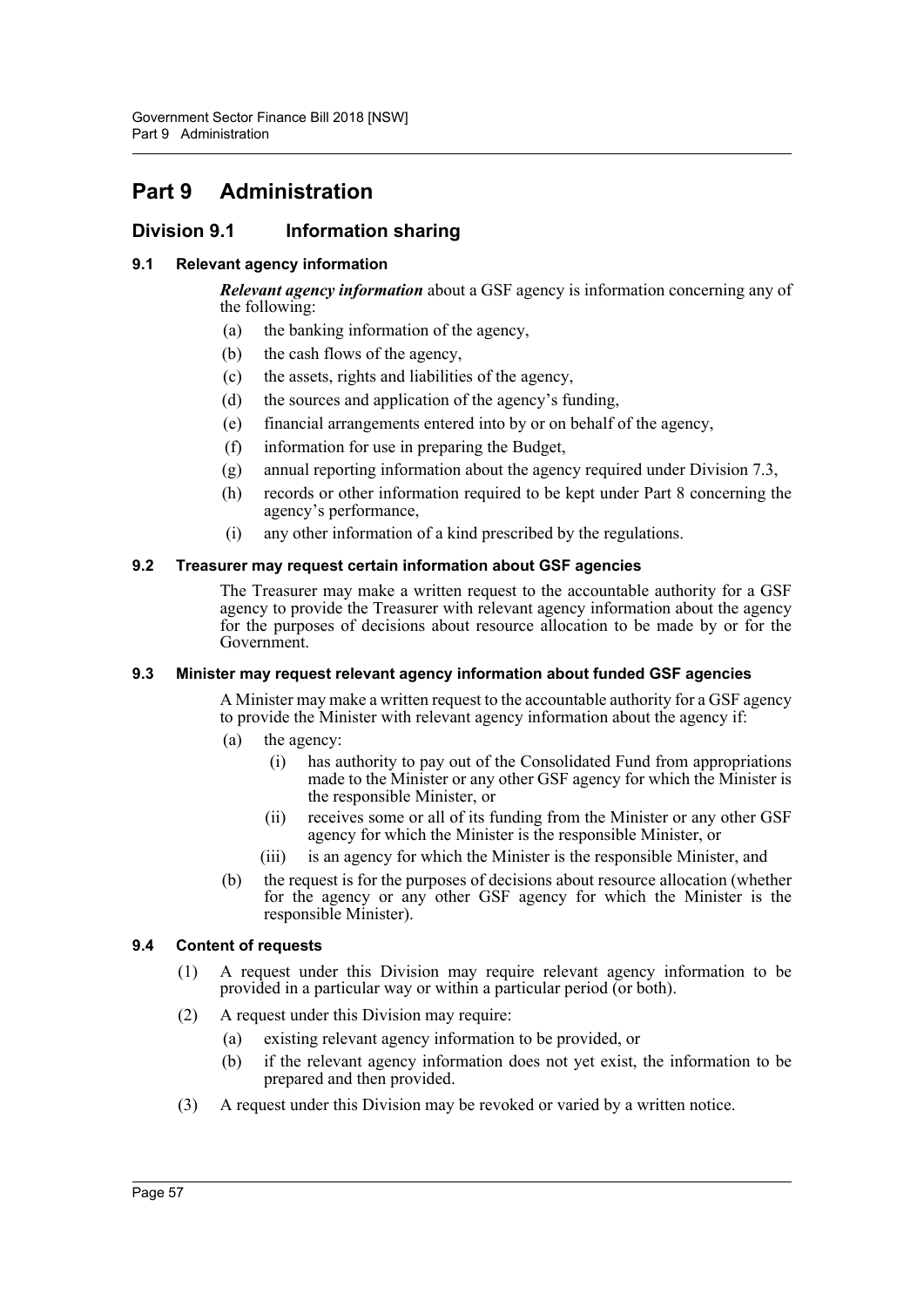# Part 9 Administration

## Division 9.1 Information sharing

### 9.1 Relevant agency information

***Relevant agency information*** about a GSF agency is information concerning any of the following:

- (a) the banking information of the agency,
- (b) the cash flows of the agency,
- (c) the assets, rights and liabilities of the agency,
- (d) the sources and application of the agency's funding,
- (e) financial arrangements entered into by or on behalf of the agency,
- (f) information for use in preparing the Budget,
- (g) annual reporting information about the agency required under Division 7.3,
- (h) records or other information required to be kept under Part 8 concerning the agency's performance,
- (i) any other information of a kind prescribed by the regulations.

### 9.2 Treasurer may request certain information about GSF agencies

The Treasurer may make a written request to the accountable authority for a GSF agency to provide the Treasurer with relevant agency information about the agency for the purposes of decisions about resource allocation to be made by or for the Government.

### 9.3 Minister may request relevant agency information about funded GSF agencies

A Minister may make a written request to the accountable authority for a GSF agency to provide the Minister with relevant agency information about the agency if:

- (a) the agency:
  - (i) has authority to pay out of the Consolidated Fund from appropriations made to the Minister or any other GSF agency for which the Minister is the responsible Minister, or
  - (ii) receives some or all of its funding from the Minister or any other GSF agency for which the Minister is the responsible Minister, or
  - (iii) is an agency for which the Minister is the responsible Minister, and
- (b) the request is for the purposes of decisions about resource allocation (whether for the agency or any other GSF agency for which the Minister is the responsible Minister).

### 9.4 Content of requests

(1) A request under this Division may require relevant agency information to be provided in a particular way or within a particular period (or both).

(2) A request under this Division may require:

- (a) existing relevant agency information to be provided, or
- (b) if the relevant agency information does not yet exist, the information to be prepared and then provided.

(3) A request under this Division may be revoked or varied by a written notice.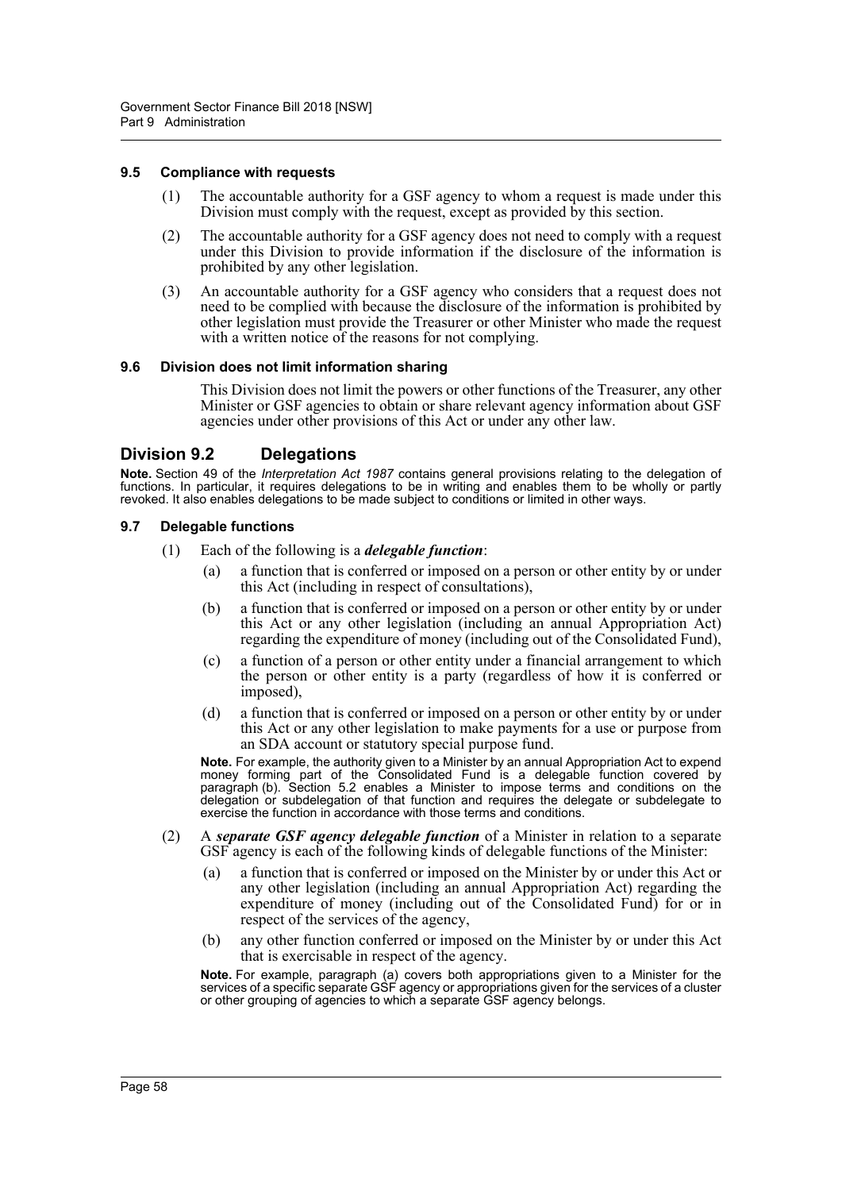#### 9.5 Compliance with requests

(1) The accountable authority for a GSF agency to whom a request is made under this Division must comply with the request, except as provided by this section.

(2) The accountable authority for a GSF agency does not need to comply with a request under this Division to provide information if the disclosure of the information is prohibited by any other legislation.

(3) An accountable authority for a GSF agency who considers that a request does not need to be complied with because the disclosure of the information is prohibited by other legislation must provide the Treasurer or other Minister who made the request with a written notice of the reasons for not complying.

#### 9.6 Division does not limit information sharing

This Division does not limit the powers or other functions of the Treasurer, any other Minister or GSF agencies to obtain or share relevant agency information about GSF agencies under other provisions of this Act or under any other law.

## Division 9.2 Delegations

**Note.** Section 49 of the *Interpretation Act 1987* contains general provisions relating to the delegation of functions. In particular, it requires delegations to be in writing and enables them to be wholly or partly revoked. It also enables delegations to be made subject to conditions or limited in other ways.

#### 9.7 Delegable functions

(1) Each of the following is a ***delegable function***:

(a) a function that is conferred or imposed on a person or other entity by or under this Act (including in respect of consultations),

(b) a function that is conferred or imposed on a person or other entity by or under this Act or any other legislation (including an annual Appropriation Act) regarding the expenditure of money (including out of the Consolidated Fund),

(c) a function of a person or other entity under a financial arrangement to which the person or other entity is a party (regardless of how it is conferred or imposed),

(d) a function that is conferred or imposed on a person or other entity by or under this Act or any other legislation to make payments for a use or purpose from an SDA account or statutory special purpose fund.

**Note.** For example, the authority given to a Minister by an annual Appropriation Act to expend money forming part of the Consolidated Fund is a delegable function covered by paragraph (b). Section 5.2 enables a Minister to impose terms and conditions on the delegation or subdelegation of that function and requires the delegate or subdelegate to exercise the function in accordance with those terms and conditions.

(2) A ***separate GSF agency delegable function*** of a Minister in relation to a separate GSF agency is each of the following kinds of delegable functions of the Minister:

(a) a function that is conferred or imposed on the Minister by or under this Act or any other legislation (including an annual Appropriation Act) regarding the expenditure of money (including out of the Consolidated Fund) for or in respect of the services of the agency,

(b) any other function conferred or imposed on the Minister by or under this Act that is exercisable in respect of the agency.

**Note.** For example, paragraph (a) covers both appropriations given to a Minister for the services of a specific separate GSF agency or appropriations given for the services of a cluster or other grouping of agencies to which a separate GSF agency belongs.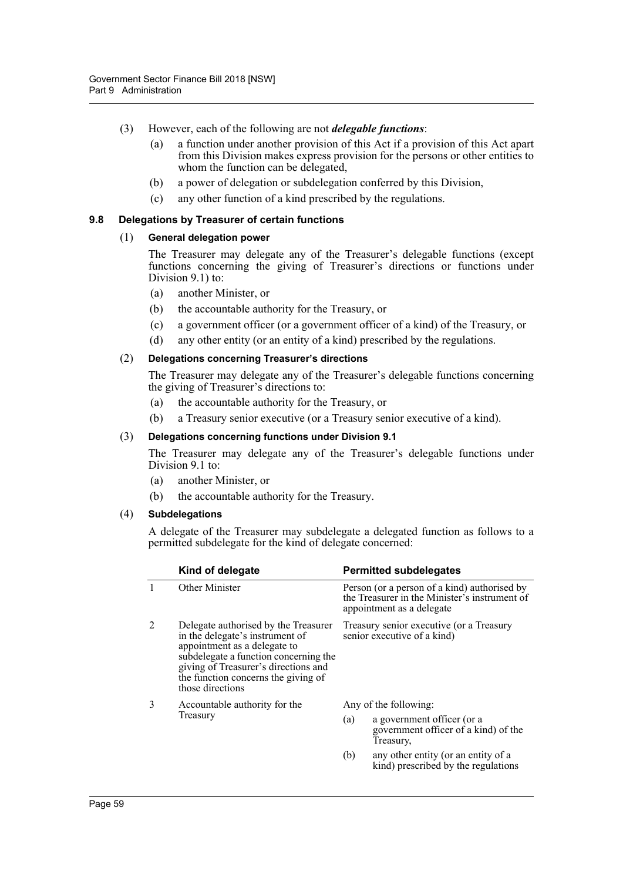(3) However, each of the following are not ***delegable functions***:

(a) a function under another provision of this Act if a provision of this Act apart from this Division makes express provision for the persons or other entities to whom the function can be delegated,

(b) a power of delegation or subdelegation conferred by this Division,

(c) any other function of a kind prescribed by the regulations.

### 9.8 Delegations by Treasurer of certain functions

(1) **General delegation power**

The Treasurer may delegate any of the Treasurer's delegable functions (except functions concerning the giving of Treasurer's directions or functions under Division 9.1) to:

(a) another Minister, or

(b) the accountable authority for the Treasury, or

(c) a government officer (or a government officer of a kind) of the Treasury, or

(d) any other entity (or an entity of a kind) prescribed by the regulations.

(2) **Delegations concerning Treasurer's directions**

The Treasurer may delegate any of the Treasurer's delegable functions concerning the giving of Treasurer's directions to:

(a) the accountable authority for the Treasury, or

(b) a Treasury senior executive (or a Treasury senior executive of a kind).

(3) **Delegations concerning functions under Division 9.1**

The Treasurer may delegate any of the Treasurer's delegable functions under Division 9.1 to:

(a) another Minister, or

(b) the accountable authority for the Treasury.

(4) **Subdelegations**

A delegate of the Treasurer may subdelegate a delegated function as follows to a permitted subdelegate for the kind of delegate concerned:

| | Kind of delegate | Permitted subdelegates |
|---|---|---|
| 1 | Other Minister | Person (or a person of a kind) authorised by the Treasurer in the Minister's instrument of appointment as a delegate |
| 2 | Delegate authorised by the Treasurer in the delegate's instrument of appointment as a delegate to subdelegate a function concerning the giving of Treasurer's directions and the function concerns the giving of those directions | Treasury senior executive (or a Treasury senior executive of a kind) |
| 3 | Accountable authority for the Treasury | Any of the following: (a) a government officer (or a government officer of a kind) of the Treasury, (b) any other entity (or an entity of a kind) prescribed by the regulations |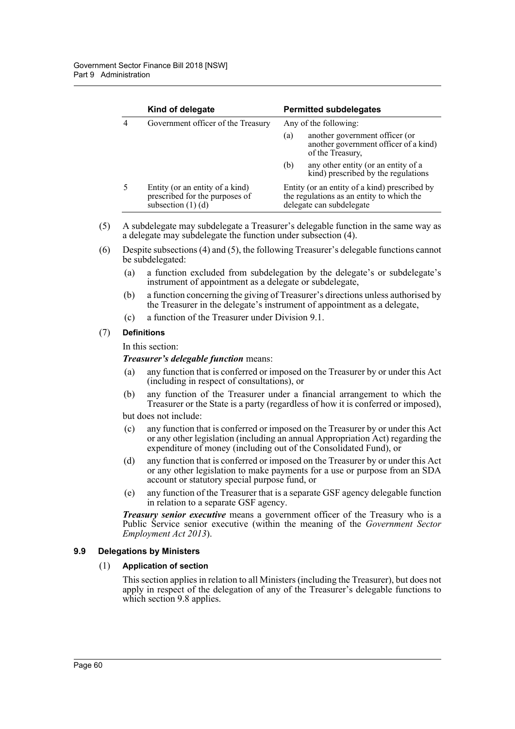| | Kind of delegate | Permitted subdelegates |
|---|---|---|
| 4 | Government officer of the Treasury | Any of the following: (a) another government officer (or another government officer of a kind) of the Treasury, (b) any other entity (or an entity of a kind) prescribed by the regulations |
| 5 | Entity (or an entity of a kind) prescribed for the purposes of subsection (1) (d) | Entity (or an entity of a kind) prescribed by the regulations as an entity to which the delegate can subdelegate |

(5) A subdelegate may subdelegate a Treasurer's delegable function in the same way as a delegate may subdelegate the function under subsection (4).

(6) Despite subsections (4) and (5), the following Treasurer's delegable functions cannot be subdelegated:

- (a) a function excluded from subdelegation by the delegate's or subdelegate's instrument of appointment as a delegate or subdelegate,
- (b) a function concerning the giving of Treasurer's directions unless authorised by the Treasurer in the delegate's instrument of appointment as a delegate,
- (c) a function of the Treasurer under Division 9.1.

(7) **Definitions**

In this section:

***Treasurer's delegable function*** means:

- (a) any function that is conferred or imposed on the Treasurer by or under this Act (including in respect of consultations), or
- (b) any function of the Treasurer under a financial arrangement to which the Treasurer or the State is a party (regardless of how it is conferred or imposed),

but does not include:

- (c) any function that is conferred or imposed on the Treasurer by or under this Act or any other legislation (including an annual Appropriation Act) regarding the expenditure of money (including out of the Consolidated Fund), or
- (d) any function that is conferred or imposed on the Treasurer by or under this Act or any other legislation to make payments for a use or purpose from an SDA account or statutory special purpose fund, or
- (e) any function of the Treasurer that is a separate GSF agency delegable function in relation to a separate GSF agency.

***Treasury senior executive*** means a government officer of the Treasury who is a Public Service senior executive (within the meaning of the *Government Sector Employment Act 2013*).

### 9.9 Delegations by Ministers

(1) **Application of section**

This section applies in relation to all Ministers (including the Treasurer), but does not apply in respect of the delegation of any of the Treasurer's delegable functions to which section 9.8 applies.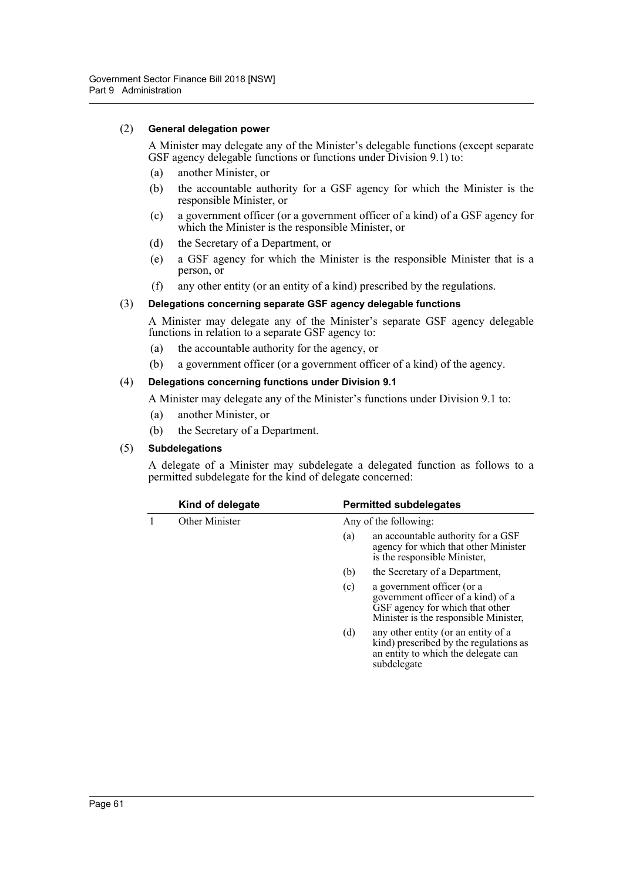(2) **General delegation power**

A Minister may delegate any of the Minister's delegable functions (except separate GSF agency delegable functions or functions under Division 9.1) to:

(a) another Minister, or

(b) the accountable authority for a GSF agency for which the Minister is the responsible Minister, or

(c) a government officer (or a government officer of a kind) of a GSF agency for which the Minister is the responsible Minister, or

(d) the Secretary of a Department, or

(e) a GSF agency for which the Minister is the responsible Minister that is a person, or

(f) any other entity (or an entity of a kind) prescribed by the regulations.

(3) **Delegations concerning separate GSF agency delegable functions**

A Minister may delegate any of the Minister's separate GSF agency delegable functions in relation to a separate GSF agency to:

(a) the accountable authority for the agency, or

(b) a government officer (or a government officer of a kind) of the agency.

(4) **Delegations concerning functions under Division 9.1**

A Minister may delegate any of the Minister's functions under Division 9.1 to:

(a) another Minister, or

(b) the Secretary of a Department.

(5) **Subdelegations**

A delegate of a Minister may subdelegate a delegated function as follows to a permitted subdelegate for the kind of delegate concerned:

| | Kind of delegate | Permitted subdelegates |
|---|---|---|
| 1 | Other Minister | Any of the following: |
| | | (a) an accountable authority for a GSF agency for which that other Minister is the responsible Minister, |
| | | (b) the Secretary of a Department, |
| | | (c) a government officer (or a government officer of a kind) of a GSF agency for which that other Minister is the responsible Minister, |
| | | (d) any other entity (or an entity of a kind) prescribed by the regulations as an entity to which the delegate can subdelegate |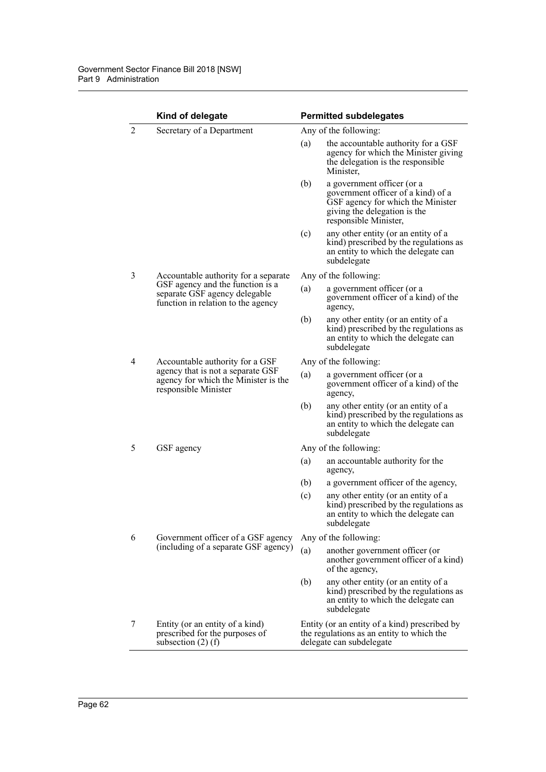| | Kind of delegate | Permitted subdelegates |
|---|---|---|
| 2 | Secretary of a Department | Any of the following:<br>(a) the accountable authority for a GSF agency for which the Minister giving the delegation is the responsible Minister,<br>(b) a government officer (or a government officer of a kind) of a GSF agency for which the Minister giving the delegation is the responsible Minister,<br>(c) any other entity (or an entity of a kind) prescribed by the regulations as an entity to which the delegate can subdelegate |
| 3 | Accountable authority for a separate GSF agency and the function is a separate GSF agency delegable function in relation to the agency | Any of the following:<br>(a) a government officer (or a government officer of a kind) of the agency,<br>(b) any other entity (or an entity of a kind) prescribed by the regulations as an entity to which the delegate can subdelegate |
| 4 | Accountable authority for a GSF agency that is not a separate GSF agency for which the Minister is the responsible Minister | Any of the following:<br>(a) a government officer (or a government officer of a kind) of the agency,<br>(b) any other entity (or an entity of a kind) prescribed by the regulations as an entity to which the delegate can subdelegate |
| 5 | GSF agency | Any of the following:<br>(a) an accountable authority for the agency,<br>(b) a government officer of the agency,<br>(c) any other entity (or an entity of a kind) prescribed by the regulations as an entity to which the delegate can subdelegate |
| 6 | Government officer of a GSF agency (including of a separate GSF agency) | Any of the following:<br>(a) another government officer (or another government officer of a kind) of the agency,<br>(b) any other entity (or an entity of a kind) prescribed by the regulations as an entity to which the delegate can subdelegate |
| 7 | Entity (or an entity of a kind) prescribed for the purposes of subsection (2) (f) | Entity (or an entity of a kind) prescribed by the regulations as an entity to which the delegate can subdelegate |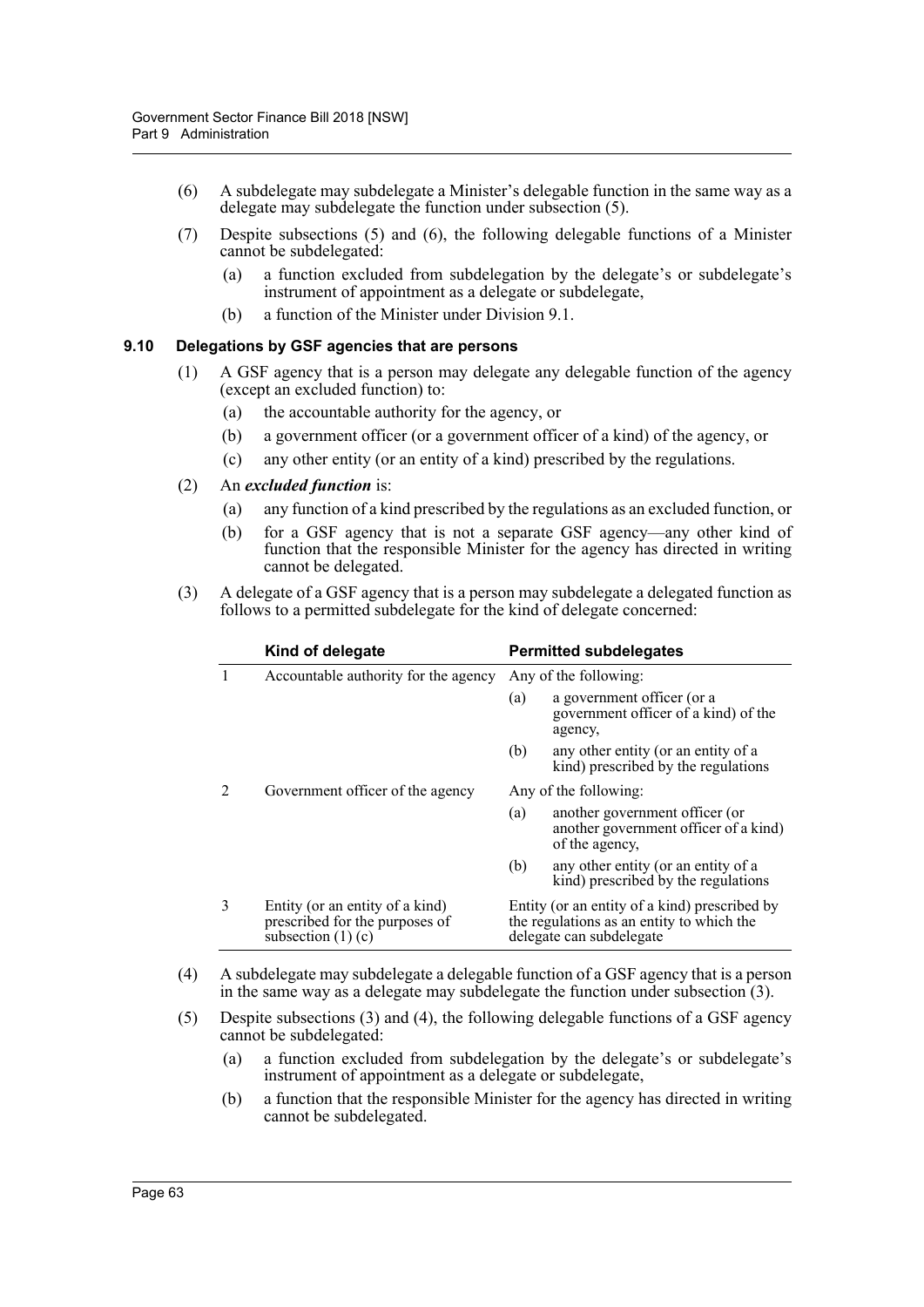(6) A subdelegate may subdelegate a Minister's delegable function in the same way as a delegate may subdelegate the function under subsection (5).

(7) Despite subsections (5) and (6), the following delegable functions of a Minister cannot be subdelegated:

(a) a function excluded from subdelegation by the delegate's or subdelegate's instrument of appointment as a delegate or subdelegate,

(b) a function of the Minister under Division 9.1.

### 9.10 Delegations by GSF agencies that are persons

(1) A GSF agency that is a person may delegate any delegable function of the agency (except an excluded function) to:

(a) the accountable authority for the agency, or

(b) a government officer (or a government officer of a kind) of the agency, or

(c) any other entity (or an entity of a kind) prescribed by the regulations.

(2) An ***excluded function*** is:

(a) any function of a kind prescribed by the regulations as an excluded function, or

(b) for a GSF agency that is not a separate GSF agency—any other kind of function that the responsible Minister for the agency has directed in writing cannot be delegated.

(3) A delegate of a GSF agency that is a person may subdelegate a delegated function as follows to a permitted subdelegate for the kind of delegate concerned:

| | Kind of delegate | Permitted subdelegates |
|---|---|---|
| 1 | Accountable authority for the agency | Any of the following:<br>(a) a government officer (or a government officer of a kind) of the agency,<br>(b) any other entity (or an entity of a kind) prescribed by the regulations |
| 2 | Government officer of the agency | Any of the following:<br>(a) another government officer (or another government officer of a kind) of the agency,<br>(b) any other entity (or an entity of a kind) prescribed by the regulations |
| 3 | Entity (or an entity of a kind) prescribed for the purposes of subsection (1) (c) | Entity (or an entity of a kind) prescribed by the regulations as an entity to which the delegate can subdelegate |

(4) A subdelegate may subdelegate a delegable function of a GSF agency that is a person in the same way as a delegate may subdelegate the function under subsection (3).

(5) Despite subsections (3) and (4), the following delegable functions of a GSF agency cannot be subdelegated:

(a) a function excluded from subdelegation by the delegate's or subdelegate's instrument of appointment as a delegate or subdelegate,

(b) a function that the responsible Minister for the agency has directed in writing cannot be subdelegated.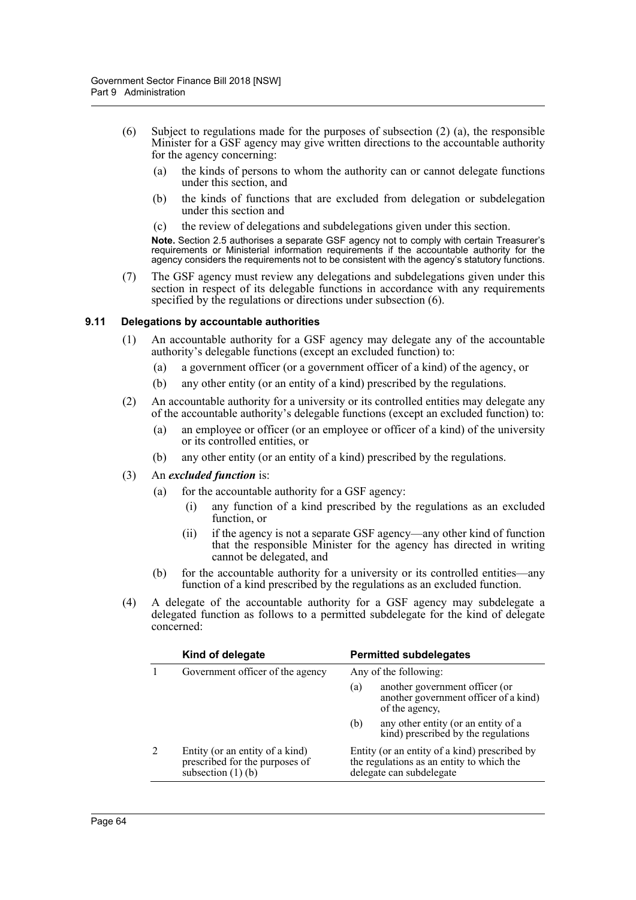(6) Subject to regulations made for the purposes of subsection (2) (a), the responsible Minister for a GSF agency may give written directions to the accountable authority for the agency concerning:

(a) the kinds of persons to whom the authority can or cannot delegate functions under this section, and

(b) the kinds of functions that are excluded from delegation or subdelegation under this section and

(c) the review of delegations and subdelegations given under this section.

**Note.** Section 2.5 authorises a separate GSF agency not to comply with certain Treasurer's requirements or Ministerial information requirements if the accountable authority for the agency considers the requirements not to be consistent with the agency's statutory functions.

(7) The GSF agency must review any delegations and subdelegations given under this section in respect of its delegable functions in accordance with any requirements specified by the regulations or directions under subsection (6).

### 9.11 Delegations by accountable authorities

(1) An accountable authority for a GSF agency may delegate any of the accountable authority's delegable functions (except an excluded function) to:

(a) a government officer (or a government officer of a kind) of the agency, or

(b) any other entity (or an entity of a kind) prescribed by the regulations.

(2) An accountable authority for a university or its controlled entities may delegate any of the accountable authority's delegable functions (except an excluded function) to:

(a) an employee or officer (or an employee or officer of a kind) of the university or its controlled entities, or

(b) any other entity (or an entity of a kind) prescribed by the regulations.

(3) An ***excluded function*** is:

(a) for the accountable authority for a GSF agency:

(i) any function of a kind prescribed by the regulations as an excluded function, or

(ii) if the agency is not a separate GSF agency—any other kind of function that the responsible Minister for the agency has directed in writing cannot be delegated, and

(b) for the accountable authority for a university or its controlled entities—any function of a kind prescribed by the regulations as an excluded function.

(4) A delegate of the accountable authority for a GSF agency may subdelegate a delegated function as follows to a permitted subdelegate for the kind of delegate concerned:

| | Kind of delegate | Permitted subdelegates |
|---|---|---|
| 1 | Government officer of the agency | Any of the following:<br>(a) another government officer (or another government officer of a kind) of the agency,<br>(b) any other entity (or an entity of a kind) prescribed by the regulations |
| 2 | Entity (or an entity of a kind) prescribed for the purposes of subsection (1) (b) | Entity (or an entity of a kind) prescribed by the regulations as an entity to which the delegate can subdelegate |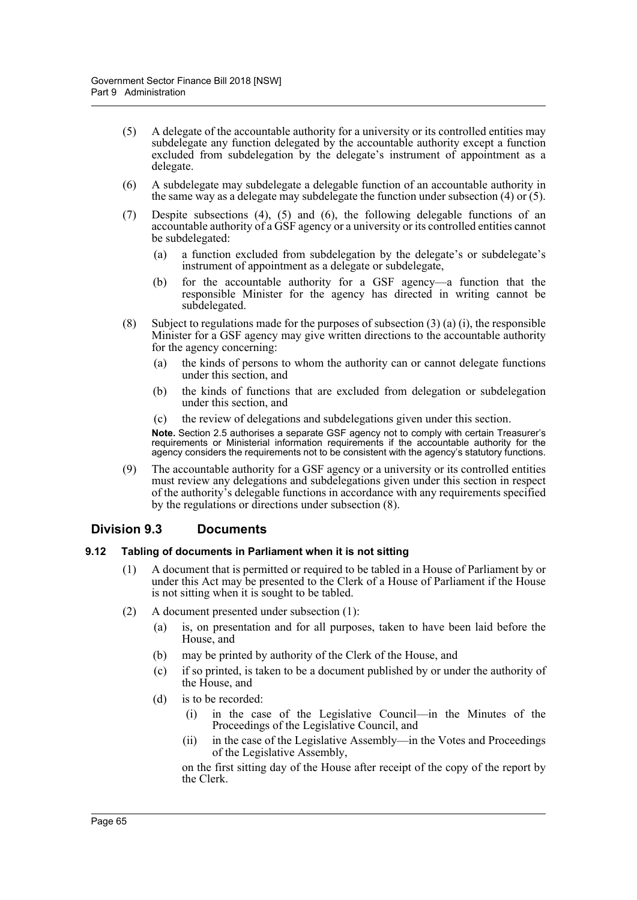(5) A delegate of the accountable authority for a university or its controlled entities may subdelegate any function delegated by the accountable authority except a function excluded from subdelegation by the delegate's instrument of appointment as a delegate.

(6) A subdelegate may subdelegate a delegable function of an accountable authority in the same way as a delegate may subdelegate the function under subsection (4) or (5).

(7) Despite subsections (4), (5) and (6), the following delegable functions of an accountable authority of a GSF agency or a university or its controlled entities cannot be subdelegated:

   (a) a function excluded from subdelegation by the delegate's or subdelegate's instrument of appointment as a delegate or subdelegate,

   (b) for the accountable authority for a GSF agency—a function that the responsible Minister for the agency has directed in writing cannot be subdelegated.

(8) Subject to regulations made for the purposes of subsection (3) (a) (i), the responsible Minister for a GSF agency may give written directions to the accountable authority for the agency concerning:

   (a) the kinds of persons to whom the authority can or cannot delegate functions under this section, and

   (b) the kinds of functions that are excluded from delegation or subdelegation under this section, and

   (c) the review of delegations and subdelegations given under this section.

**Note.** Section 2.5 authorises a separate GSF agency not to comply with certain Treasurer's requirements or Ministerial information requirements if the accountable authority for the agency considers the requirements not to be consistent with the agency's statutory functions.

(9) The accountable authority for a GSF agency or a university or its controlled entities must review any delegations and subdelegations given under this section in respect of the authority's delegable functions in accordance with any requirements specified by the regulations or directions under subsection (8).

## Division 9.3 Documents

### 9.12 Tabling of documents in Parliament when it is not sitting

(1) A document that is permitted or required to be tabled in a House of Parliament by or under this Act may be presented to the Clerk of a House of Parliament if the House is not sitting when it is sought to be tabled.

(2) A document presented under subsection (1):

   (a) is, on presentation and for all purposes, taken to have been laid before the House, and

   (b) may be printed by authority of the Clerk of the House, and

   (c) if so printed, is taken to be a document published by or under the authority of the House, and

   (d) is to be recorded:

      (i) in the case of the Legislative Council—in the Minutes of the Proceedings of the Legislative Council, and

      (ii) in the case of the Legislative Assembly—in the Votes and Proceedings of the Legislative Assembly,

   on the first sitting day of the House after receipt of the copy of the report by the Clerk.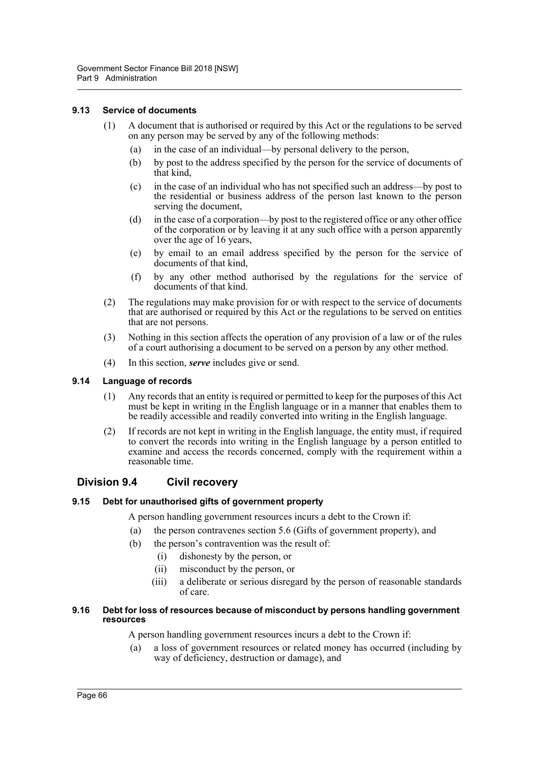#### 9.13 Service of documents

(1) A document that is authorised or required by this Act or the regulations to be served on any person may be served by any of the following methods:

(a) in the case of an individual—by personal delivery to the person,

(b) by post to the address specified by the person for the service of documents of that kind,

(c) in the case of an individual who has not specified such an address—by post to the residential or business address of the person last known to the person serving the document,

(d) in the case of a corporation—by post to the registered office or any other office of the corporation or by leaving it at any such office with a person apparently over the age of 16 years,

(e) by email to an email address specified by the person for the service of documents of that kind,

(f) by any other method authorised by the regulations for the service of documents of that kind.

(2) The regulations may make provision for or with respect to the service of documents that are authorised or required by this Act or the regulations to be served on entities that are not persons.

(3) Nothing in this section affects the operation of any provision of a law or of the rules of a court authorising a document to be served on a person by any other method.

(4) In this section, ***serve*** includes give or send.

#### 9.14 Language of records

(1) Any records that an entity is required or permitted to keep for the purposes of this Act must be kept in writing in the English language or in a manner that enables them to be readily accessible and readily converted into writing in the English language.

(2) If records are not kept in writing in the English language, the entity must, if required to convert the records into writing in the English language by a person entitled to examine and access the records concerned, comply with the requirement within a reasonable time.

## Division 9.4 Civil recovery

#### 9.15 Debt for unauthorised gifts of government property

A person handling government resources incurs a debt to the Crown if:

(a) the person contravenes section 5.6 (Gifts of government property), and

(b) the person's contravention was the result of:

(i) dishonesty by the person, or

(ii) misconduct by the person, or

(iii) a deliberate or serious disregard by the person of reasonable standards of care.

#### 9.16 Debt for loss of resources because of misconduct by persons handling government resources

A person handling government resources incurs a debt to the Crown if:

(a) a loss of government resources or related money has occurred (including by way of deficiency, destruction or damage), and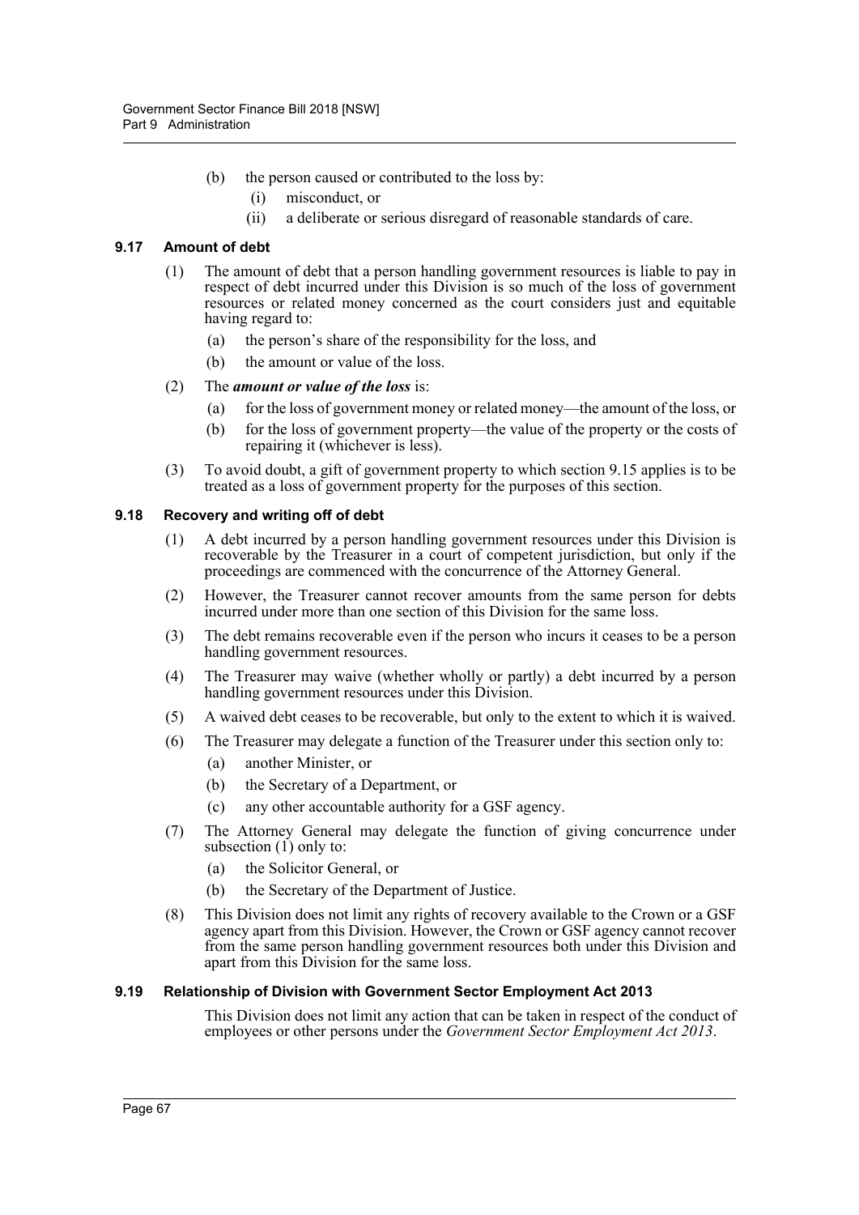(b) the person caused or contributed to the loss by:

   (i) misconduct, or

   (ii) a deliberate or serious disregard of reasonable standards of care.

### 9.17 Amount of debt

(1) The amount of debt that a person handling government resources is liable to pay in respect of debt incurred under this Division is so much of the loss of government resources or related money concerned as the court considers just and equitable having regard to:

   (a) the person's share of the responsibility for the loss, and

   (b) the amount or value of the loss.

(2) The ***amount or value of the loss*** is:

   (a) for the loss of government money or related money—the amount of the loss, or

   (b) for the loss of government property—the value of the property or the costs of repairing it (whichever is less).

(3) To avoid doubt, a gift of government property to which section 9.15 applies is to be treated as a loss of government property for the purposes of this section.

### 9.18 Recovery and writing off of debt

(1) A debt incurred by a person handling government resources under this Division is recoverable by the Treasurer in a court of competent jurisdiction, but only if the proceedings are commenced with the concurrence of the Attorney General.

(2) However, the Treasurer cannot recover amounts from the same person for debts incurred under more than one section of this Division for the same loss.

(3) The debt remains recoverable even if the person who incurs it ceases to be a person handling government resources.

(4) The Treasurer may waive (whether wholly or partly) a debt incurred by a person handling government resources under this Division.

(5) A waived debt ceases to be recoverable, but only to the extent to which it is waived.

(6) The Treasurer may delegate a function of the Treasurer under this section only to:

   (a) another Minister, or

   (b) the Secretary of a Department, or

   (c) any other accountable authority for a GSF agency.

(7) The Attorney General may delegate the function of giving concurrence under subsection (1) only to:

   (a) the Solicitor General, or

   (b) the Secretary of the Department of Justice.

(8) This Division does not limit any rights of recovery available to the Crown or a GSF agency apart from this Division. However, the Crown or GSF agency cannot recover from the same person handling government resources both under this Division and apart from this Division for the same loss.

### 9.19 Relationship of Division with Government Sector Employment Act 2013

This Division does not limit any action that can be taken in respect of the conduct of employees or other persons under the *Government Sector Employment Act 2013*.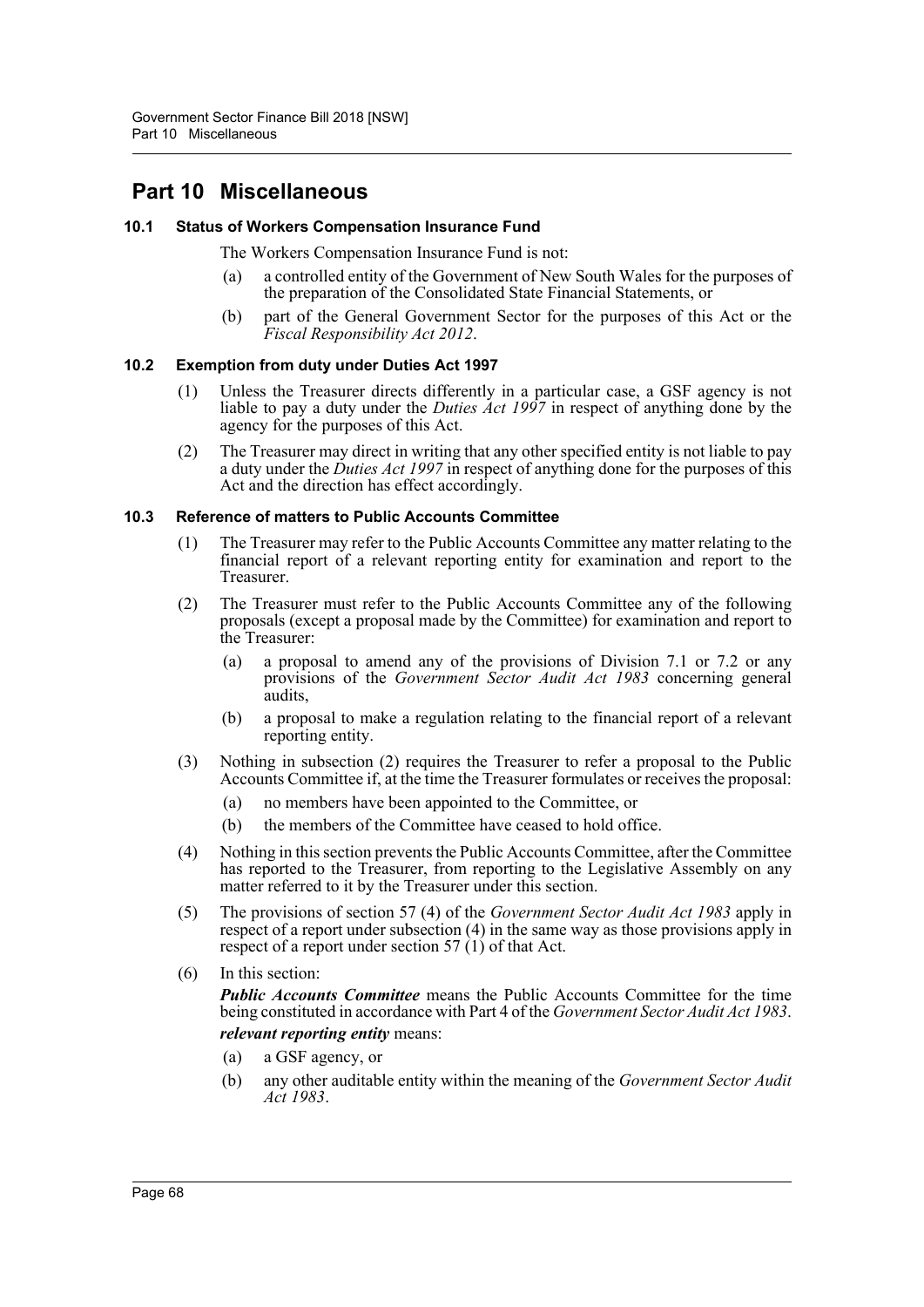# Part 10 Miscellaneous

### 10.1 Status of Workers Compensation Insurance Fund

The Workers Compensation Insurance Fund is not:

(a) a controlled entity of the Government of New South Wales for the purposes of the preparation of the Consolidated State Financial Statements, or

(b) part of the General Government Sector for the purposes of this Act or the *Fiscal Responsibility Act 2012*.

### 10.2 Exemption from duty under Duties Act 1997

(1) Unless the Treasurer directs differently in a particular case, a GSF agency is not liable to pay a duty under the *Duties Act 1997* in respect of anything done by the agency for the purposes of this Act.

(2) The Treasurer may direct in writing that any other specified entity is not liable to pay a duty under the *Duties Act 1997* in respect of anything done for the purposes of this Act and the direction has effect accordingly.

### 10.3 Reference of matters to Public Accounts Committee

(1) The Treasurer may refer to the Public Accounts Committee any matter relating to the financial report of a relevant reporting entity for examination and report to the Treasurer.

(2) The Treasurer must refer to the Public Accounts Committee any of the following proposals (except a proposal made by the Committee) for examination and report to the Treasurer:

(a) a proposal to amend any of the provisions of Division 7.1 or 7.2 or any provisions of the *Government Sector Audit Act 1983* concerning general audits,

(b) a proposal to make a regulation relating to the financial report of a relevant reporting entity.

(3) Nothing in subsection (2) requires the Treasurer to refer a proposal to the Public Accounts Committee if, at the time the Treasurer formulates or receives the proposal:

(a) no members have been appointed to the Committee, or

(b) the members of the Committee have ceased to hold office.

(4) Nothing in this section prevents the Public Accounts Committee, after the Committee has reported to the Treasurer, from reporting to the Legislative Assembly on any matter referred to it by the Treasurer under this section.

(5) The provisions of section 57 (4) of the *Government Sector Audit Act 1983* apply in respect of a report under subsection (4) in the same way as those provisions apply in respect of a report under section 57 (1) of that Act.

(6) In this section:

***Public Accounts Committee*** means the Public Accounts Committee for the time being constituted in accordance with Part 4 of the *Government Sector Audit Act 1983*.

***relevant reporting entity*** means:

(a) a GSF agency, or

(b) any other auditable entity within the meaning of the *Government Sector Audit Act 1983*.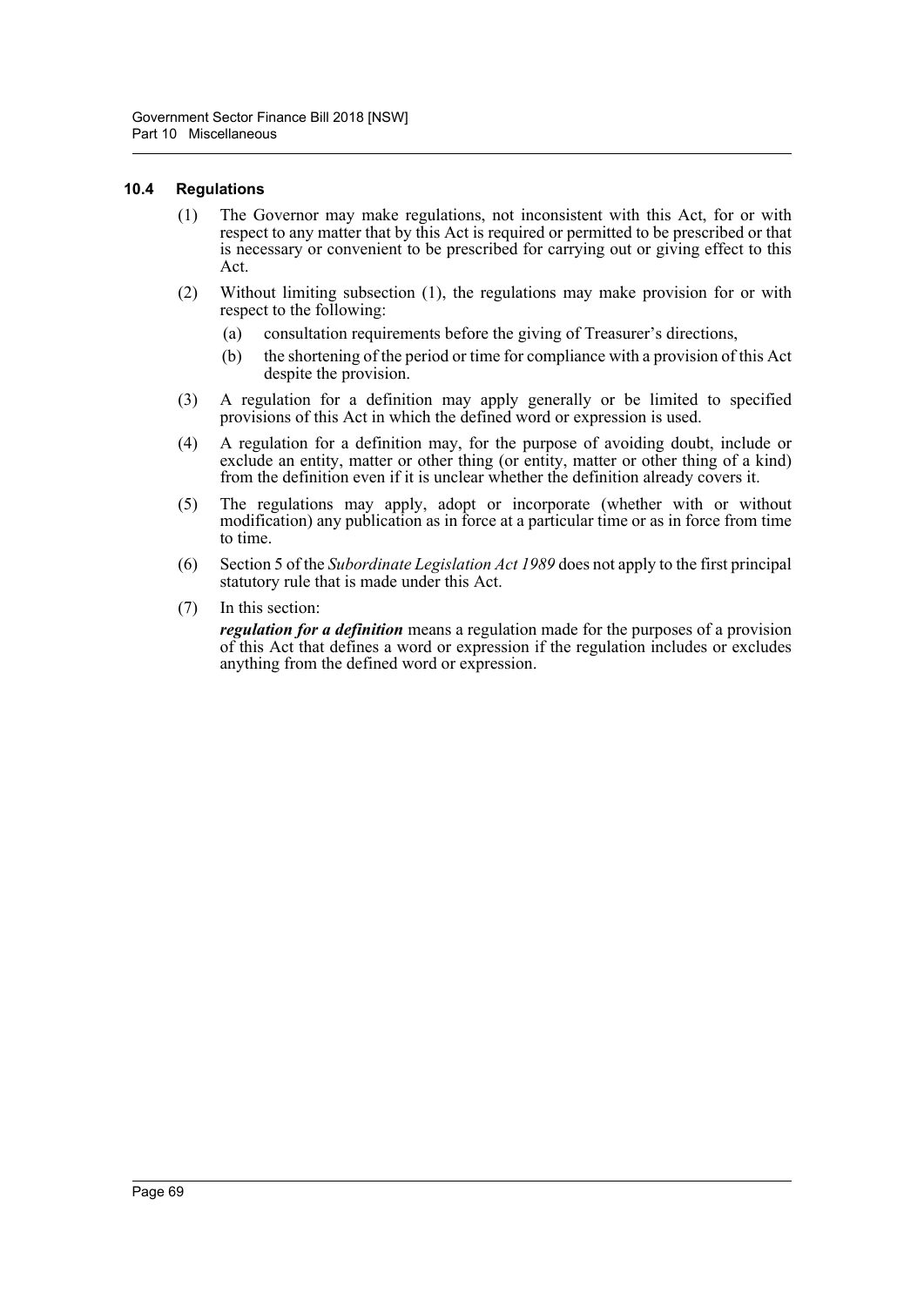### 10.4 Regulations

(1) The Governor may make regulations, not inconsistent with this Act, for or with respect to any matter that by this Act is required or permitted to be prescribed or that is necessary or convenient to be prescribed for carrying out or giving effect to this Act.

(2) Without limiting subsection (1), the regulations may make provision for or with respect to the following:

- (a) consultation requirements before the giving of Treasurer's directions,
- (b) the shortening of the period or time for compliance with a provision of this Act despite the provision.

(3) A regulation for a definition may apply generally or be limited to specified provisions of this Act in which the defined word or expression is used.

(4) A regulation for a definition may, for the purpose of avoiding doubt, include or exclude an entity, matter or other thing (or entity, matter or other thing of a kind) from the definition even if it is unclear whether the definition already covers it.

(5) The regulations may apply, adopt or incorporate (whether with or without modification) any publication as in force at a particular time or as in force from time to time.

(6) Section 5 of the *Subordinate Legislation Act 1989* does not apply to the first principal statutory rule that is made under this Act.

(7) In this section:

***regulation for a definition*** means a regulation made for the purposes of a provision of this Act that defines a word or expression if the regulation includes or excludes anything from the defined word or expression.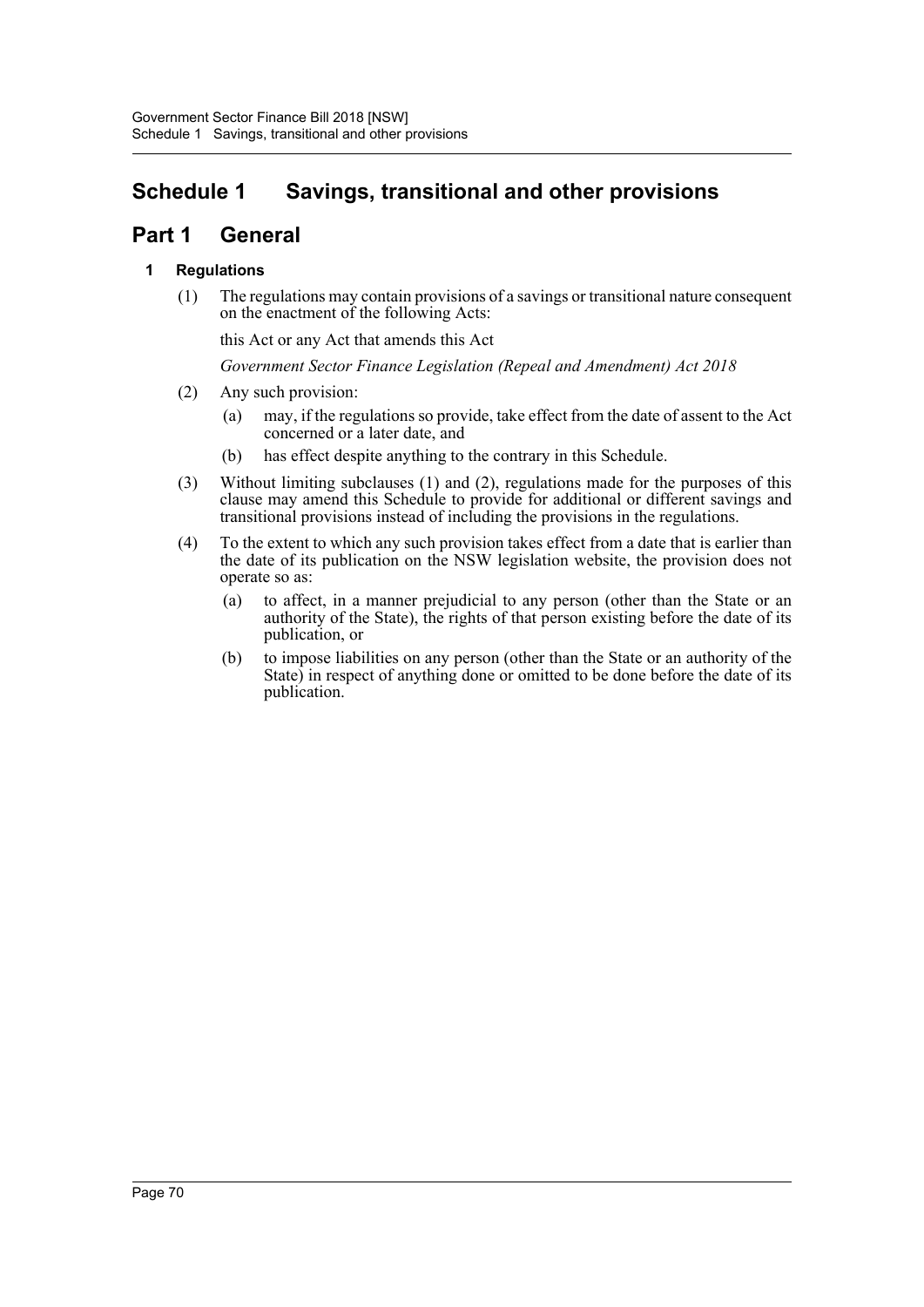# Schedule 1 Savings, transitional and other provisions

## Part 1 General

### 1 Regulations

(1) The regulations may contain provisions of a savings or transitional nature consequent on the enactment of the following Acts:

this Act or any Act that amends this Act

*Government Sector Finance Legislation (Repeal and Amendment) Act 2018*

(2) Any such provision:

(a) may, if the regulations so provide, take effect from the date of assent to the Act concerned or a later date, and

(b) has effect despite anything to the contrary in this Schedule.

(3) Without limiting subclauses (1) and (2), regulations made for the purposes of this clause may amend this Schedule to provide for additional or different savings and transitional provisions instead of including the provisions in the regulations.

(4) To the extent to which any such provision takes effect from a date that is earlier than the date of its publication on the NSW legislation website, the provision does not operate so as:

(a) to affect, in a manner prejudicial to any person (other than the State or an authority of the State), the rights of that person existing before the date of its publication, or

(b) to impose liabilities on any person (other than the State or an authority of the State) in respect of anything done or omitted to be done before the date of its publication.